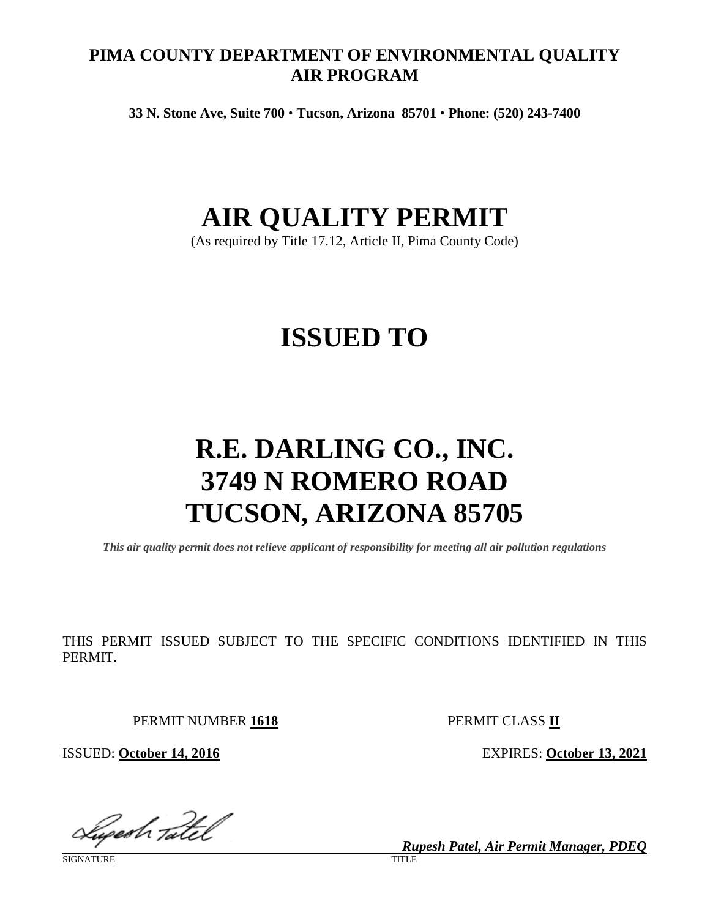**PIMA COUNTY DEPARTMENT OF ENVIRONMENTAL QUALITY**
**AIR PROGRAM**

**33 N. Stone Ave, Suite 700 • Tucson, Arizona 85701 • Phone: (520) 243-7400**

# AIR QUALITY PERMIT

(As required by Title 17.12, Article II, Pima County Code)

# ISSUED TO

# R.E. DARLING CO., INC.
# 3749 N ROMERO ROAD
# TUCSON, ARIZONA 85705

***This air quality permit does not relieve applicant of responsibility for meeting all air pollution regulations***

THIS PERMIT ISSUED SUBJECT TO THE SPECIFIC CONDITIONS IDENTIFIED IN THIS PERMIT.

PERMIT NUMBER **1618** PERMIT CLASS **II**

ISSUED: **October 14, 2016** EXPIRES: **October 13, 2021**

SIGNATURE

***Rupesh Patel, Air Permit Manager, PDEQ***
TITLE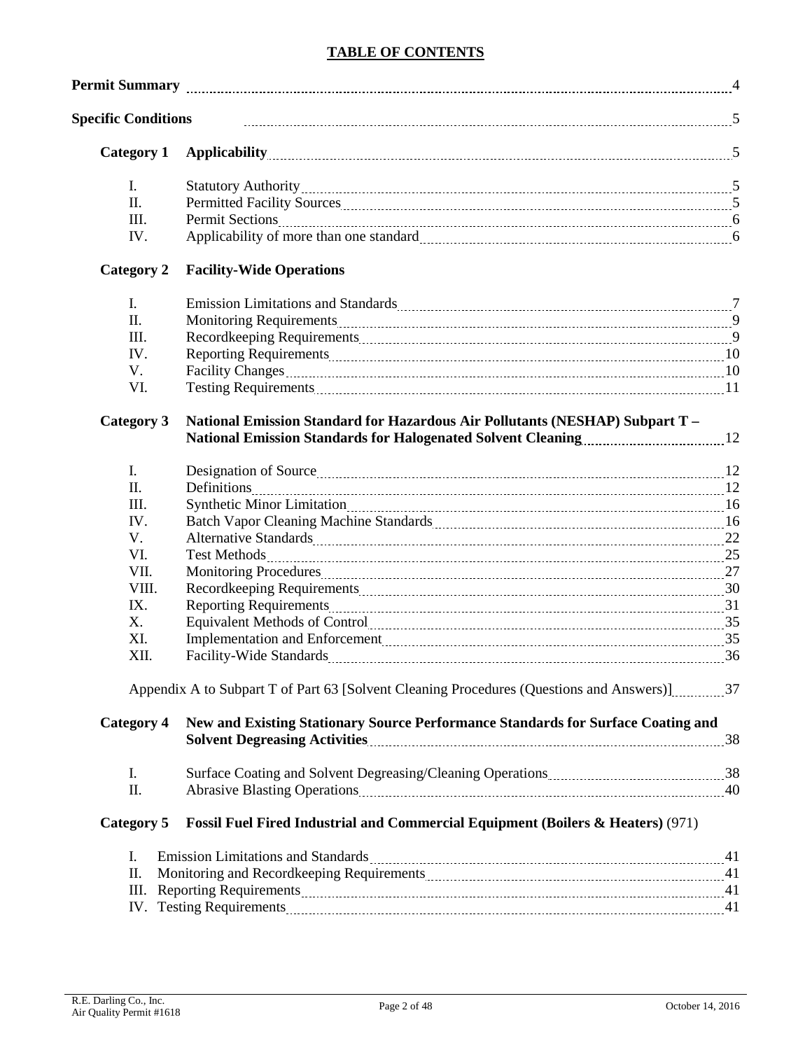# TABLE OF CONTENTS

| | | Page |
|---|---|---|
| **Permit Summary** | | 4 |
| **Specific Conditions** | | 5 |
| **Category 1** | **Applicability** | 5 |
| I. | Statutory Authority | 5 |
| II. | Permitted Facility Sources | 5 |
| III. | Permit Sections | 6 |
| IV. | Applicability of more than one standard | 6 |
| **Category 2** | **Facility-Wide Operations** | |
| I. | Emission Limitations and Standards | 7 |
| II. | Monitoring Requirements | 9 |
| III. | Recordkeeping Requirements | 9 |
| IV. | Reporting Requirements | 10 |
| V. | Facility Changes | 10 |
| VI. | Testing Requirements | 11 |
| **Category 3** | **National Emission Standard for Hazardous Air Pollutants (NESHAP) Subpart T – National Emission Standards for Halogenated Solvent Cleaning** | 12 |
| I. | Designation of Source | 12 |
| II. | Definitions | 12 |
| III. | Synthetic Minor Limitation | 16 |
| IV. | Batch Vapor Cleaning Machine Standards | 16 |
| V. | Alternative Standards | 22 |
| VI. | Test Methods | 25 |
| VII. | Monitoring Procedures | 27 |
| VIII. | Recordkeeping Requirements | 30 |
| IX. | Reporting Requirements | 31 |
| X. | Equivalent Methods of Control | 35 |
| XI. | Implementation and Enforcement | 35 |
| XII. | Facility-Wide Standards | 36 |
| | Appendix A to Subpart T of Part 63 [Solvent Cleaning Procedures (Questions and Answers)] | 37 |
| **Category 4** | **New and Existing Stationary Source Performance Standards for Surface Coating and Solvent Degreasing Activities** | 38 |
| I. | Surface Coating and Solvent Degreasing/Cleaning Operations | 38 |
| II. | Abrasive Blasting Operations | 40 |
| **Category 5** | **Fossil Fuel Fired Industrial and Commercial Equipment (Boilers & Heaters)** (971) | |
| I. | Emission Limitations and Standards | 41 |
| II. | Monitoring and Recordkeeping Requirements | 41 |
| III. | Reporting Requirements | 41 |
| IV. | Testing Requirements | 41 |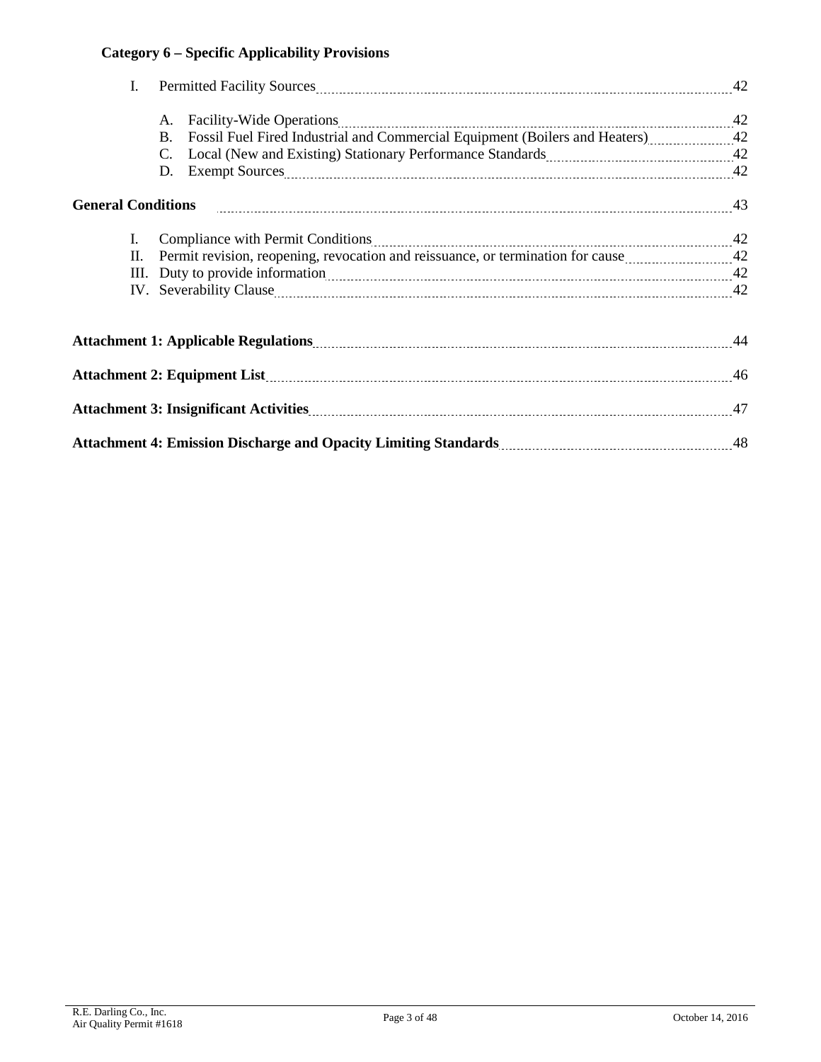**Category 6 – Specific Applicability Provisions**

I. Permitted Facility Sources ........ 42

- A. Facility-Wide Operations ........ 42
- B. Fossil Fuel Fired Industrial and Commercial Equipment (Boilers and Heaters) ........ 42
- C. Local (New and Existing) Stationary Performance Standards ........ 42
- D. Exempt Sources ........ 42

**General Conditions** ........ 43

- I. Compliance with Permit Conditions ........ 42
- II. Permit revision, reopening, revocation and reissuance, or termination for cause ........ 42
- III. Duty to provide information ........ 42
- IV. Severability Clause ........ 42

**Attachment 1: Applicable Regulations** ........ 44

**Attachment 2: Equipment List** ........ 46

**Attachment 3: Insignificant Activities** ........ 47

**Attachment 4: Emission Discharge and Opacity Limiting Standards** ........ 48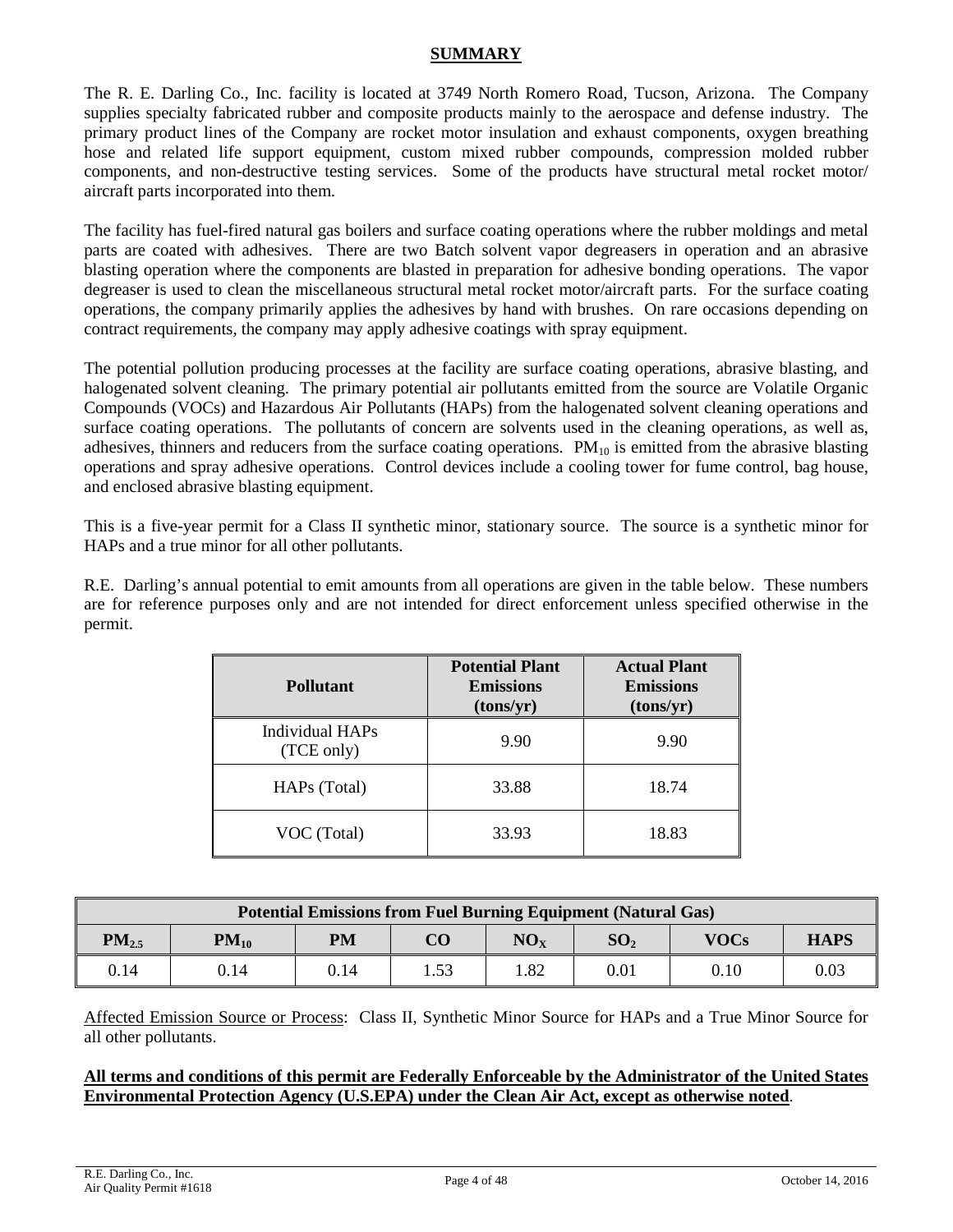## SUMMARY

The R. E. Darling Co., Inc. facility is located at 3749 North Romero Road, Tucson, Arizona. The Company supplies specialty fabricated rubber and composite products mainly to the aerospace and defense industry. The primary product lines of the Company are rocket motor insulation and exhaust components, oxygen breathing hose and related life support equipment, custom mixed rubber compounds, compression molded rubber components, and non-destructive testing services. Some of the products have structural metal rocket motor/ aircraft parts incorporated into them.

The facility has fuel-fired natural gas boilers and surface coating operations where the rubber moldings and metal parts are coated with adhesives. There are two Batch solvent vapor degreasers in operation and an abrasive blasting operation where the components are blasted in preparation for adhesive bonding operations. The vapor degreaser is used to clean the miscellaneous structural metal rocket motor/aircraft parts. For the surface coating operations, the company primarily applies the adhesives by hand with brushes. On rare occasions depending on contract requirements, the company may apply adhesive coatings with spray equipment.

The potential pollution producing processes at the facility are surface coating operations, abrasive blasting, and halogenated solvent cleaning. The primary potential air pollutants emitted from the source are Volatile Organic Compounds (VOCs) and Hazardous Air Pollutants (HAPs) from the halogenated solvent cleaning operations and surface coating operations. The pollutants of concern are solvents used in the cleaning operations, as well as, adhesives, thinners and reducers from the surface coating operations. $PM_{10}$ is emitted from the abrasive blasting operations and spray adhesive operations. Control devices include a cooling tower for fume control, bag house, and enclosed abrasive blasting equipment.

This is a five-year permit for a Class II synthetic minor, stationary source. The source is a synthetic minor for HAPs and a true minor for all other pollutants.

R.E. Darling's annual potential to emit amounts from all operations are given in the table below. These numbers are for reference purposes only and are not intended for direct enforcement unless specified otherwise in the permit.

| Pollutant | Potential Plant Emissions (tons/yr) | Actual Plant Emissions (tons/yr) |
|---|---|---|
| Individual HAPs (TCE only) | 9.90 | 9.90 |
| HAPs (Total) | 33.88 | 18.74 |
| VOC (Total) | 33.93 | 18.83 |

| Potential Emissions from Fuel Burning Equipment (Natural Gas) | | | | | | | |
|---|---|---|---|---|---|---|---|
| $PM_{2.5}$ | $PM_{10}$ | PM | CO | $NO_X$ | $SO_2$ | VOCs | HAPS |
| 0.14 | 0.14 | 0.14 | 1.53 | 1.82 | 0.01 | 0.10 | 0.03 |

Affected Emission Source or Process: Class II, Synthetic Minor Source for HAPs and a True Minor Source for all other pollutants.

**All terms and conditions of this permit are Federally Enforceable by the Administrator of the United States Environmental Protection Agency (U.S.EPA) under the Clean Air Act, except as otherwise noted**.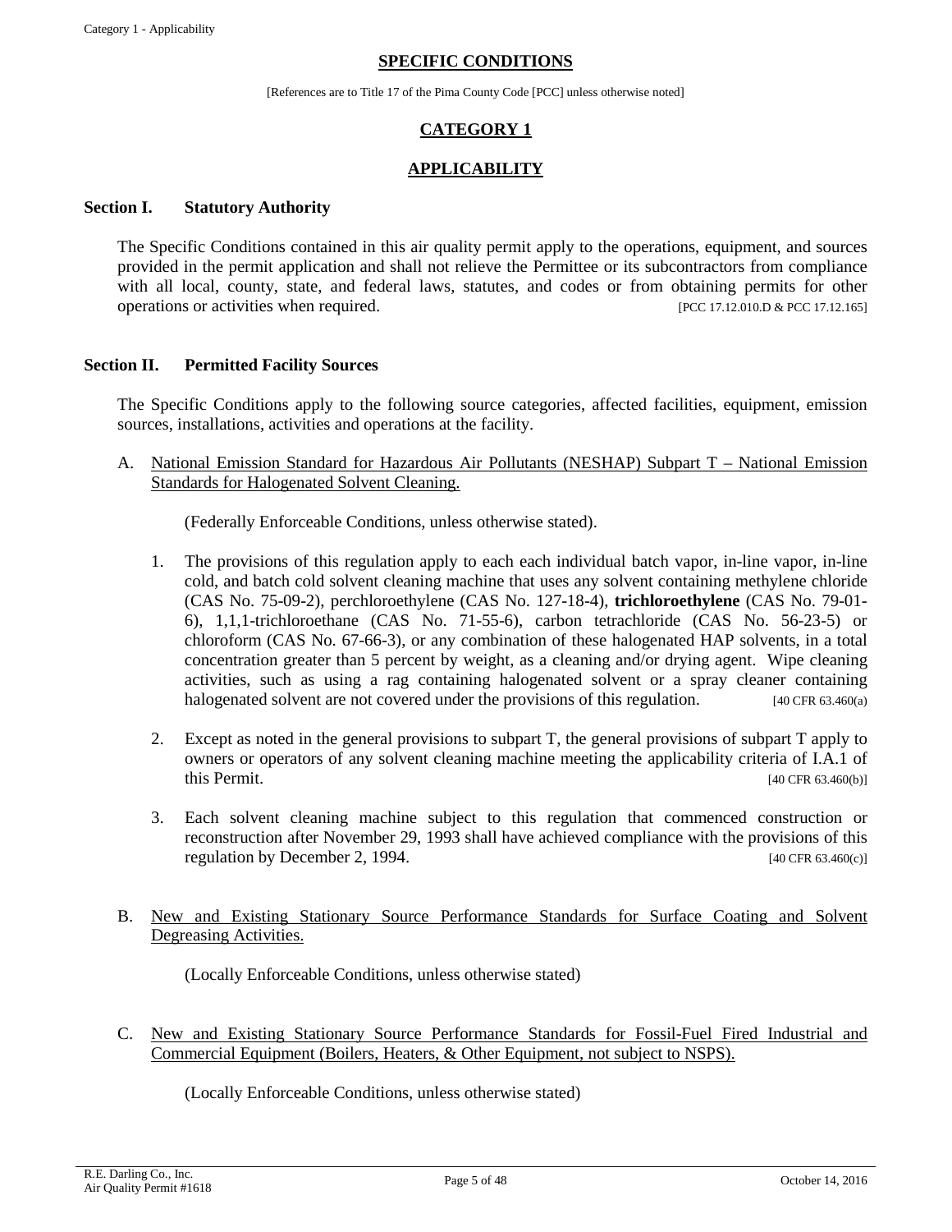## SPECIFIC CONDITIONS

[References are to Title 17 of the Pima County Code [PCC] unless otherwise noted]

## CATEGORY 1

## APPLICABILITY

### Section I. Statutory Authority

The Specific Conditions contained in this air quality permit apply to the operations, equipment, and sources provided in the permit application and shall not relieve the Permittee or its subcontractors from compliance with all local, county, state, and federal laws, statutes, and codes or from obtaining permits for other operations or activities when required. [PCC 17.12.010.D & PCC 17.12.165]

### Section II. Permitted Facility Sources

The Specific Conditions apply to the following source categories, affected facilities, equipment, emission sources, installations, activities and operations at the facility.

A. National Emission Standard for Hazardous Air Pollutants (NESHAP) Subpart T – National Emission Standards for Halogenated Solvent Cleaning.

(Federally Enforceable Conditions, unless otherwise stated).

1. The provisions of this regulation apply to each each individual batch vapor, in-line vapor, in-line cold, and batch cold solvent cleaning machine that uses any solvent containing methylene chloride (CAS No. 75-09-2), perchloroethylene (CAS No. 127-18-4), **trichloroethylene** (CAS No. 79-01-6), 1,1,1-trichloroethane (CAS No. 71-55-6), carbon tetrachloride (CAS No. 56-23-5) or chloroform (CAS No. 67-66-3), or any combination of these halogenated HAP solvents, in a total concentration greater than 5 percent by weight, as a cleaning and/or drying agent. Wipe cleaning activities, such as using a rag containing halogenated solvent or a spray cleaner containing halogenated solvent are not covered under the provisions of this regulation. [40 CFR 63.460(a)

2. Except as noted in the general provisions to subpart T, the general provisions of subpart T apply to owners or operators of any solvent cleaning machine meeting the applicability criteria of I.A.1 of this Permit. [40 CFR 63.460(b)]

3. Each solvent cleaning machine subject to this regulation that commenced construction or reconstruction after November 29, 1993 shall have achieved compliance with the provisions of this regulation by December 2, 1994. [40 CFR 63.460(c)]

B. New and Existing Stationary Source Performance Standards for Surface Coating and Solvent Degreasing Activities.

(Locally Enforceable Conditions, unless otherwise stated)

C. New and Existing Stationary Source Performance Standards for Fossil-Fuel Fired Industrial and Commercial Equipment (Boilers, Heaters, & Other Equipment, not subject to NSPS).

(Locally Enforceable Conditions, unless otherwise stated)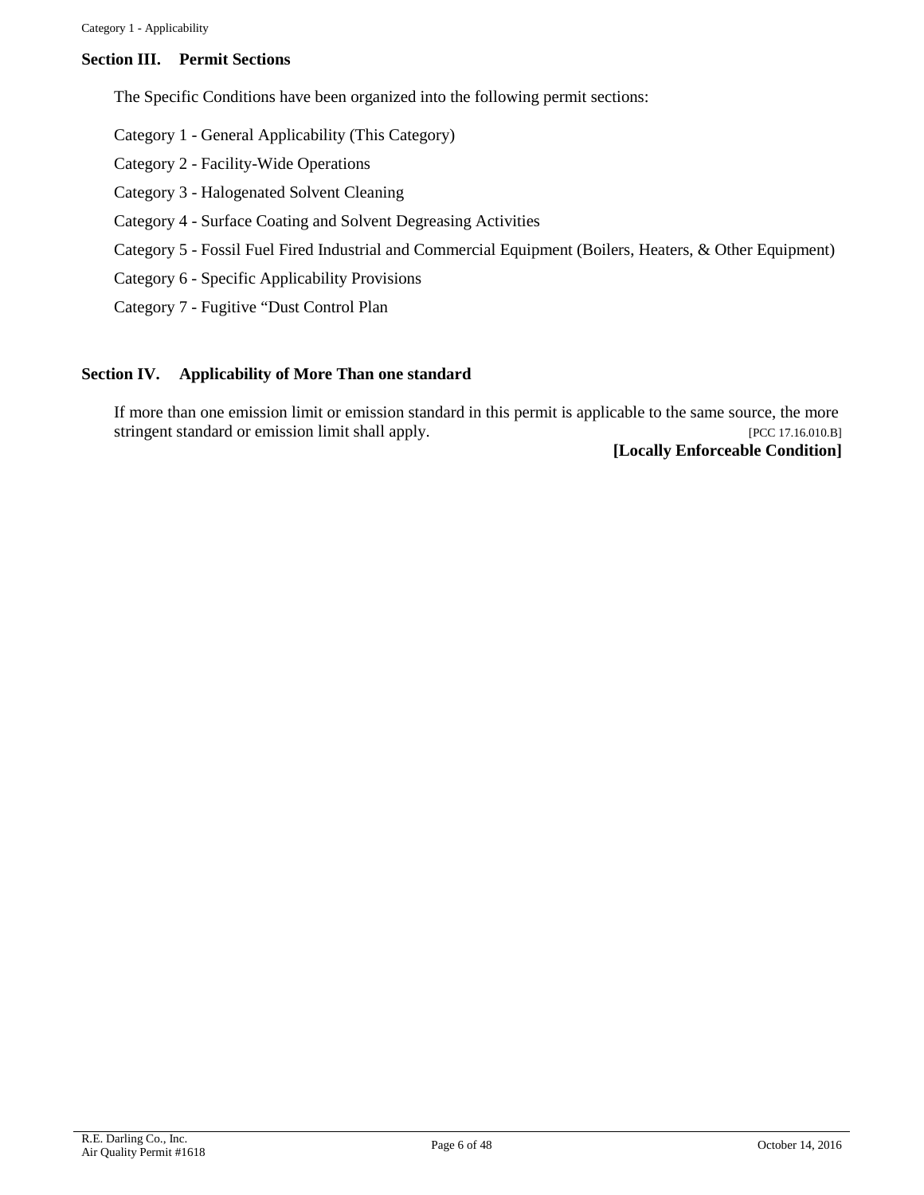## Section III. Permit Sections

The Specific Conditions have been organized into the following permit sections:

Category 1 - General Applicability (This Category)

Category 2 - Facility-Wide Operations

Category 3 - Halogenated Solvent Cleaning

Category 4 - Surface Coating and Solvent Degreasing Activities

Category 5 - Fossil Fuel Fired Industrial and Commercial Equipment (Boilers, Heaters, & Other Equipment)

Category 6 - Specific Applicability Provisions

Category 7 - Fugitive "Dust Control Plan

## Section IV. Applicability of More Than one standard

If more than one emission limit or emission standard in this permit is applicable to the same source, the more stringent standard or emission limit shall apply. [PCC 17.16.010.B]

**[Locally Enforceable Condition]**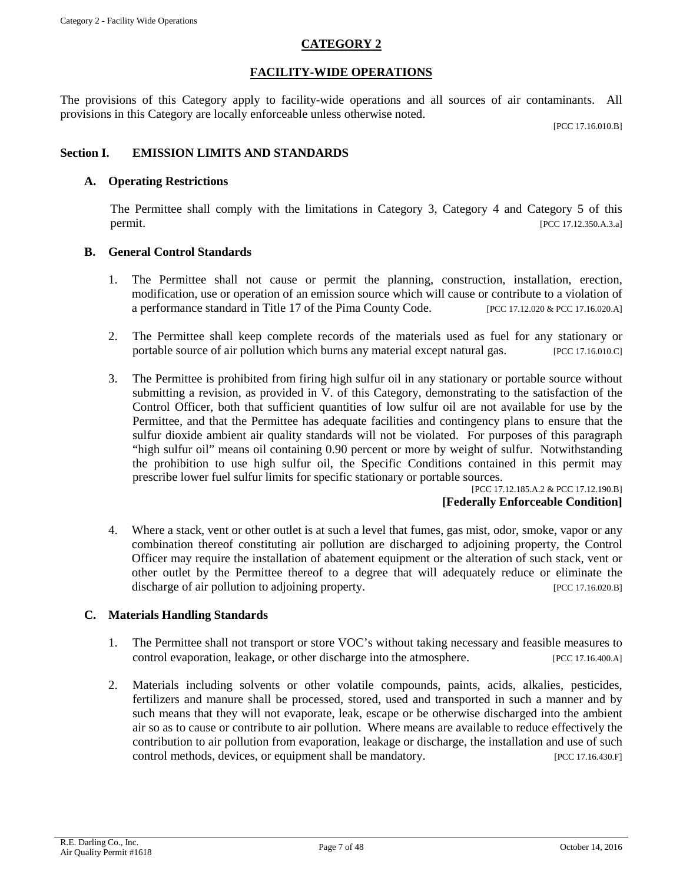# CATEGORY 2

## FACILITY-WIDE OPERATIONS

The provisions of this Category apply to facility-wide operations and all sources of air contaminants. All provisions in this Category are locally enforceable unless otherwise noted.

[PCC 17.16.010.B]

### Section I. EMISSION LIMITS AND STANDARDS

#### A. Operating Restrictions

The Permittee shall comply with the limitations in Category 3, Category 4 and Category 5 of this permit. [PCC 17.12.350.A.3.a]

#### B. General Control Standards

1. The Permittee shall not cause or permit the planning, construction, installation, erection, modification, use or operation of an emission source which will cause or contribute to a violation of a performance standard in Title 17 of the Pima County Code. [PCC 17.12.020 & PCC 17.16.020.A]

2. The Permittee shall keep complete records of the materials used as fuel for any stationary or portable source of air pollution which burns any material except natural gas. [PCC 17.16.010.C]

3. The Permittee is prohibited from firing high sulfur oil in any stationary or portable source without submitting a revision, as provided in V. of this Category, demonstrating to the satisfaction of the Control Officer, both that sufficient quantities of low sulfur oil are not available for use by the Permittee, and that the Permittee has adequate facilities and contingency plans to ensure that the sulfur dioxide ambient air quality standards will not be violated. For purposes of this paragraph "high sulfur oil" means oil containing 0.90 percent or more by weight of sulfur. Notwithstanding the prohibition to use high sulfur oil, the Specific Conditions contained in this permit may prescribe lower fuel sulfur limits for specific stationary or portable sources.

   [PCC 17.12.185.A.2 & PCC 17.12.190.B]

   **[Federally Enforceable Condition]**

4. Where a stack, vent or other outlet is at such a level that fumes, gas mist, odor, smoke, vapor or any combination thereof constituting air pollution are discharged to adjoining property, the Control Officer may require the installation of abatement equipment or the alteration of such stack, vent or other outlet by the Permittee thereof to a degree that will adequately reduce or eliminate the discharge of air pollution to adjoining property. [PCC 17.16.020.B]

#### C. Materials Handling Standards

1. The Permittee shall not transport or store VOC's without taking necessary and feasible measures to control evaporation, leakage, or other discharge into the atmosphere. [PCC 17.16.400.A]

2. Materials including solvents or other volatile compounds, paints, acids, alkalies, pesticides, fertilizers and manure shall be processed, stored, used and transported in such a manner and by such means that they will not evaporate, leak, escape or be otherwise discharged into the ambient air so as to cause or contribute to air pollution. Where means are available to reduce effectively the contribution to air pollution from evaporation, leakage or discharge, the installation and use of such control methods, devices, or equipment shall be mandatory. [PCC 17.16.430.F]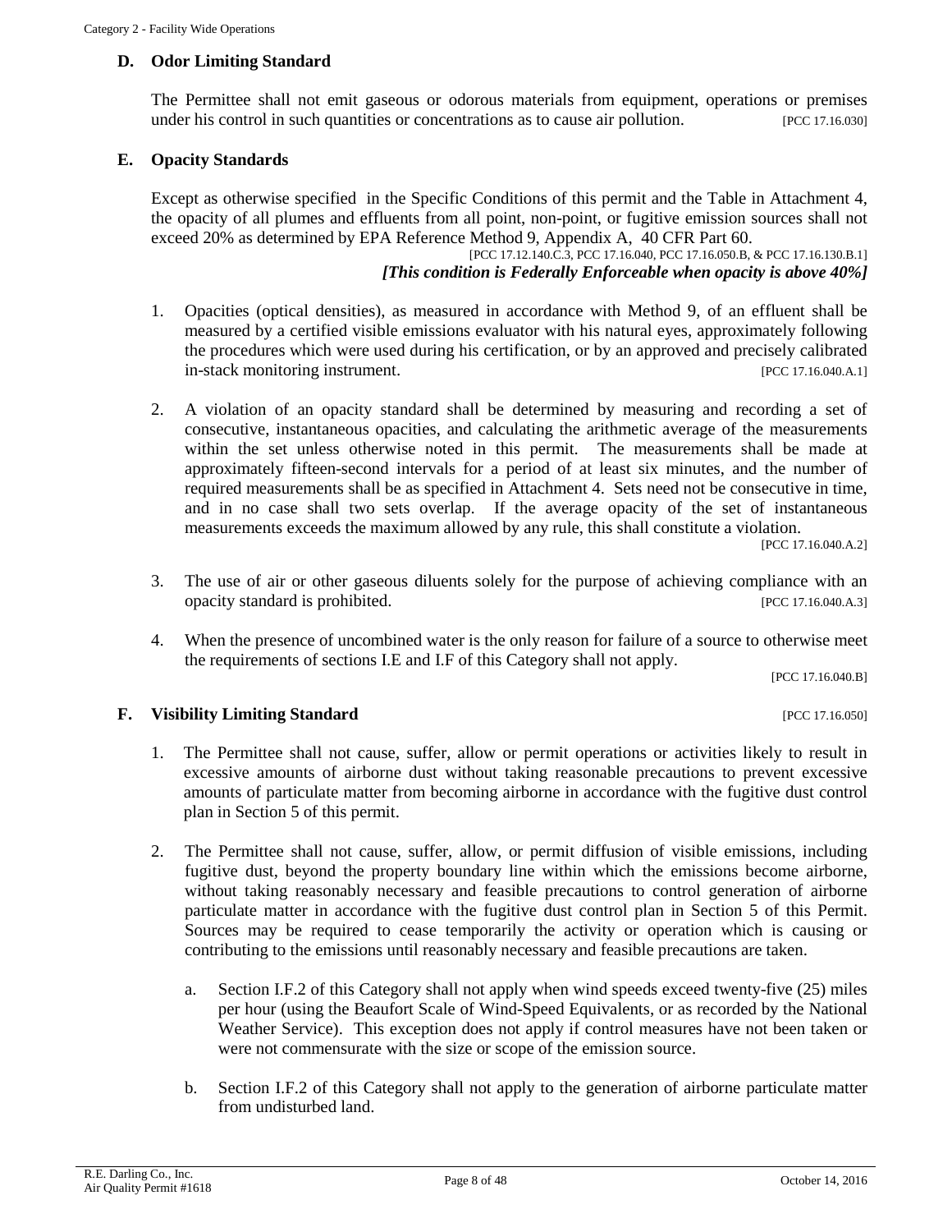### D. Odor Limiting Standard

The Permittee shall not emit gaseous or odorous materials from equipment, operations or premises under his control in such quantities or concentrations as to cause air pollution. [PCC 17.16.030]

### E. Opacity Standards

Except as otherwise specified in the Specific Conditions of this permit and the Table in Attachment 4, the opacity of all plumes and effluents from all point, non-point, or fugitive emission sources shall not exceed 20% as determined by EPA Reference Method 9, Appendix A, 40 CFR Part 60.

[PCC 17.12.140.C.3, PCC 17.16.040, PCC 17.16.050.B, & PCC 17.16.130.B.1]

***[This condition is Federally Enforceable when opacity is above 40%]***

1. Opacities (optical densities), as measured in accordance with Method 9, of an effluent shall be measured by a certified visible emissions evaluator with his natural eyes, approximately following the procedures which were used during his certification, or by an approved and precisely calibrated in-stack monitoring instrument. [PCC 17.16.040.A.1]

2. A violation of an opacity standard shall be determined by measuring and recording a set of consecutive, instantaneous opacities, and calculating the arithmetic average of the measurements within the set unless otherwise noted in this permit. The measurements shall be made at approximately fifteen-second intervals for a period of at least six minutes, and the number of required measurements shall be as specified in Attachment 4. Sets need not be consecutive in time, and in no case shall two sets overlap. If the average opacity of the set of instantaneous measurements exceeds the maximum allowed by any rule, this shall constitute a violation. [PCC 17.16.040.A.2]

3. The use of air or other gaseous diluents solely for the purpose of achieving compliance with an opacity standard is prohibited. [PCC 17.16.040.A.3]

4. When the presence of uncombined water is the only reason for failure of a source to otherwise meet the requirements of sections I.E and I.F of this Category shall not apply. [PCC 17.16.040.B]

### F. Visibility Limiting Standard [PCC 17.16.050]

1. The Permittee shall not cause, suffer, allow or permit operations or activities likely to result in excessive amounts of airborne dust without taking reasonable precautions to prevent excessive amounts of particulate matter from becoming airborne in accordance with the fugitive dust control plan in Section 5 of this permit.

2. The Permittee shall not cause, suffer, allow, or permit diffusion of visible emissions, including fugitive dust, beyond the property boundary line within which the emissions become airborne, without taking reasonably necessary and feasible precautions to control generation of airborne particulate matter in accordance with the fugitive dust control plan in Section 5 of this Permit. Sources may be required to cease temporarily the activity or operation which is causing or contributing to the emissions until reasonably necessary and feasible precautions are taken.

   a. Section I.F.2 of this Category shall not apply when wind speeds exceed twenty-five (25) miles per hour (using the Beaufort Scale of Wind-Speed Equivalents, or as recorded by the National Weather Service). This exception does not apply if control measures have not been taken or were not commensurate with the size or scope of the emission source.

   b. Section I.F.2 of this Category shall not apply to the generation of airborne particulate matter from undisturbed land.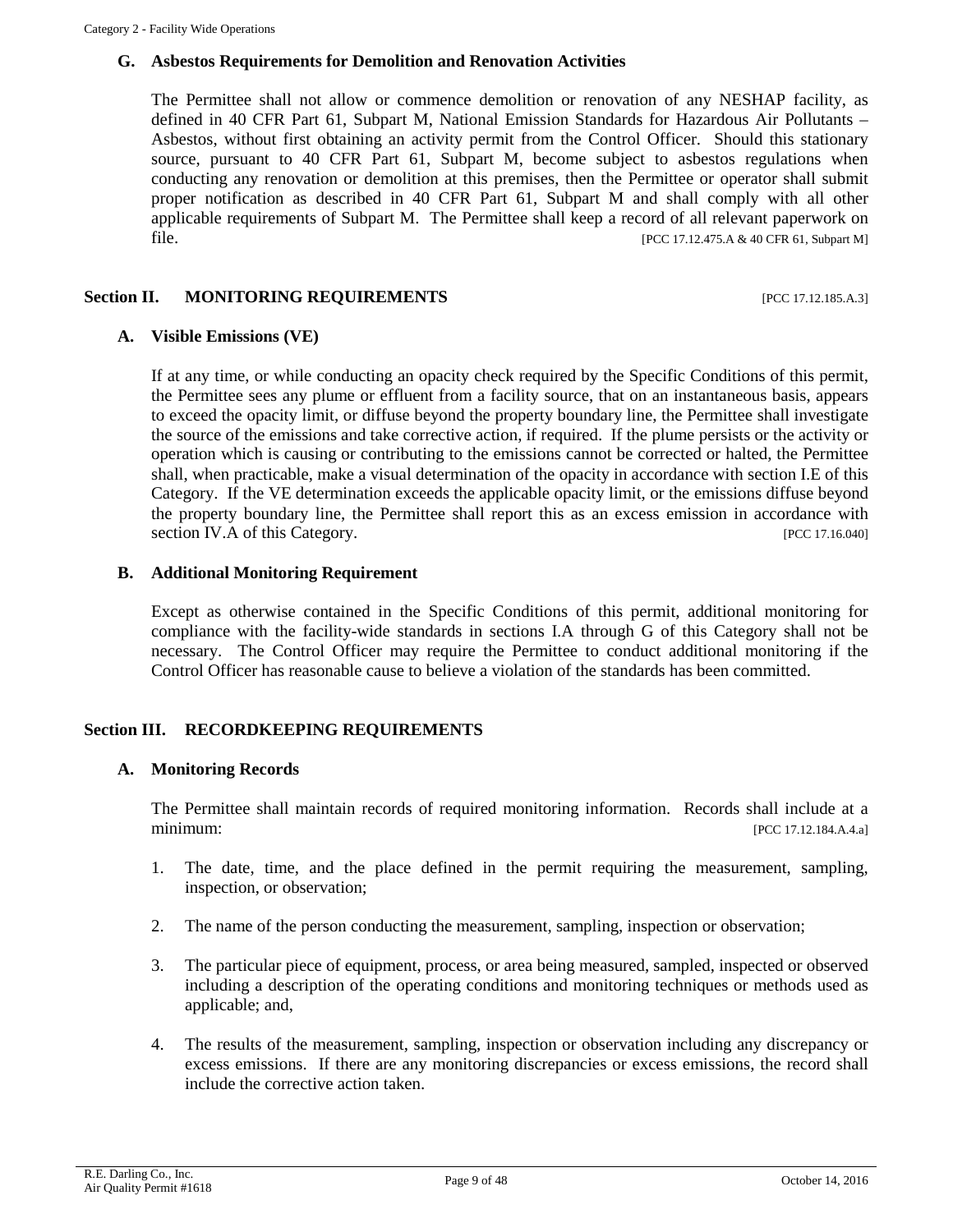### G. Asbestos Requirements for Demolition and Renovation Activities

The Permittee shall not allow or commence demolition or renovation of any NESHAP facility, as defined in 40 CFR Part 61, Subpart M, National Emission Standards for Hazardous Air Pollutants – Asbestos, without first obtaining an activity permit from the Control Officer. Should this stationary source, pursuant to 40 CFR Part 61, Subpart M, become subject to asbestos regulations when conducting any renovation or demolition at this premises, then the Permittee or operator shall submit proper notification as described in 40 CFR Part 61, Subpart M and shall comply with all other applicable requirements of Subpart M. The Permittee shall keep a record of all relevant paperwork on file. [PCC 17.12.475.A & 40 CFR 61, Subpart M]

## Section II. MONITORING REQUIREMENTS [PCC 17.12.185.A.3]

### A. Visible Emissions (VE)

If at any time, or while conducting an opacity check required by the Specific Conditions of this permit, the Permittee sees any plume or effluent from a facility source, that on an instantaneous basis, appears to exceed the opacity limit, or diffuse beyond the property boundary line, the Permittee shall investigate the source of the emissions and take corrective action, if required. If the plume persists or the activity or operation which is causing or contributing to the emissions cannot be corrected or halted, the Permittee shall, when practicable, make a visual determination of the opacity in accordance with section I.E of this Category. If the VE determination exceeds the applicable opacity limit, or the emissions diffuse beyond the property boundary line, the Permittee shall report this as an excess emission in accordance with section IV.A of this Category. [PCC 17.16.040]

### B. Additional Monitoring Requirement

Except as otherwise contained in the Specific Conditions of this permit, additional monitoring for compliance with the facility-wide standards in sections I.A through G of this Category shall not be necessary. The Control Officer may require the Permittee to conduct additional monitoring if the Control Officer has reasonable cause to believe a violation of the standards has been committed.

## Section III. RECORDKEEPING REQUIREMENTS

### A. Monitoring Records

The Permittee shall maintain records of required monitoring information. Records shall include at a minimum: [PCC 17.12.184.A.4.a]

1. The date, time, and the place defined in the permit requiring the measurement, sampling, inspection, or observation;

2. The name of the person conducting the measurement, sampling, inspection or observation;

3. The particular piece of equipment, process, or area being measured, sampled, inspected or observed including a description of the operating conditions and monitoring techniques or methods used as applicable; and,

4. The results of the measurement, sampling, inspection or observation including any discrepancy or excess emissions. If there are any monitoring discrepancies or excess emissions, the record shall include the corrective action taken.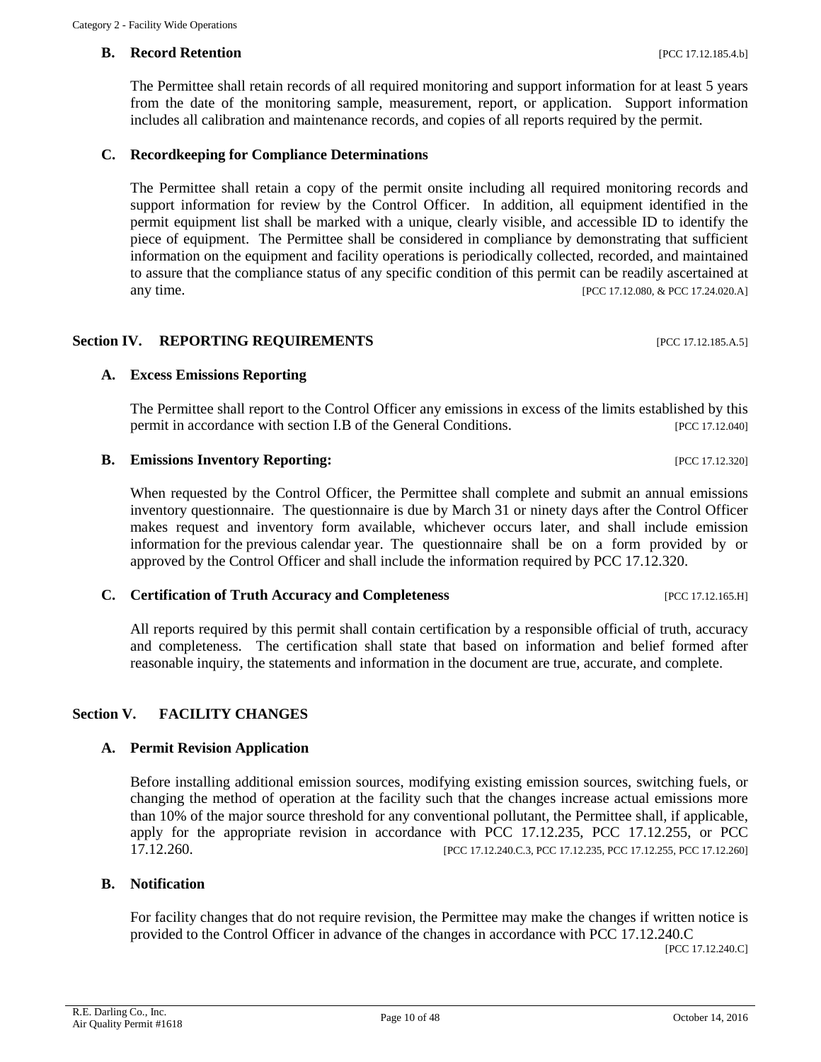### B. Record Retention [PCC 17.12.185.4.b]

The Permittee shall retain records of all required monitoring and support information for at least 5 years from the date of the monitoring sample, measurement, report, or application. Support information includes all calibration and maintenance records, and copies of all reports required by the permit.

### C. Recordkeeping for Compliance Determinations

The Permittee shall retain a copy of the permit onsite including all required monitoring records and support information for review by the Control Officer. In addition, all equipment identified in the permit equipment list shall be marked with a unique, clearly visible, and accessible ID to identify the piece of equipment. The Permittee shall be considered in compliance by demonstrating that sufficient information on the equipment and facility operations is periodically collected, recorded, and maintained to assure that the compliance status of any specific condition of this permit can be readily ascertained at any time. [PCC 17.12.080, & PCC 17.24.020.A]

## Section IV. REPORTING REQUIREMENTS [PCC 17.12.185.A.5]

### A. Excess Emissions Reporting

The Permittee shall report to the Control Officer any emissions in excess of the limits established by this permit in accordance with section I.B of the General Conditions. [PCC 17.12.040]

### B. Emissions Inventory Reporting: [PCC 17.12.320]

When requested by the Control Officer, the Permittee shall complete and submit an annual emissions inventory questionnaire. The questionnaire is due by March 31 or ninety days after the Control Officer makes request and inventory form available, whichever occurs later, and shall include emission information for the previous calendar year. The questionnaire shall be on a form provided by or approved by the Control Officer and shall include the information required by PCC 17.12.320.

### C. Certification of Truth Accuracy and Completeness [PCC 17.12.165.H]

All reports required by this permit shall contain certification by a responsible official of truth, accuracy and completeness. The certification shall state that based on information and belief formed after reasonable inquiry, the statements and information in the document are true, accurate, and complete.

## Section V. FACILITY CHANGES

### A. Permit Revision Application

Before installing additional emission sources, modifying existing emission sources, switching fuels, or changing the method of operation at the facility such that the changes increase actual emissions more than 10% of the major source threshold for any conventional pollutant, the Permittee shall, if applicable, apply for the appropriate revision in accordance with PCC 17.12.235, PCC 17.12.255, or PCC 17.12.260. [PCC 17.12.240.C.3, PCC 17.12.235, PCC 17.12.255, PCC 17.12.260]

### B. Notification

For facility changes that do not require revision, the Permittee may make the changes if written notice is provided to the Control Officer in advance of the changes in accordance with PCC 17.12.240.C [PCC 17.12.240.C]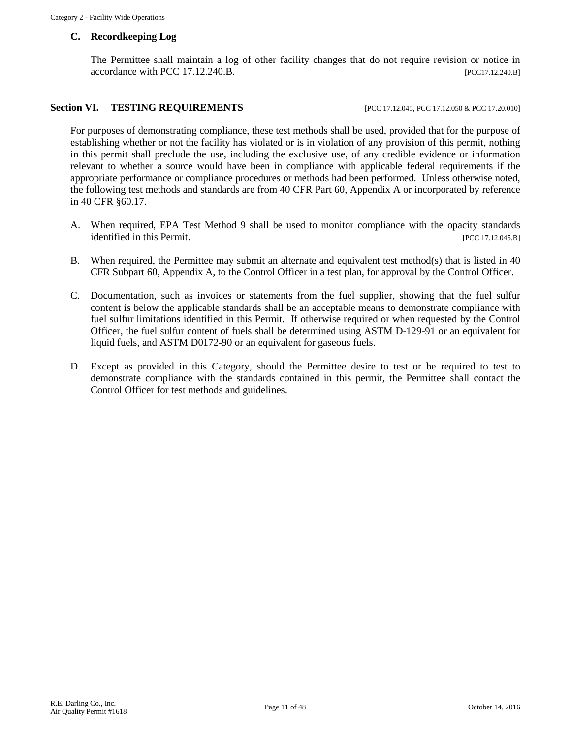### C. Recordkeeping Log

The Permittee shall maintain a log of other facility changes that do not require revision or notice in accordance with PCC 17.12.240.B. [PCC17.12.240.B]

## Section VI. TESTING REQUIREMENTS [PCC 17.12.045, PCC 17.12.050 & PCC 17.20.010]

For purposes of demonstrating compliance, these test methods shall be used, provided that for the purpose of establishing whether or not the facility has violated or is in violation of any provision of this permit, nothing in this permit shall preclude the use, including the exclusive use, of any credible evidence or information relevant to whether a source would have been in compliance with applicable federal requirements if the appropriate performance or compliance procedures or methods had been performed. Unless otherwise noted, the following test methods and standards are from 40 CFR Part 60, Appendix A or incorporated by reference in 40 CFR §60.17.

A. When required, EPA Test Method 9 shall be used to monitor compliance with the opacity standards identified in this Permit. [PCC 17.12.045.B]

B. When required, the Permittee may submit an alternate and equivalent test method(s) that is listed in 40 CFR Subpart 60, Appendix A, to the Control Officer in a test plan, for approval by the Control Officer.

C. Documentation, such as invoices or statements from the fuel supplier, showing that the fuel sulfur content is below the applicable standards shall be an acceptable means to demonstrate compliance with fuel sulfur limitations identified in this Permit. If otherwise required or when requested by the Control Officer, the fuel sulfur content of fuels shall be determined using ASTM D-129-91 or an equivalent for liquid fuels, and ASTM D0172-90 or an equivalent for gaseous fuels.

D. Except as provided in this Category, should the Permittee desire to test or be required to test to demonstrate compliance with the standards contained in this permit, the Permittee shall contact the Control Officer for test methods and guidelines.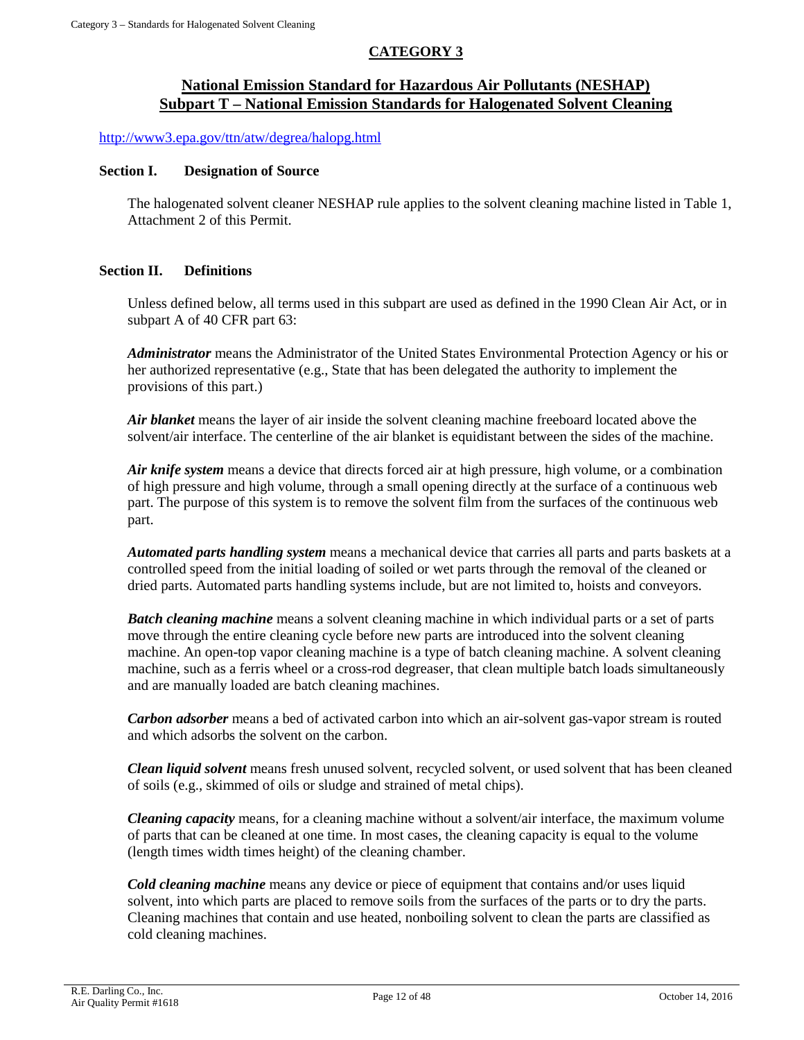# CATEGORY 3

## National Emission Standard for Hazardous Air Pollutants (NESHAP) Subpart T – National Emission Standards for Halogenated Solvent Cleaning

http://www3.epa.gov/ttn/atw/degrea/halopg.html

### Section I. Designation of Source

The halogenated solvent cleaner NESHAP rule applies to the solvent cleaning machine listed in Table 1, Attachment 2 of this Permit.

### Section II. Definitions

Unless defined below, all terms used in this subpart are used as defined in the 1990 Clean Air Act, or in subpart A of 40 CFR part 63:

***Administrator*** means the Administrator of the United States Environmental Protection Agency or his or her authorized representative (e.g., State that has been delegated the authority to implement the provisions of this part.)

***Air blanket*** means the layer of air inside the solvent cleaning machine freeboard located above the solvent/air interface. The centerline of the air blanket is equidistant between the sides of the machine.

***Air knife system*** means a device that directs forced air at high pressure, high volume, or a combination of high pressure and high volume, through a small opening directly at the surface of a continuous web part. The purpose of this system is to remove the solvent film from the surfaces of the continuous web part.

***Automated parts handling system*** means a mechanical device that carries all parts and parts baskets at a controlled speed from the initial loading of soiled or wet parts through the removal of the cleaned or dried parts. Automated parts handling systems include, but are not limited to, hoists and conveyors.

***Batch cleaning machine*** means a solvent cleaning machine in which individual parts or a set of parts move through the entire cleaning cycle before new parts are introduced into the solvent cleaning machine. An open-top vapor cleaning machine is a type of batch cleaning machine. A solvent cleaning machine, such as a ferris wheel or a cross-rod degreaser, that clean multiple batch loads simultaneously and are manually loaded are batch cleaning machines.

***Carbon adsorber*** means a bed of activated carbon into which an air-solvent gas-vapor stream is routed and which adsorbs the solvent on the carbon.

***Clean liquid solvent*** means fresh unused solvent, recycled solvent, or used solvent that has been cleaned of soils (e.g., skimmed of oils or sludge and strained of metal chips).

***Cleaning capacity*** means, for a cleaning machine without a solvent/air interface, the maximum volume of parts that can be cleaned at one time. In most cases, the cleaning capacity is equal to the volume (length times width times height) of the cleaning chamber.

***Cold cleaning machine*** means any device or piece of equipment that contains and/or uses liquid solvent, into which parts are placed to remove soils from the surfaces of the parts or to dry the parts. Cleaning machines that contain and use heated, nonboiling solvent to clean the parts are classified as cold cleaning machines.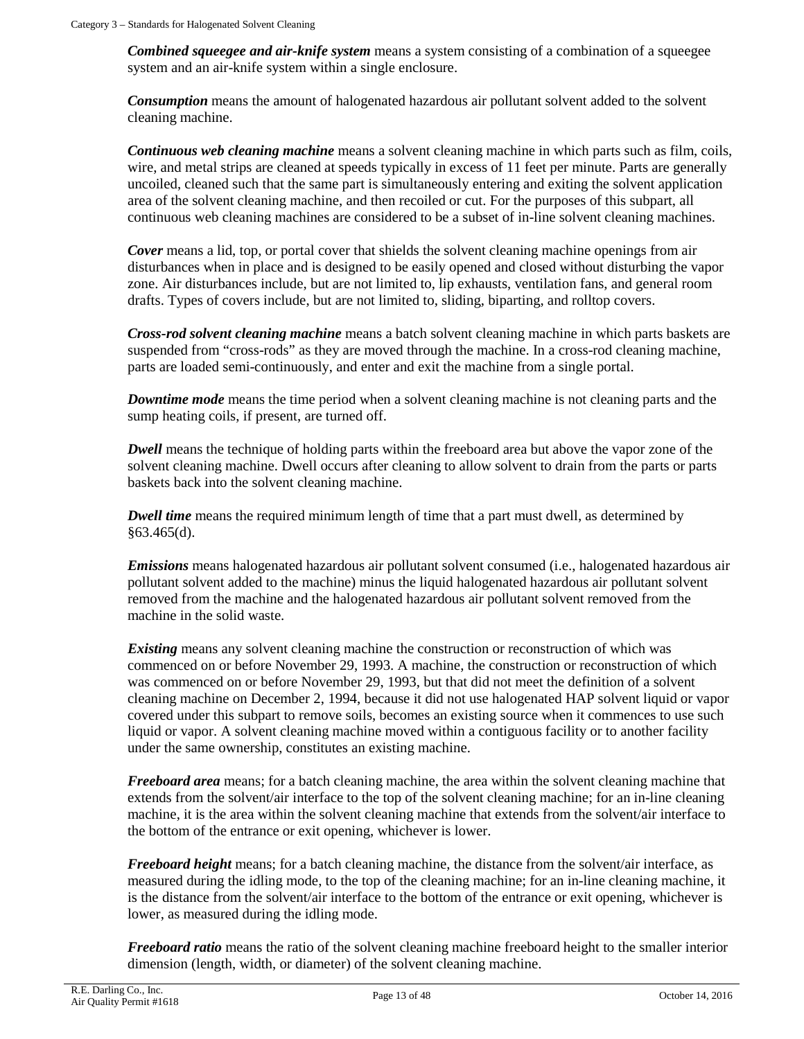***Combined squeegee and air-knife system*** means a system consisting of a combination of a squeegee system and an air-knife system within a single enclosure.

***Consumption*** means the amount of halogenated hazardous air pollutant solvent added to the solvent cleaning machine.

***Continuous web cleaning machine*** means a solvent cleaning machine in which parts such as film, coils, wire, and metal strips are cleaned at speeds typically in excess of 11 feet per minute. Parts are generally uncoiled, cleaned such that the same part is simultaneously entering and exiting the solvent application area of the solvent cleaning machine, and then recoiled or cut. For the purposes of this subpart, all continuous web cleaning machines are considered to be a subset of in-line solvent cleaning machines.

***Cover*** means a lid, top, or portal cover that shields the solvent cleaning machine openings from air disturbances when in place and is designed to be easily opened and closed without disturbing the vapor zone. Air disturbances include, but are not limited to, lip exhausts, ventilation fans, and general room drafts. Types of covers include, but are not limited to, sliding, biparting, and rolltop covers.

***Cross-rod solvent cleaning machine*** means a batch solvent cleaning machine in which parts baskets are suspended from "cross-rods" as they are moved through the machine. In a cross-rod cleaning machine, parts are loaded semi-continuously, and enter and exit the machine from a single portal.

***Downtime mode*** means the time period when a solvent cleaning machine is not cleaning parts and the sump heating coils, if present, are turned off.

***Dwell*** means the technique of holding parts within the freeboard area but above the vapor zone of the solvent cleaning machine. Dwell occurs after cleaning to allow solvent to drain from the parts or parts baskets back into the solvent cleaning machine.

***Dwell time*** means the required minimum length of time that a part must dwell, as determined by §63.465(d).

***Emissions*** means halogenated hazardous air pollutant solvent consumed (i.e., halogenated hazardous air pollutant solvent added to the machine) minus the liquid halogenated hazardous air pollutant solvent removed from the machine and the halogenated hazardous air pollutant solvent removed from the machine in the solid waste.

***Existing*** means any solvent cleaning machine the construction or reconstruction of which was commenced on or before November 29, 1993. A machine, the construction or reconstruction of which was commenced on or before November 29, 1993, but that did not meet the definition of a solvent cleaning machine on December 2, 1994, because it did not use halogenated HAP solvent liquid or vapor covered under this subpart to remove soils, becomes an existing source when it commences to use such liquid or vapor. A solvent cleaning machine moved within a contiguous facility or to another facility under the same ownership, constitutes an existing machine.

***Freeboard area*** means; for a batch cleaning machine, the area within the solvent cleaning machine that extends from the solvent/air interface to the top of the solvent cleaning machine; for an in-line cleaning machine, it is the area within the solvent cleaning machine that extends from the solvent/air interface to the bottom of the entrance or exit opening, whichever is lower.

***Freeboard height*** means; for a batch cleaning machine, the distance from the solvent/air interface, as measured during the idling mode, to the top of the cleaning machine; for an in-line cleaning machine, it is the distance from the solvent/air interface to the bottom of the entrance or exit opening, whichever is lower, as measured during the idling mode.

***Freeboard ratio*** means the ratio of the solvent cleaning machine freeboard height to the smaller interior dimension (length, width, or diameter) of the solvent cleaning machine.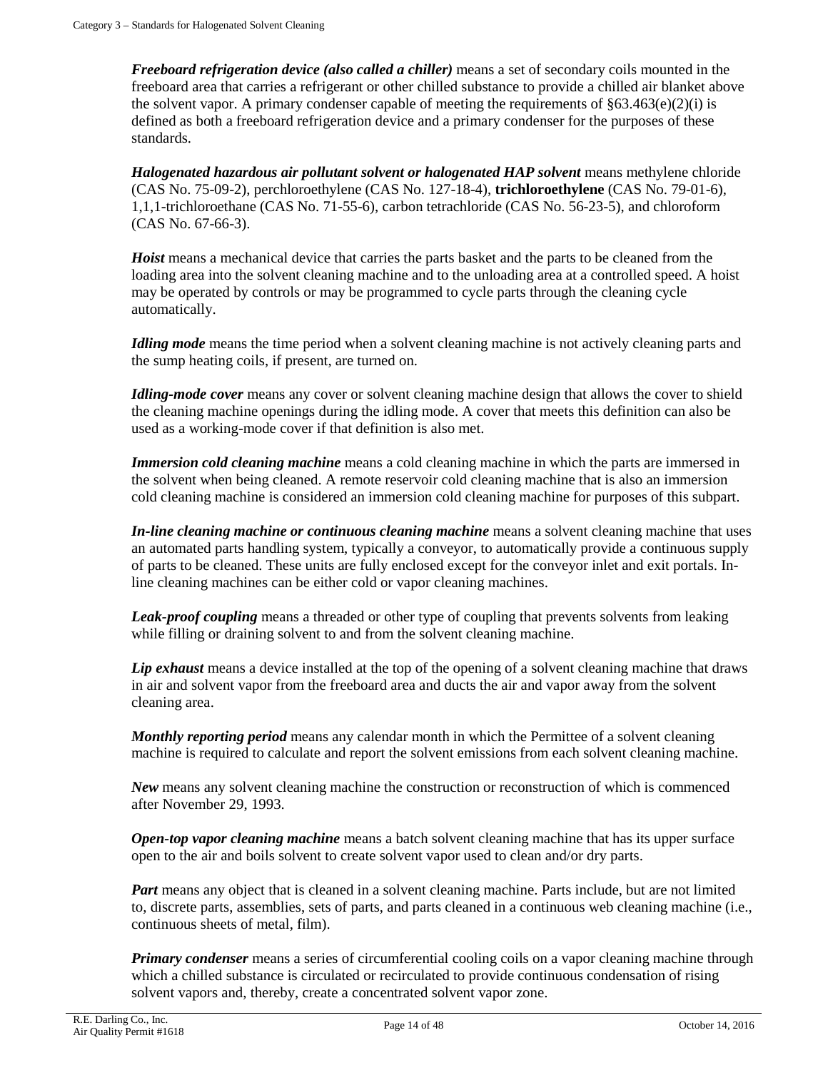***Freeboard refrigeration device (also called a chiller)*** means a set of secondary coils mounted in the freeboard area that carries a refrigerant or other chilled substance to provide a chilled air blanket above the solvent vapor. A primary condenser capable of meeting the requirements of §63.463(e)(2)(i) is defined as both a freeboard refrigeration device and a primary condenser for the purposes of these standards.

***Halogenated hazardous air pollutant solvent or halogenated HAP solvent*** means methylene chloride (CAS No. 75-09-2), perchloroethylene (CAS No. 127-18-4), **trichloroethylene** (CAS No. 79-01-6), 1,1,1-trichloroethane (CAS No. 71-55-6), carbon tetrachloride (CAS No. 56-23-5), and chloroform (CAS No. 67-66-3).

***Hoist*** means a mechanical device that carries the parts basket and the parts to be cleaned from the loading area into the solvent cleaning machine and to the unloading area at a controlled speed. A hoist may be operated by controls or may be programmed to cycle parts through the cleaning cycle automatically.

***Idling mode*** means the time period when a solvent cleaning machine is not actively cleaning parts and the sump heating coils, if present, are turned on.

***Idling-mode cover*** means any cover or solvent cleaning machine design that allows the cover to shield the cleaning machine openings during the idling mode. A cover that meets this definition can also be used as a working-mode cover if that definition is also met.

***Immersion cold cleaning machine*** means a cold cleaning machine in which the parts are immersed in the solvent when being cleaned. A remote reservoir cold cleaning machine that is also an immersion cold cleaning machine is considered an immersion cold cleaning machine for purposes of this subpart.

***In-line cleaning machine or continuous cleaning machine*** means a solvent cleaning machine that uses an automated parts handling system, typically a conveyor, to automatically provide a continuous supply of parts to be cleaned. These units are fully enclosed except for the conveyor inlet and exit portals. In-line cleaning machines can be either cold or vapor cleaning machines.

***Leak-proof coupling*** means a threaded or other type of coupling that prevents solvents from leaking while filling or draining solvent to and from the solvent cleaning machine.

***Lip exhaust*** means a device installed at the top of the opening of a solvent cleaning machine that draws in air and solvent vapor from the freeboard area and ducts the air and vapor away from the solvent cleaning area.

***Monthly reporting period*** means any calendar month in which the Permittee of a solvent cleaning machine is required to calculate and report the solvent emissions from each solvent cleaning machine.

***New*** means any solvent cleaning machine the construction or reconstruction of which is commenced after November 29, 1993.

***Open-top vapor cleaning machine*** means a batch solvent cleaning machine that has its upper surface open to the air and boils solvent to create solvent vapor used to clean and/or dry parts.

***Part*** means any object that is cleaned in a solvent cleaning machine. Parts include, but are not limited to, discrete parts, assemblies, sets of parts, and parts cleaned in a continuous web cleaning machine (i.e., continuous sheets of metal, film).

***Primary condenser*** means a series of circumferential cooling coils on a vapor cleaning machine through which a chilled substance is circulated or recirculated to provide continuous condensation of rising solvent vapors and, thereby, create a concentrated solvent vapor zone.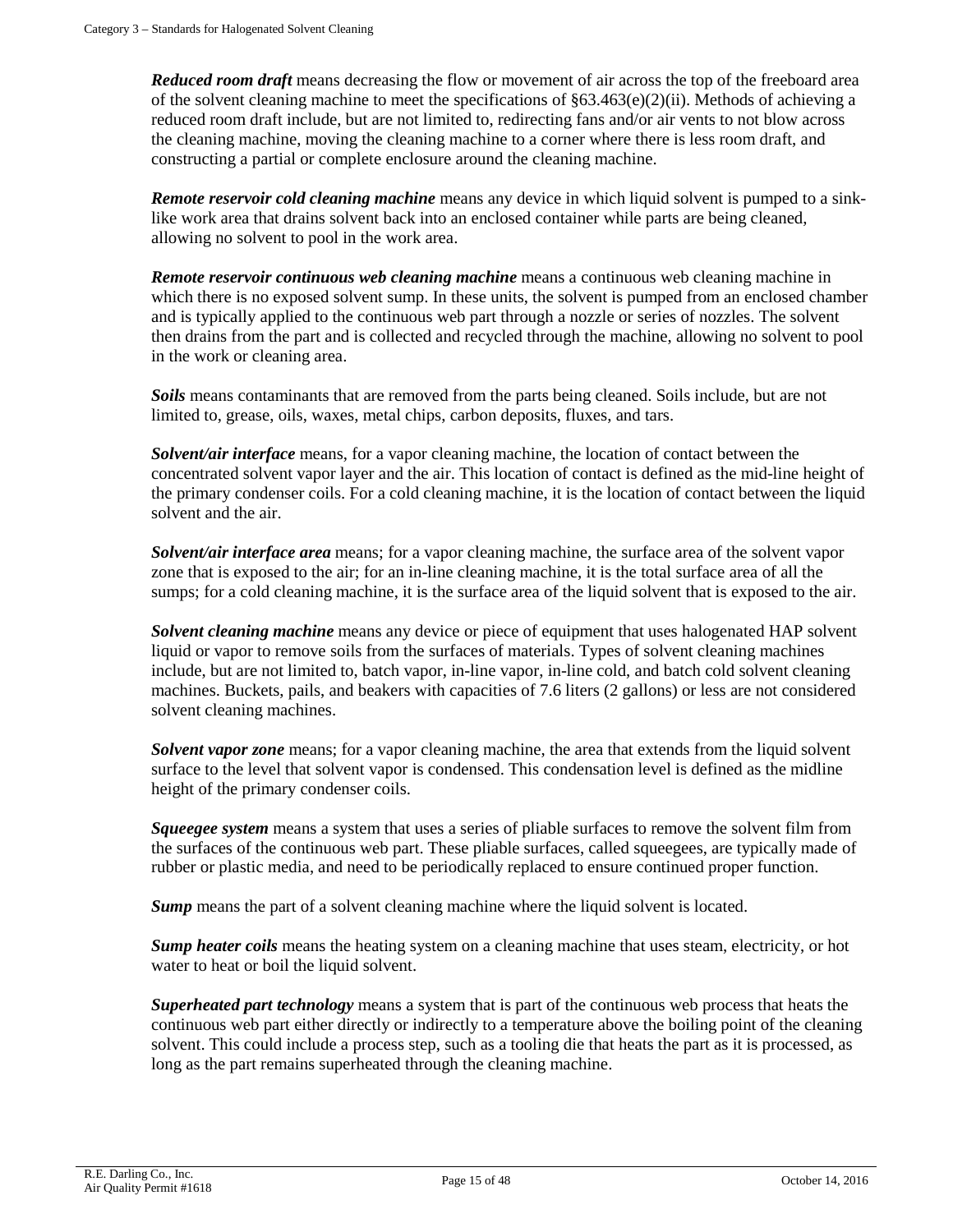***Reduced room draft*** means decreasing the flow or movement of air across the top of the freeboard area of the solvent cleaning machine to meet the specifications of §63.463(e)(2)(ii). Methods of achieving a reduced room draft include, but are not limited to, redirecting fans and/or air vents to not blow across the cleaning machine, moving the cleaning machine to a corner where there is less room draft, and constructing a partial or complete enclosure around the cleaning machine.

***Remote reservoir cold cleaning machine*** means any device in which liquid solvent is pumped to a sink-like work area that drains solvent back into an enclosed container while parts are being cleaned, allowing no solvent to pool in the work area.

***Remote reservoir continuous web cleaning machine*** means a continuous web cleaning machine in which there is no exposed solvent sump. In these units, the solvent is pumped from an enclosed chamber and is typically applied to the continuous web part through a nozzle or series of nozzles. The solvent then drains from the part and is collected and recycled through the machine, allowing no solvent to pool in the work or cleaning area.

***Soils*** means contaminants that are removed from the parts being cleaned. Soils include, but are not limited to, grease, oils, waxes, metal chips, carbon deposits, fluxes, and tars.

***Solvent/air interface*** means, for a vapor cleaning machine, the location of contact between the concentrated solvent vapor layer and the air. This location of contact is defined as the mid-line height of the primary condenser coils. For a cold cleaning machine, it is the location of contact between the liquid solvent and the air.

***Solvent/air interface area*** means; for a vapor cleaning machine, the surface area of the solvent vapor zone that is exposed to the air; for an in-line cleaning machine, it is the total surface area of all the sumps; for a cold cleaning machine, it is the surface area of the liquid solvent that is exposed to the air.

***Solvent cleaning machine*** means any device or piece of equipment that uses halogenated HAP solvent liquid or vapor to remove soils from the surfaces of materials. Types of solvent cleaning machines include, but are not limited to, batch vapor, in-line vapor, in-line cold, and batch cold solvent cleaning machines. Buckets, pails, and beakers with capacities of 7.6 liters (2 gallons) or less are not considered solvent cleaning machines.

***Solvent vapor zone*** means; for a vapor cleaning machine, the area that extends from the liquid solvent surface to the level that solvent vapor is condensed. This condensation level is defined as the midline height of the primary condenser coils.

***Squeegee system*** means a system that uses a series of pliable surfaces to remove the solvent film from the surfaces of the continuous web part. These pliable surfaces, called squeegees, are typically made of rubber or plastic media, and need to be periodically replaced to ensure continued proper function.

***Sump*** means the part of a solvent cleaning machine where the liquid solvent is located.

***Sump heater coils*** means the heating system on a cleaning machine that uses steam, electricity, or hot water to heat or boil the liquid solvent.

***Superheated part technology*** means a system that is part of the continuous web process that heats the continuous web part either directly or indirectly to a temperature above the boiling point of the cleaning solvent. This could include a process step, such as a tooling die that heats the part as it is processed, as long as the part remains superheated through the cleaning machine.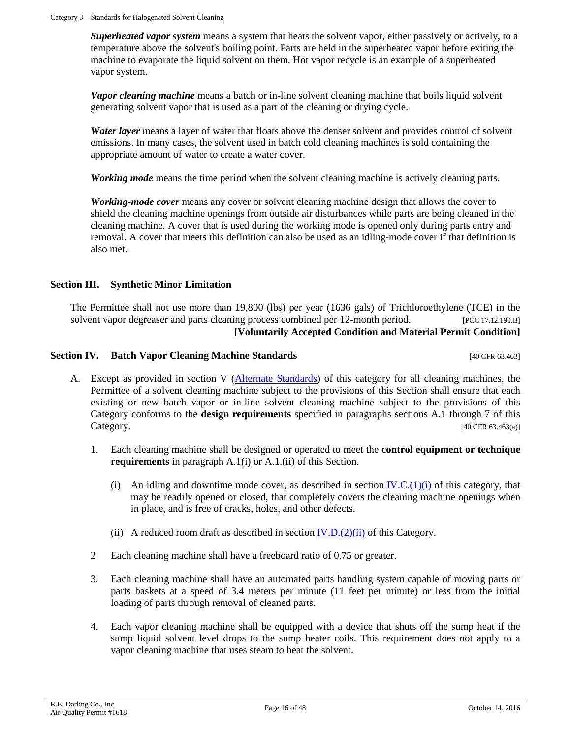***Superheated vapor system*** means a system that heats the solvent vapor, either passively or actively, to a temperature above the solvent's boiling point. Parts are held in the superheated vapor before exiting the machine to evaporate the liquid solvent on them. Hot vapor recycle is an example of a superheated vapor system.

***Vapor cleaning machine*** means a batch or in-line solvent cleaning machine that boils liquid solvent generating solvent vapor that is used as a part of the cleaning or drying cycle.

***Water layer*** means a layer of water that floats above the denser solvent and provides control of solvent emissions. In many cases, the solvent used in batch cold cleaning machines is sold containing the appropriate amount of water to create a water cover.

***Working mode*** means the time period when the solvent cleaning machine is actively cleaning parts.

***Working-mode cover*** means any cover or solvent cleaning machine design that allows the cover to shield the cleaning machine openings from outside air disturbances while parts are being cleaned in the cleaning machine. A cover that is used during the working mode is opened only during parts entry and removal. A cover that meets this definition can also be used as an idling-mode cover if that definition is also met.

## Section III. Synthetic Minor Limitation

The Permittee shall not use more than 19,800 (lbs) per year (1636 gals) of Trichloroethylene (TCE) in the solvent vapor degreaser and parts cleaning process combined per 12-month period. [PCC 17.12.190.B]

**[Voluntarily Accepted Condition and Material Permit Condition]**

## Section IV. Batch Vapor Cleaning Machine Standards [40 CFR 63.463]

A. Except as provided in section V (Alternate Standards) of this category for all cleaning machines, the Permittee of a solvent cleaning machine subject to the provisions of this Section shall ensure that each existing or new batch vapor or in-line solvent cleaning machine subject to the provisions of this Category conforms to the **design requirements** specified in paragraphs sections A.1 through 7 of this Category. [40 CFR 63.463(a)]

1. Each cleaning machine shall be designed or operated to meet the **control equipment or technique requirements** in paragraph A.1(i) or A.1.(ii) of this Section.

   (i) An idling and downtime mode cover, as described in section IV.C.(1)(i) of this category, that may be readily opened or closed, that completely covers the cleaning machine openings when in place, and is free of cracks, holes, and other defects.

   (ii) A reduced room draft as described in section IV.D.(2)(ii) of this Category.

2 Each cleaning machine shall have a freeboard ratio of 0.75 or greater.

3. Each cleaning machine shall have an automated parts handling system capable of moving parts or parts baskets at a speed of 3.4 meters per minute (11 feet per minute) or less from the initial loading of parts through removal of cleaned parts.

4. Each vapor cleaning machine shall be equipped with a device that shuts off the sump heat if the sump liquid solvent level drops to the sump heater coils. This requirement does not apply to a vapor cleaning machine that uses steam to heat the solvent.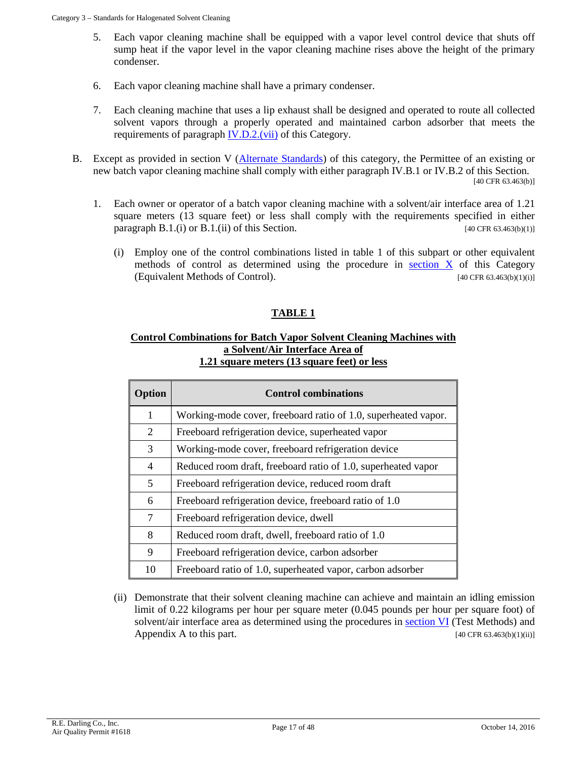5. Each vapor cleaning machine shall be equipped with a vapor level control device that shuts off sump heat if the vapor level in the vapor cleaning machine rises above the height of the primary condenser.

6. Each vapor cleaning machine shall have a primary condenser.

7. Each cleaning machine that uses a lip exhaust shall be designed and operated to route all collected solvent vapors through a properly operated and maintained carbon adsorber that meets the requirements of paragraph IV.D.2.(vii) of this Category.

B. Except as provided in section V (Alternate Standards) of this category, the Permittee of an existing or new batch vapor cleaning machine shall comply with either paragraph IV.B.1 or IV.B.2 of this Section. [40 CFR 63.463(b)]

1. Each owner or operator of a batch vapor cleaning machine with a solvent/air interface area of 1.21 square meters (13 square feet) or less shall comply with the requirements specified in either paragraph B.1.(i) or B.1.(ii) of this Section. [40 CFR 63.463(b)(1)]

   (i) Employ one of the control combinations listed in table 1 of this subpart or other equivalent methods of control as determined using the procedure in section X of this Category (Equivalent Methods of Control). [40 CFR 63.463(b)(1)(i)]

**TABLE 1**

**Control Combinations for Batch Vapor Solvent Cleaning Machines with a Solvent/Air Interface Area of 1.21 square meters (13 square feet) or less**

| Option | Control combinations |
|---|---|
| 1 | Working-mode cover, freeboard ratio of 1.0, superheated vapor. |
| 2 | Freeboard refrigeration device, superheated vapor |
| 3 | Working-mode cover, freeboard refrigeration device |
| 4 | Reduced room draft, freeboard ratio of 1.0, superheated vapor |
| 5 | Freeboard refrigeration device, reduced room draft |
| 6 | Freeboard refrigeration device, freeboard ratio of 1.0 |
| 7 | Freeboard refrigeration device, dwell |
| 8 | Reduced room draft, dwell, freeboard ratio of 1.0 |
| 9 | Freeboard refrigeration device, carbon adsorber |
| 10 | Freeboard ratio of 1.0, superheated vapor, carbon adsorber |

   (ii) Demonstrate that their solvent cleaning machine can achieve and maintain an idling emission limit of 0.22 kilograms per hour per square meter (0.045 pounds per hour per square foot) of solvent/air interface area as determined using the procedures in section VI (Test Methods) and Appendix A to this part. [40 CFR 63.463(b)(1)(ii)]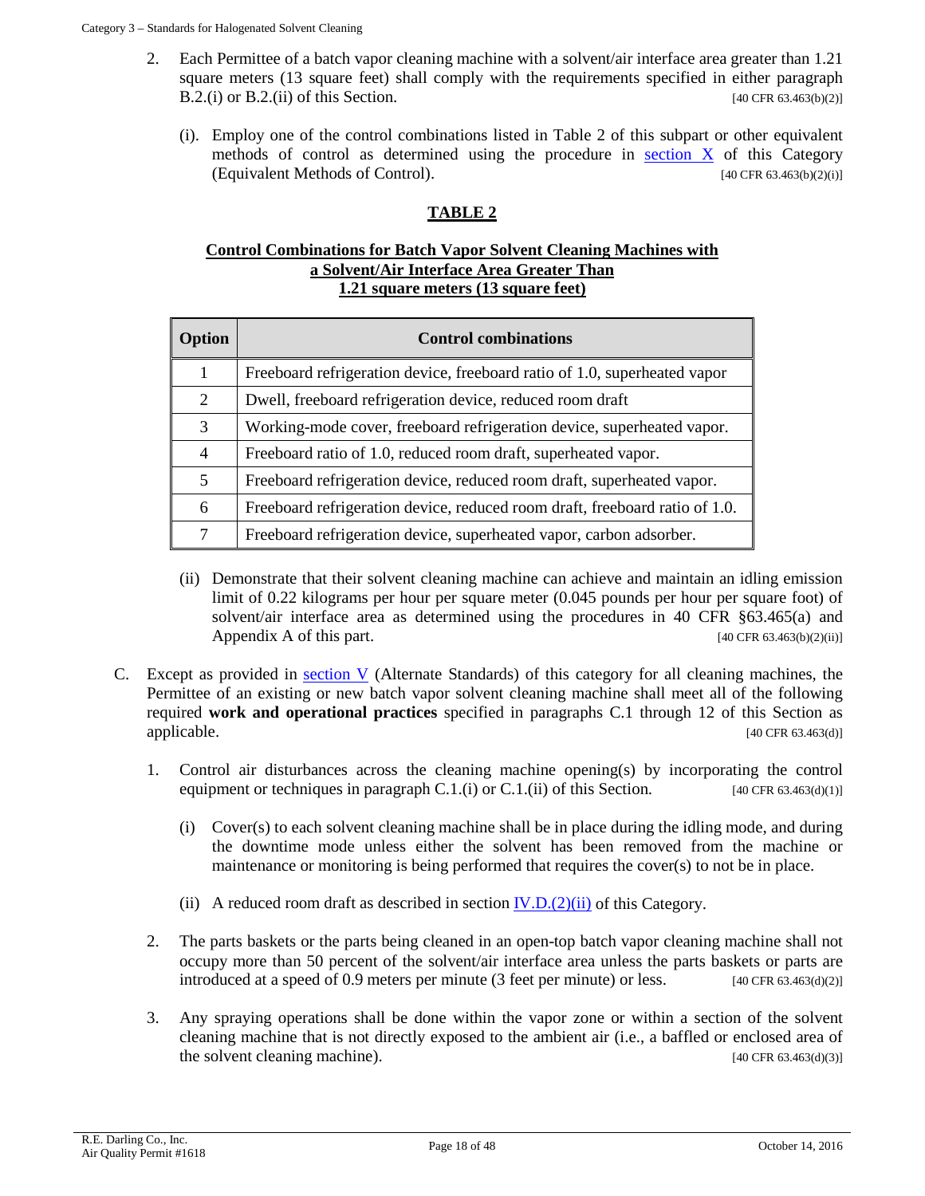2. Each Permittee of a batch vapor cleaning machine with a solvent/air interface area greater than 1.21 square meters (13 square feet) shall comply with the requirements specified in either paragraph B.2.(i) or B.2.(ii) of this Section. [40 CFR 63.463(b)(2)]

   (i). Employ one of the control combinations listed in Table 2 of this subpart or other equivalent methods of control as determined using the procedure in section X of this Category (Equivalent Methods of Control). [40 CFR 63.463(b)(2)(i)]

**TABLE 2**

**Control Combinations for Batch Vapor Solvent Cleaning Machines with a Solvent/Air Interface Area Greater Than 1.21 square meters (13 square feet)**

| Option | Control combinations |
|---|---|
| 1 | Freeboard refrigeration device, freeboard ratio of 1.0, superheated vapor |
| 2 | Dwell, freeboard refrigeration device, reduced room draft |
| 3 | Working-mode cover, freeboard refrigeration device, superheated vapor. |
| 4 | Freeboard ratio of 1.0, reduced room draft, superheated vapor. |
| 5 | Freeboard refrigeration device, reduced room draft, superheated vapor. |
| 6 | Freeboard refrigeration device, reduced room draft, freeboard ratio of 1.0. |
| 7 | Freeboard refrigeration device, superheated vapor, carbon adsorber. |

   (ii) Demonstrate that their solvent cleaning machine can achieve and maintain an idling emission limit of 0.22 kilograms per hour per square meter (0.045 pounds per hour per square foot) of solvent/air interface area as determined using the procedures in 40 CFR §63.465(a) and Appendix A of this part. [40 CFR 63.463(b)(2)(ii)]

C. Except as provided in section V (Alternate Standards) of this category for all cleaning machines, the Permittee of an existing or new batch vapor solvent cleaning machine shall meet all of the following required **work and operational practices** specified in paragraphs C.1 through 12 of this Section as applicable. [40 CFR 63.463(d)]

1. Control air disturbances across the cleaning machine opening(s) by incorporating the control equipment or techniques in paragraph C.1.(i) or C.1.(ii) of this Section. [40 CFR 63.463(d)(1)]

   (i) Cover(s) to each solvent cleaning machine shall be in place during the idling mode, and during the downtime mode unless either the solvent has been removed from the machine or maintenance or monitoring is being performed that requires the cover(s) to not be in place.

   (ii) A reduced room draft as described in section IV.D.(2)(ii) of this Category.

2. The parts baskets or the parts being cleaned in an open-top batch vapor cleaning machine shall not occupy more than 50 percent of the solvent/air interface area unless the parts baskets or parts are introduced at a speed of 0.9 meters per minute (3 feet per minute) or less. [40 CFR 63.463(d)(2)]

3. Any spraying operations shall be done within the vapor zone or within a section of the solvent cleaning machine that is not directly exposed to the ambient air (i.e., a baffled or enclosed area of the solvent cleaning machine). [40 CFR 63.463(d)(3)]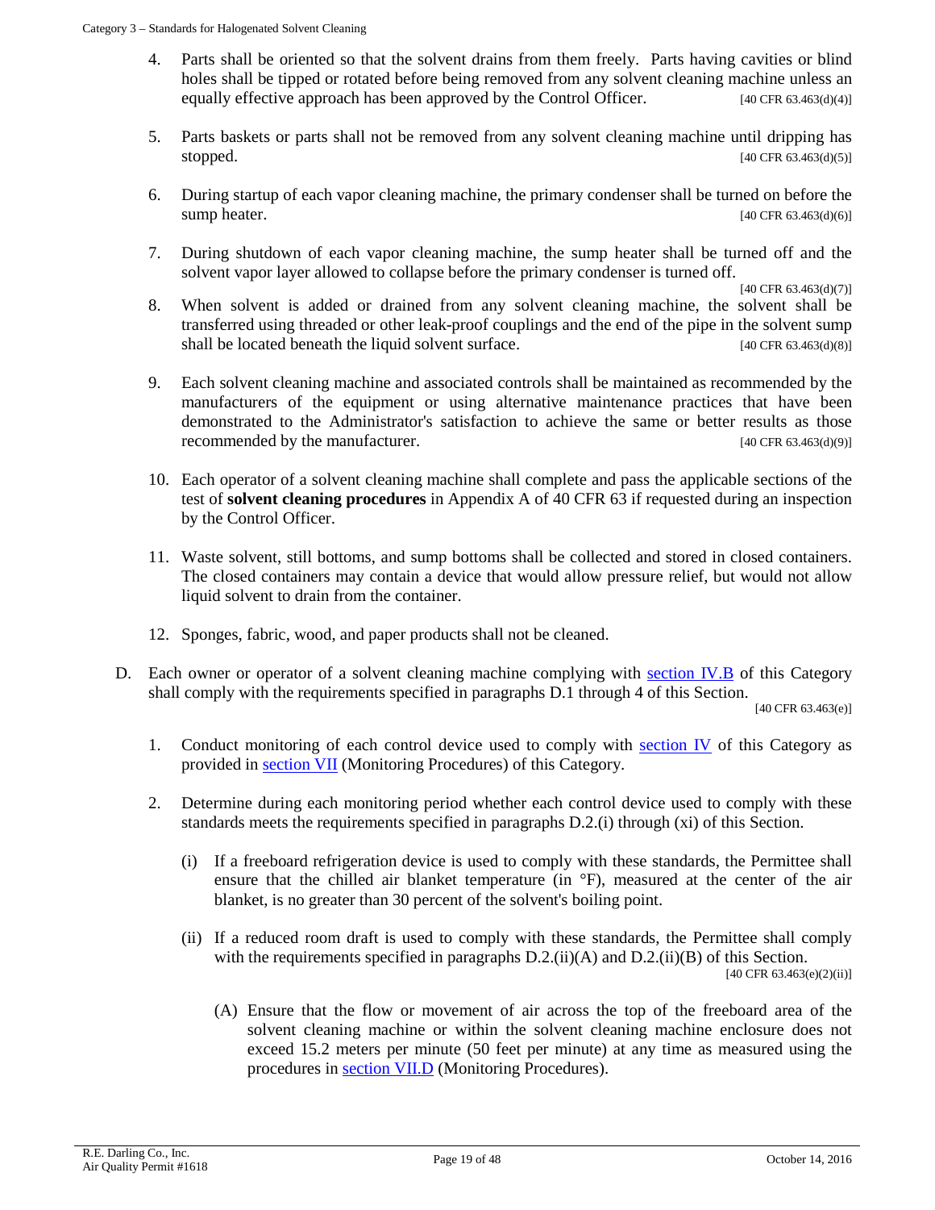4. Parts shall be oriented so that the solvent drains from them freely. Parts having cavities or blind holes shall be tipped or rotated before being removed from any solvent cleaning machine unless an equally effective approach has been approved by the Control Officer. [40 CFR 63.463(d)(4)]

5. Parts baskets or parts shall not be removed from any solvent cleaning machine until dripping has stopped. [40 CFR 63.463(d)(5)]

6. During startup of each vapor cleaning machine, the primary condenser shall be turned on before the sump heater. [40 CFR 63.463(d)(6)]

7. During shutdown of each vapor cleaning machine, the sump heater shall be turned off and the solvent vapor layer allowed to collapse before the primary condenser is turned off. [40 CFR 63.463(d)(7)]

8. When solvent is added or drained from any solvent cleaning machine, the solvent shall be transferred using threaded or other leak-proof couplings and the end of the pipe in the solvent sump shall be located beneath the liquid solvent surface. [40 CFR 63.463(d)(8)]

9. Each solvent cleaning machine and associated controls shall be maintained as recommended by the manufacturers of the equipment or using alternative maintenance practices that have been demonstrated to the Administrator's satisfaction to achieve the same or better results as those recommended by the manufacturer. [40 CFR 63.463(d)(9)]

10. Each operator of a solvent cleaning machine shall complete and pass the applicable sections of the test of **solvent cleaning procedures** in Appendix A of 40 CFR 63 if requested during an inspection by the Control Officer.

11. Waste solvent, still bottoms, and sump bottoms shall be collected and stored in closed containers. The closed containers may contain a device that would allow pressure relief, but would not allow liquid solvent to drain from the container.

12. Sponges, fabric, wood, and paper products shall not be cleaned.

D. Each owner or operator of a solvent cleaning machine complying with section IV.B of this Category shall comply with the requirements specified in paragraphs D.1 through 4 of this Section. [40 CFR 63.463(e)]

   1. Conduct monitoring of each control device used to comply with section IV of this Category as provided in section VII (Monitoring Procedures) of this Category.

   2. Determine during each monitoring period whether each control device used to comply with these standards meets the requirements specified in paragraphs D.2.(i) through (xi) of this Section.

      (i) If a freeboard refrigeration device is used to comply with these standards, the Permittee shall ensure that the chilled air blanket temperature (in °F), measured at the center of the air blanket, is no greater than 30 percent of the solvent's boiling point.

      (ii) If a reduced room draft is used to comply with these standards, the Permittee shall comply with the requirements specified in paragraphs D.2.(ii)(A) and D.2.(ii)(B) of this Section. [40 CFR 63.463(e)(2)(ii)]

         (A) Ensure that the flow or movement of air across the top of the freeboard area of the solvent cleaning machine or within the solvent cleaning machine enclosure does not exceed 15.2 meters per minute (50 feet per minute) at any time as measured using the procedures in section VII.D (Monitoring Procedures).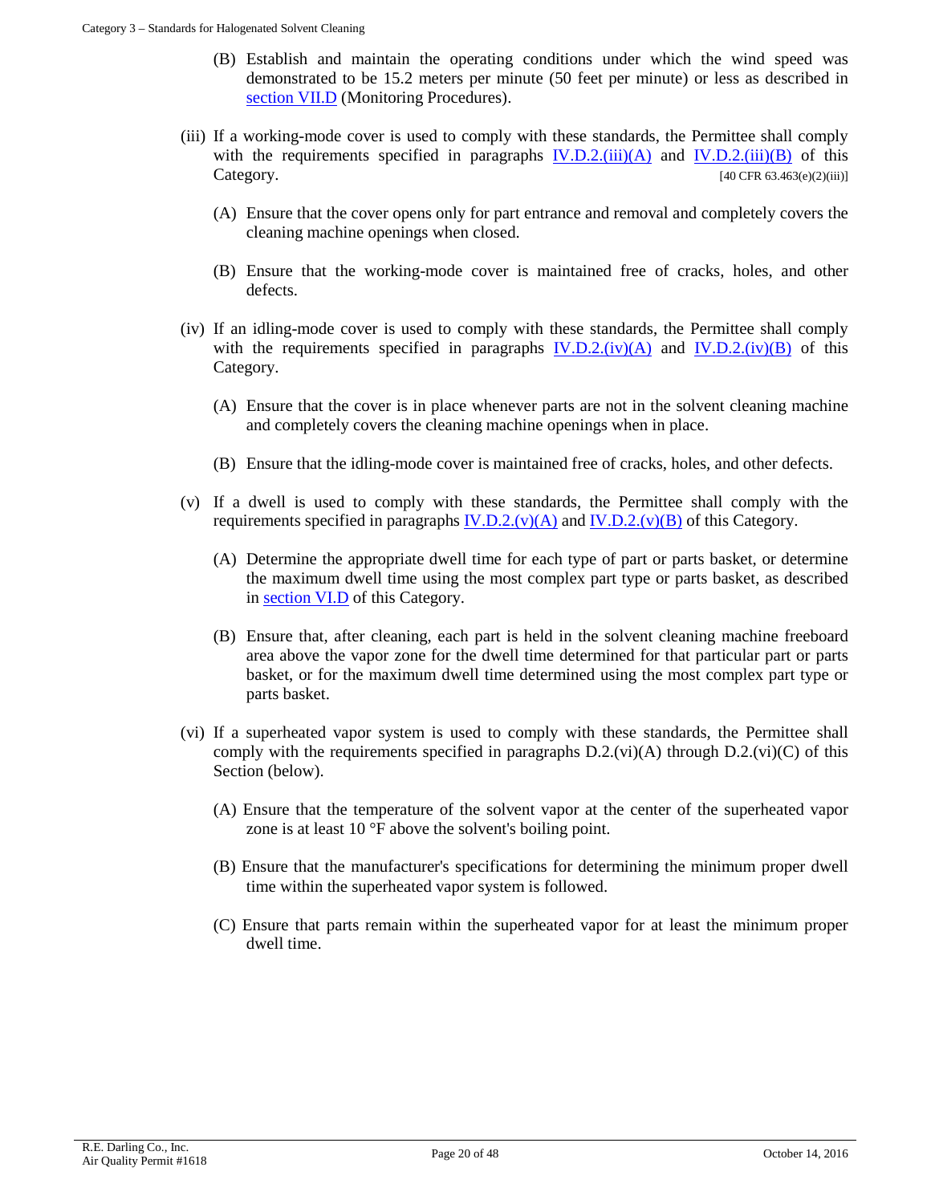(B) Establish and maintain the operating conditions under which the wind speed was demonstrated to be 15.2 meters per minute (50 feet per minute) or less as described in section VII.D (Monitoring Procedures).

(iii) If a working-mode cover is used to comply with these standards, the Permittee shall comply with the requirements specified in paragraphs IV.D.2.(iii)(A) and IV.D.2.(iii)(B) of this Category. [40 CFR 63.463(e)(2)(iii)]

(A) Ensure that the cover opens only for part entrance and removal and completely covers the cleaning machine openings when closed.

(B) Ensure that the working-mode cover is maintained free of cracks, holes, and other defects.

(iv) If an idling-mode cover is used to comply with these standards, the Permittee shall comply with the requirements specified in paragraphs IV.D.2.(iv)(A) and IV.D.2.(iv)(B) of this Category.

(A) Ensure that the cover is in place whenever parts are not in the solvent cleaning machine and completely covers the cleaning machine openings when in place.

(B) Ensure that the idling-mode cover is maintained free of cracks, holes, and other defects.

(v) If a dwell is used to comply with these standards, the Permittee shall comply with the requirements specified in paragraphs IV.D.2.(v)(A) and IV.D.2.(v)(B) of this Category.

(A) Determine the appropriate dwell time for each type of part or parts basket, or determine the maximum dwell time using the most complex part type or parts basket, as described in section VI.D of this Category.

(B) Ensure that, after cleaning, each part is held in the solvent cleaning machine freeboard area above the vapor zone for the dwell time determined for that particular part or parts basket, or for the maximum dwell time determined using the most complex part type or parts basket.

(vi) If a superheated vapor system is used to comply with these standards, the Permittee shall comply with the requirements specified in paragraphs D.2.(vi)(A) through D.2.(vi)(C) of this Section (below).

(A) Ensure that the temperature of the solvent vapor at the center of the superheated vapor zone is at least 10 °F above the solvent's boiling point.

(B) Ensure that the manufacturer's specifications for determining the minimum proper dwell time within the superheated vapor system is followed.

(C) Ensure that parts remain within the superheated vapor for at least the minimum proper dwell time.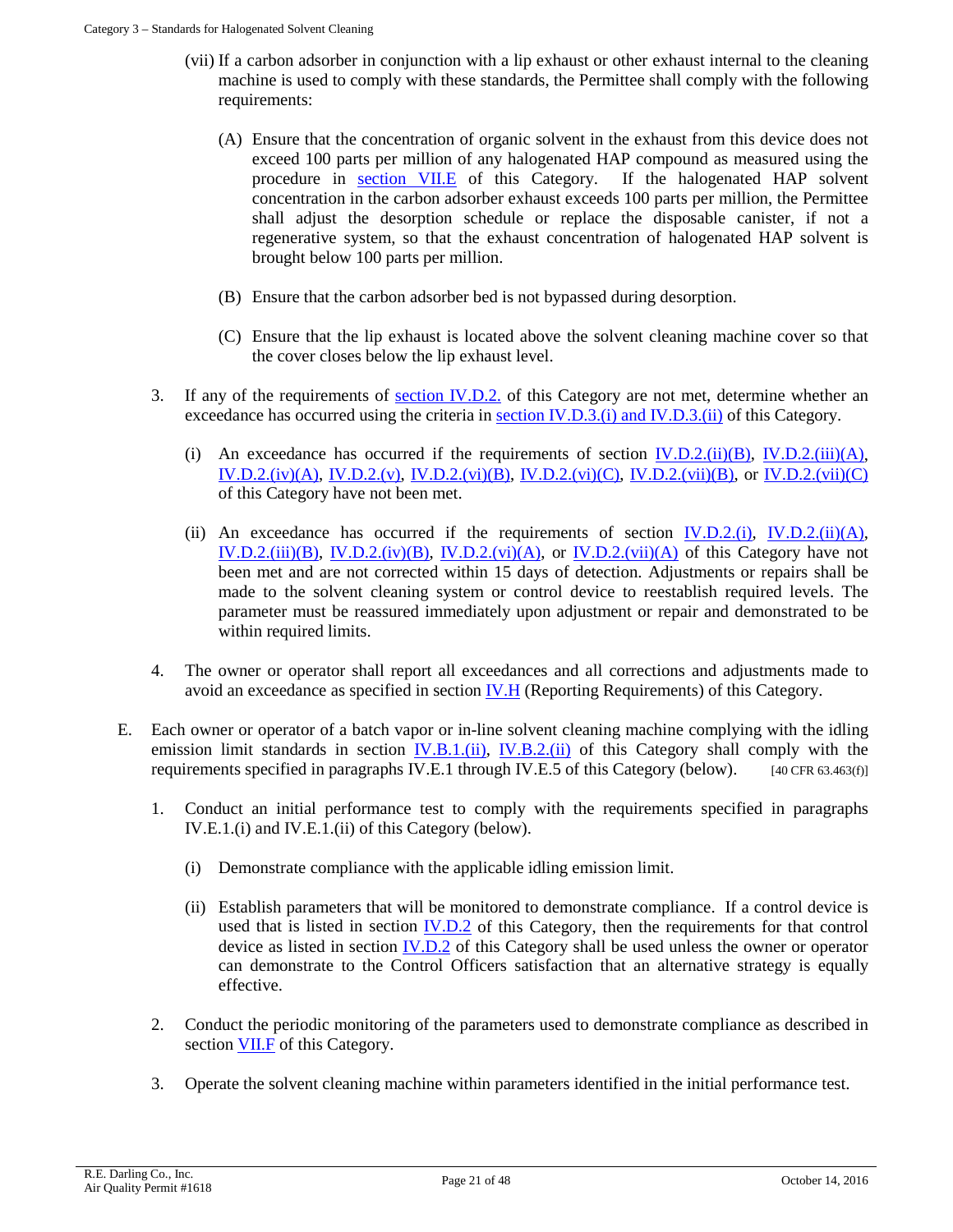(vii) If a carbon adsorber in conjunction with a lip exhaust or other exhaust internal to the cleaning machine is used to comply with these standards, the Permittee shall comply with the following requirements:

(A) Ensure that the concentration of organic solvent in the exhaust from this device does not exceed 100 parts per million of any halogenated HAP compound as measured using the procedure in section VII.E of this Category. If the halogenated HAP solvent concentration in the carbon adsorber exhaust exceeds 100 parts per million, the Permittee shall adjust the desorption schedule or replace the disposable canister, if not a regenerative system, so that the exhaust concentration of halogenated HAP solvent is brought below 100 parts per million.

(B) Ensure that the carbon adsorber bed is not bypassed during desorption.

(C) Ensure that the lip exhaust is located above the solvent cleaning machine cover so that the cover closes below the lip exhaust level.

3. If any of the requirements of section IV.D.2. of this Category are not met, determine whether an exceedance has occurred using the criteria in section IV.D.3.(i) and IV.D.3.(ii) of this Category.

(i) An exceedance has occurred if the requirements of section IV.D.2.(ii)(B), IV.D.2.(iii)(A), IV.D.2.(iv)(A), IV.D.2.(v), IV.D.2.(vi)(B), IV.D.2.(vi)(C), IV.D.2.(vii)(B), or IV.D.2.(vii)(C) of this Category have not been met.

(ii) An exceedance has occurred if the requirements of section IV.D.2.(i), IV.D.2.(ii)(A), IV.D.2.(iii)(B), IV.D.2.(iv)(B), IV.D.2.(vi)(A), or IV.D.2.(vii)(A) of this Category have not been met and are not corrected within 15 days of detection. Adjustments or repairs shall be made to the solvent cleaning system or control device to reestablish required levels. The parameter must be reassured immediately upon adjustment or repair and demonstrated to be within required limits.

4. The owner or operator shall report all exceedances and all corrections and adjustments made to avoid an exceedance as specified in section IV.H (Reporting Requirements) of this Category.

E. Each owner or operator of a batch vapor or in-line solvent cleaning machine complying with the idling emission limit standards in section IV.B.1.(ii), IV.B.2.(ii) of this Category shall comply with the requirements specified in paragraphs IV.E.1 through IV.E.5 of this Category (below). [40 CFR 63.463(f)]

1. Conduct an initial performance test to comply with the requirements specified in paragraphs IV.E.1.(i) and IV.E.1.(ii) of this Category (below).

(i) Demonstrate compliance with the applicable idling emission limit.

(ii) Establish parameters that will be monitored to demonstrate compliance. If a control device is used that is listed in section IV.D.2 of this Category, then the requirements for that control device as listed in section IV.D.2 of this Category shall be used unless the owner or operator can demonstrate to the Control Officers satisfaction that an alternative strategy is equally effective.

2. Conduct the periodic monitoring of the parameters used to demonstrate compliance as described in section VII.F of this Category.

3. Operate the solvent cleaning machine within parameters identified in the initial performance test.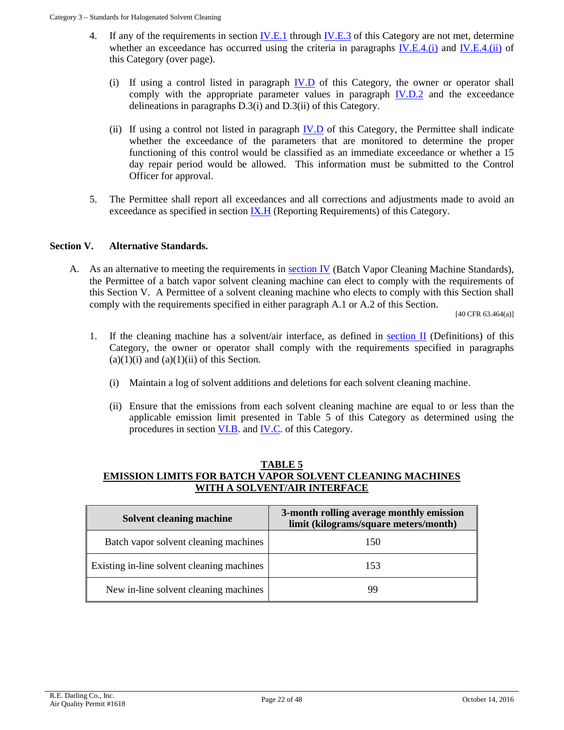4. If any of the requirements in section IV.E.1 through IV.E.3 of this Category are not met, determine whether an exceedance has occurred using the criteria in paragraphs IV.E.4.(i) and IV.E.4.(ii) of this Category (over page).

   (i) If using a control listed in paragraph IV.D of this Category, the owner or operator shall comply with the appropriate parameter values in paragraph IV.D.2 and the exceedance delineations in paragraphs D.3(i) and D.3(ii) of this Category.

   (ii) If using a control not listed in paragraph IV.D of this Category, the Permittee shall indicate whether the exceedance of the parameters that are monitored to determine the proper functioning of this control would be classified as an immediate exceedance or whether a 15 day repair period would be allowed. This information must be submitted to the Control Officer for approval.

5. The Permittee shall report all exceedances and all corrections and adjustments made to avoid an exceedance as specified in section IX.H (Reporting Requirements) of this Category.

## Section V. Alternative Standards.

A. As an alternative to meeting the requirements in section IV (Batch Vapor Cleaning Machine Standards), the Permittee of a batch vapor solvent cleaning machine can elect to comply with the requirements of this Section V. A Permittee of a solvent cleaning machine who elects to comply with this Section shall comply with the requirements specified in either paragraph A.1 or A.2 of this Section.

[40 CFR 63.464(a)]

1. If the cleaning machine has a solvent/air interface, as defined in section II (Definitions) of this Category, the owner or operator shall comply with the requirements specified in paragraphs (a)(1)(i) and (a)(1)(ii) of this Section.

   (i) Maintain a log of solvent additions and deletions for each solvent cleaning machine.

   (ii) Ensure that the emissions from each solvent cleaning machine are equal to or less than the applicable emission limit presented in Table 5 of this Category as determined using the procedures in section VI.B. and IV.C. of this Category.

**TABLE 5**
**EMISSION LIMITS FOR BATCH VAPOR SOLVENT CLEANING MACHINES WITH A SOLVENT/AIR INTERFACE**

| Solvent cleaning machine | 3-month rolling average monthly emission limit (kilograms/square meters/month) |
|---|---|
| Batch vapor solvent cleaning machines | 150 |
| Existing in-line solvent cleaning machines | 153 |
| New in-line solvent cleaning machines | 99 |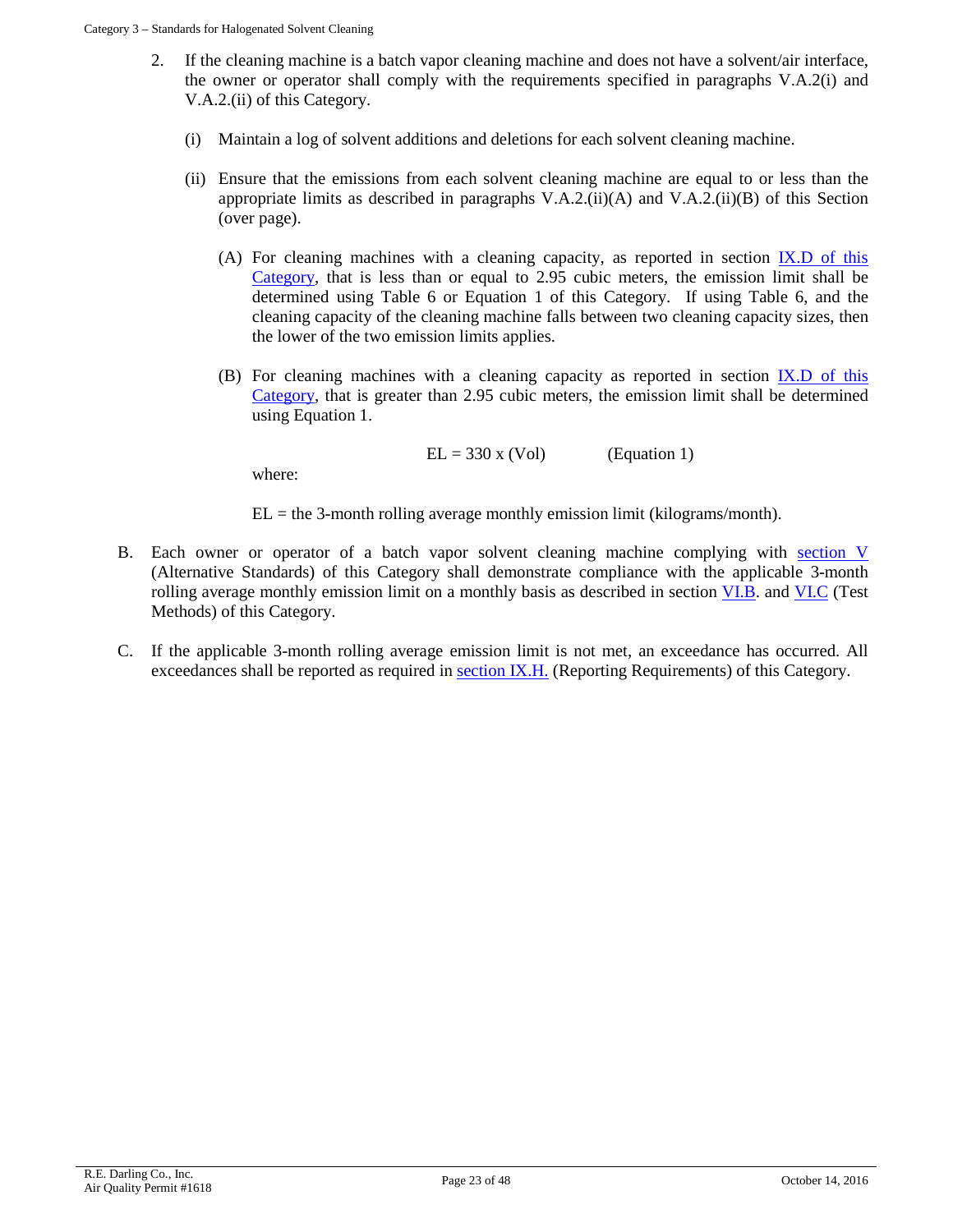2. If the cleaning machine is a batch vapor cleaning machine and does not have a solvent/air interface, the owner or operator shall comply with the requirements specified in paragraphs V.A.2(i) and V.A.2.(ii) of this Category.

   (i) Maintain a log of solvent additions and deletions for each solvent cleaning machine.

   (ii) Ensure that the emissions from each solvent cleaning machine are equal to or less than the appropriate limits as described in paragraphs V.A.2.(ii)(A) and V.A.2.(ii)(B) of this Section (over page).

   (A) For cleaning machines with a cleaning capacity, as reported in section IX.D of this Category, that is less than or equal to 2.95 cubic meters, the emission limit shall be determined using Table 6 or Equation 1 of this Category. If using Table 6, and the cleaning capacity of the cleaning machine falls between two cleaning capacity sizes, then the lower of the two emission limits applies.

   (B) For cleaning machines with a cleaning capacity as reported in section IX.D of this Category, that is greater than 2.95 cubic meters, the emission limit shall be determined using Equation 1.

$$EL = 330 \times (Vol) \qquad \text{(Equation 1)}$$

   where:

   EL = the 3-month rolling average monthly emission limit (kilograms/month).

B. Each owner or operator of a batch vapor solvent cleaning machine complying with section V (Alternative Standards) of this Category shall demonstrate compliance with the applicable 3-month rolling average monthly emission limit on a monthly basis as described in section VI.B. and VI.C (Test Methods) of this Category.

C. If the applicable 3-month rolling average emission limit is not met, an exceedance has occurred. All exceedances shall be reported as required in section IX.H. (Reporting Requirements) of this Category.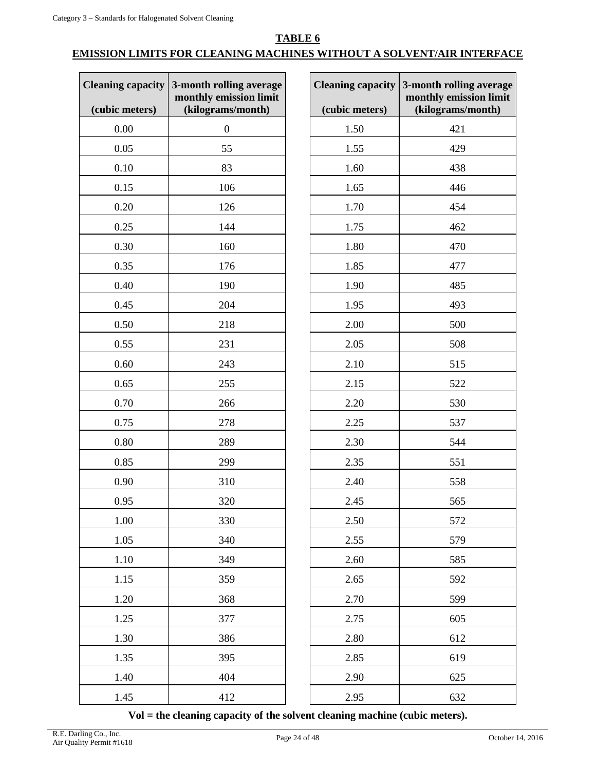**TABLE 6**

**EMISSION LIMITS FOR CLEANING MACHINES WITHOUT A SOLVENT/AIR INTERFACE**

| Cleaning capacity (cubic meters) | 3-month rolling average monthly emission limit (kilograms/month) |
|---|---|
| 0.00 | 0 |
| 0.05 | 55 |
| 0.10 | 83 |
| 0.15 | 106 |
| 0.20 | 126 |
| 0.25 | 144 |
| 0.30 | 160 |
| 0.35 | 176 |
| 0.40 | 190 |
| 0.45 | 204 |
| 0.50 | 218 |
| 0.55 | 231 |
| 0.60 | 243 |
| 0.65 | 255 |
| 0.70 | 266 |
| 0.75 | 278 |
| 0.80 | 289 |
| 0.85 | 299 |
| 0.90 | 310 |
| 0.95 | 320 |
| 1.00 | 330 |
| 1.05 | 340 |
| 1.10 | 349 |
| 1.15 | 359 |
| 1.20 | 368 |
| 1.25 | 377 |
| 1.30 | 386 |
| 1.35 | 395 |
| 1.40 | 404 |
| 1.45 | 412 |
| 1.50 | 421 |
| 1.55 | 429 |
| 1.60 | 438 |
| 1.65 | 446 |
| 1.70 | 454 |
| 1.75 | 462 |
| 1.80 | 470 |
| 1.85 | 477 |
| 1.90 | 485 |
| 1.95 | 493 |
| 2.00 | 500 |
| 2.05 | 508 |
| 2.10 | 515 |
| 2.15 | 522 |
| 2.20 | 530 |
| 2.25 | 537 |
| 2.30 | 544 |
| 2.35 | 551 |
| 2.40 | 558 |
| 2.45 | 565 |
| 2.50 | 572 |
| 2.55 | 579 |
| 2.60 | 585 |
| 2.65 | 592 |
| 2.70 | 599 |
| 2.75 | 605 |
| 2.80 | 612 |
| 2.85 | 619 |
| 2.90 | 625 |
| 2.95 | 632 |

**Vol = the cleaning capacity of the solvent cleaning machine (cubic meters).**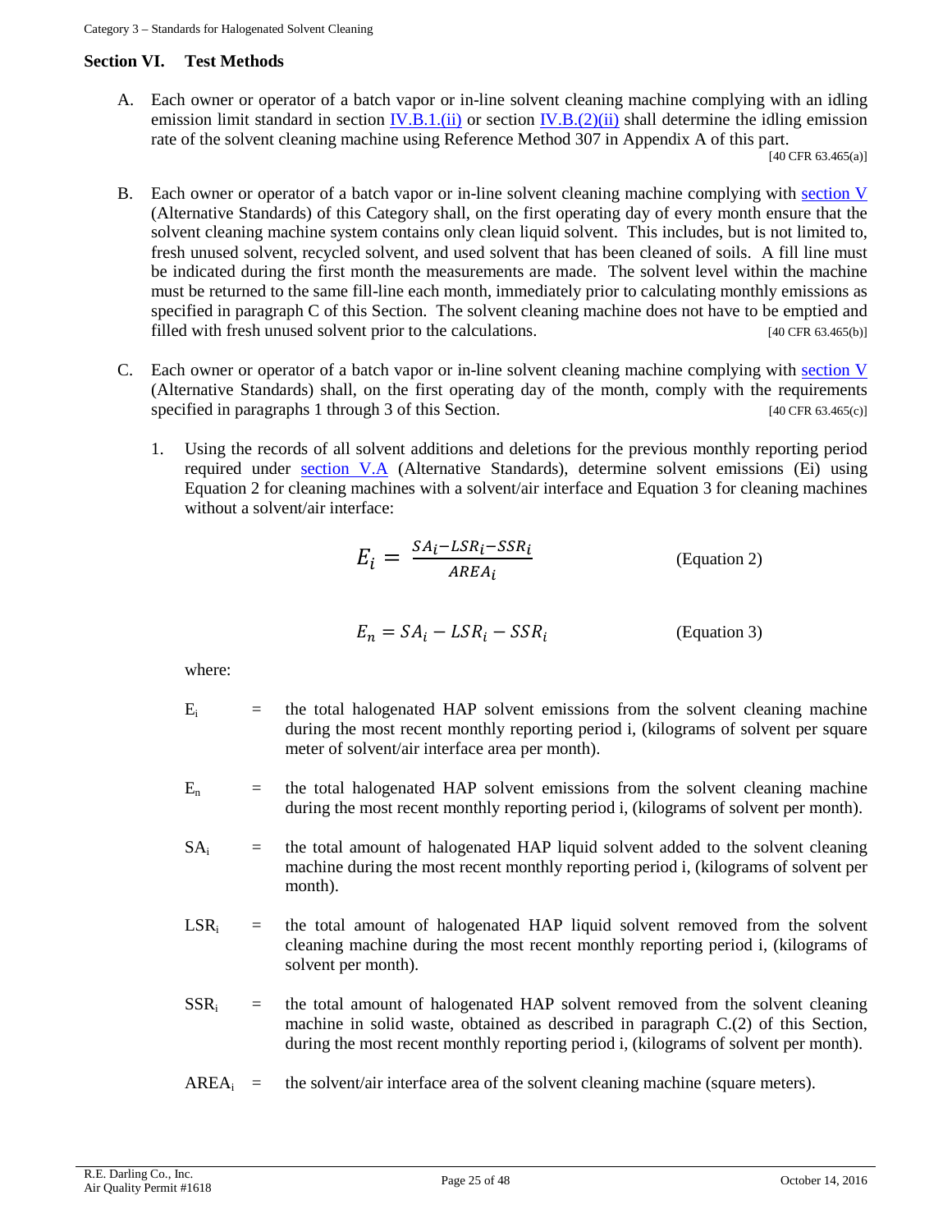## Section VI. Test Methods

A. Each owner or operator of a batch vapor or in-line solvent cleaning machine complying with an idling emission limit standard in section IV.B.1.(ii) or section IV.B.(2)(ii) shall determine the idling emission rate of the solvent cleaning machine using Reference Method 307 in Appendix A of this part. [40 CFR 63.465(a)]

B. Each owner or operator of a batch vapor or in-line solvent cleaning machine complying with section V (Alternative Standards) of this Category shall, on the first operating day of every month ensure that the solvent cleaning machine system contains only clean liquid solvent. This includes, but is not limited to, fresh unused solvent, recycled solvent, and used solvent that has been cleaned of soils. A fill line must be indicated during the first month the measurements are made. The solvent level within the machine must be returned to the same fill-line each month, immediately prior to calculating monthly emissions as specified in paragraph C of this Section. The solvent cleaning machine does not have to be emptied and filled with fresh unused solvent prior to the calculations. [40 CFR 63.465(b)]

C. Each owner or operator of a batch vapor or in-line solvent cleaning machine complying with section V (Alternative Standards) shall, on the first operating day of the month, comply with the requirements specified in paragraphs 1 through 3 of this Section. [40 CFR 63.465(c)]

   1. Using the records of all solvent additions and deletions for the previous monthly reporting period required under section V.A (Alternative Standards), determine solvent emissions (Ei) using Equation 2 for cleaning machines with a solvent/air interface and Equation 3 for cleaning machines without a solvent/air interface:

$$E_i = \frac{SA_i - LSR_i - SSR_i}{AREA_i} \qquad \text{(Equation 2)}$$

$$E_n = SA_i - LSR_i - SSR_i \qquad \text{(Equation 3)}$$

   where:

   $E_i$ = the total halogenated HAP solvent emissions from the solvent cleaning machine during the most recent monthly reporting period i, (kilograms of solvent per square meter of solvent/air interface area per month).

   $E_n$ = the total halogenated HAP solvent emissions from the solvent cleaning machine during the most recent monthly reporting period i, (kilograms of solvent per month).

   $SA_i$ = the total amount of halogenated HAP liquid solvent added to the solvent cleaning machine during the most recent monthly reporting period i, (kilograms of solvent per month).

   $LSR_i$ = the total amount of halogenated HAP liquid solvent removed from the solvent cleaning machine during the most recent monthly reporting period i, (kilograms of solvent per month).

   $SSR_i$ = the total amount of halogenated HAP solvent removed from the solvent cleaning machine in solid waste, obtained as described in paragraph C.(2) of this Section, during the most recent monthly reporting period i, (kilograms of solvent per month).

   $AREA_i$ = the solvent/air interface area of the solvent cleaning machine (square meters).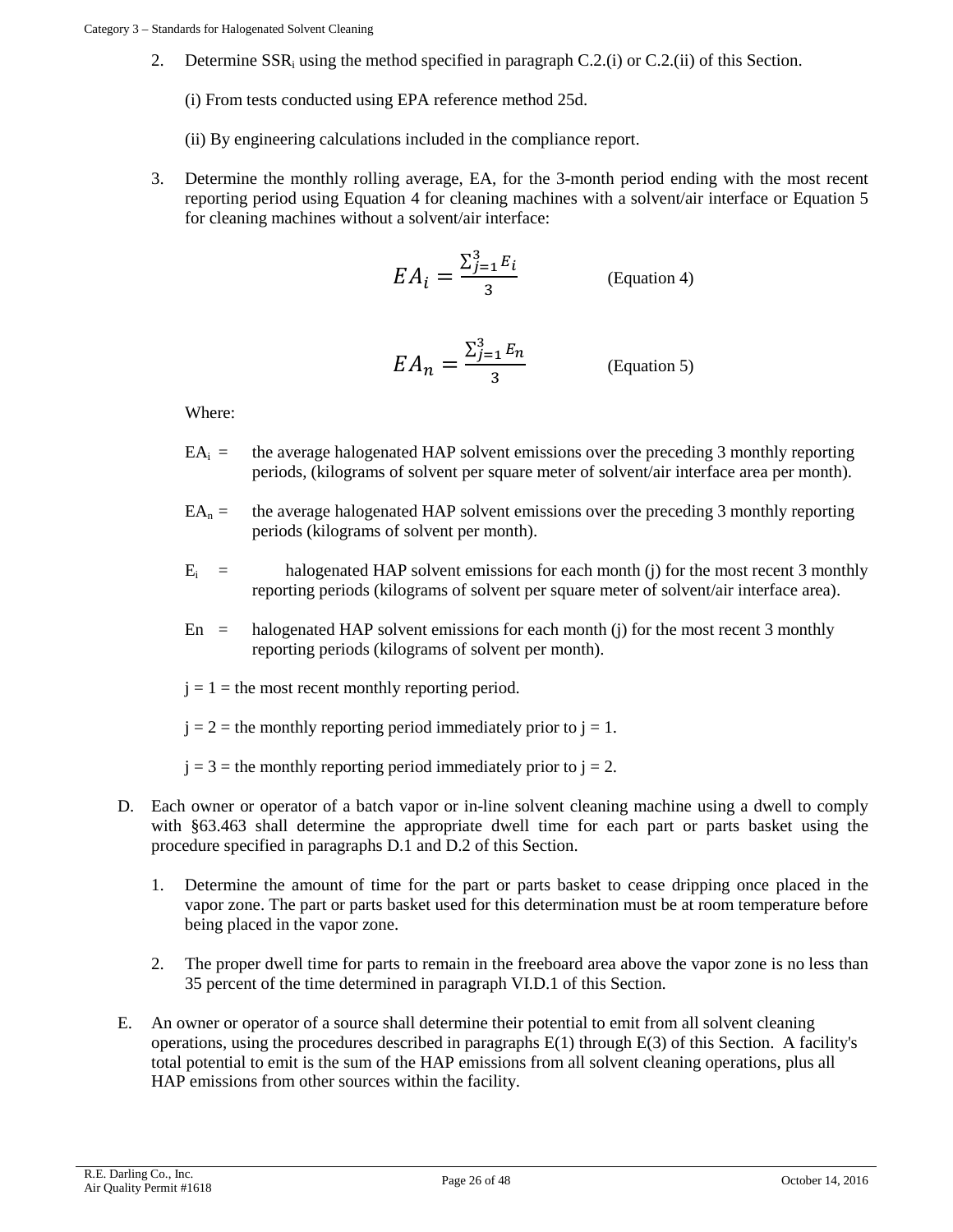2. Determine $SSR_i$ using the method specified in paragraph C.2.(i) or C.2.(ii) of this Section.

   (i) From tests conducted using EPA reference method 25d.

   (ii) By engineering calculations included in the compliance report.

3. Determine the monthly rolling average, EA, for the 3-month period ending with the most recent reporting period using Equation 4 for cleaning machines with a solvent/air interface or Equation 5 for cleaning machines without a solvent/air interface:

$$EA_i = \frac{\sum_{j=1}^{3} E_i}{3} \qquad \text{(Equation 4)}$$

$$EA_n = \frac{\sum_{j=1}^{3} E_n}{3} \qquad \text{(Equation 5)}$$

   Where:

   $EA_i$ = the average halogenated HAP solvent emissions over the preceding 3 monthly reporting periods, (kilograms of solvent per square meter of solvent/air interface area per month).

   $EA_n$ = the average halogenated HAP solvent emissions over the preceding 3 monthly reporting periods (kilograms of solvent per month).

   $E_i$ = halogenated HAP solvent emissions for each month (j) for the most recent 3 monthly reporting periods (kilograms of solvent per square meter of solvent/air interface area).

   En = halogenated HAP solvent emissions for each month (j) for the most recent 3 monthly reporting periods (kilograms of solvent per month).

   j = 1 = the most recent monthly reporting period.

   j = 2 = the monthly reporting period immediately prior to j = 1.

   j = 3 = the monthly reporting period immediately prior to j = 2.

D. Each owner or operator of a batch vapor or in-line solvent cleaning machine using a dwell to comply with §63.463 shall determine the appropriate dwell time for each part or parts basket using the procedure specified in paragraphs D.1 and D.2 of this Section.

   1. Determine the amount of time for the part or parts basket to cease dripping once placed in the vapor zone. The part or parts basket used for this determination must be at room temperature before being placed in the vapor zone.

   2. The proper dwell time for parts to remain in the freeboard area above the vapor zone is no less than 35 percent of the time determined in paragraph VI.D.1 of this Section.

E. An owner or operator of a source shall determine their potential to emit from all solvent cleaning operations, using the procedures described in paragraphs E(1) through E(3) of this Section. A facility's total potential to emit is the sum of the HAP emissions from all solvent cleaning operations, plus all HAP emissions from other sources within the facility.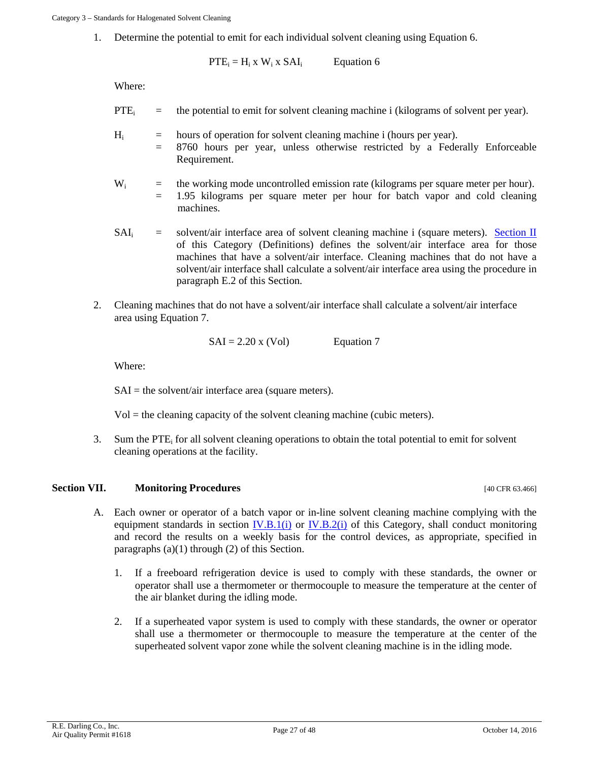1. Determine the potential to emit for each individual solvent cleaning using Equation 6.

$$PTE_i = H_i \times W_i \times SAI_i \qquad \text{Equation 6}$$

Where:

$PTE_i$ = the potential to emit for solvent cleaning machine i (kilograms of solvent per year).

$H_i$ = hours of operation for solvent cleaning machine i (hours per year).
= 8760 hours per year, unless otherwise restricted by a Federally Enforceable Requirement.

$W_i$ = the working mode uncontrolled emission rate (kilograms per square meter per hour).
= 1.95 kilograms per square meter per hour for batch vapor and cold cleaning machines.

$SAI_i$ = solvent/air interface area of solvent cleaning machine i (square meters). Section II of this Category (Definitions) defines the solvent/air interface area for those machines that have a solvent/air interface. Cleaning machines that do not have a solvent/air interface shall calculate a solvent/air interface area using the procedure in paragraph E.2 of this Section.

2. Cleaning machines that do not have a solvent/air interface shall calculate a solvent/air interface area using Equation 7.

$$SAI = 2.20 \times (Vol) \qquad \text{Equation 7}$$

Where:

SAI = the solvent/air interface area (square meters).

Vol = the cleaning capacity of the solvent cleaning machine (cubic meters).

3. Sum the $PTE_i$ for all solvent cleaning operations to obtain the total potential to emit for solvent cleaning operations at the facility.

## Section VII. Monitoring Procedures [40 CFR 63.466]

A. Each owner or operator of a batch vapor or in-line solvent cleaning machine complying with the equipment standards in section IV.B.1(i) or IV.B.2(i) of this Category, shall conduct monitoring and record the results on a weekly basis for the control devices, as appropriate, specified in paragraphs (a)(1) through (2) of this Section.

   1. If a freeboard refrigeration device is used to comply with these standards, the owner or operator shall use a thermometer or thermocouple to measure the temperature at the center of the air blanket during the idling mode.

   2. If a superheated vapor system is used to comply with these standards, the owner or operator shall use a thermometer or thermocouple to measure the temperature at the center of the superheated solvent vapor zone while the solvent cleaning machine is in the idling mode.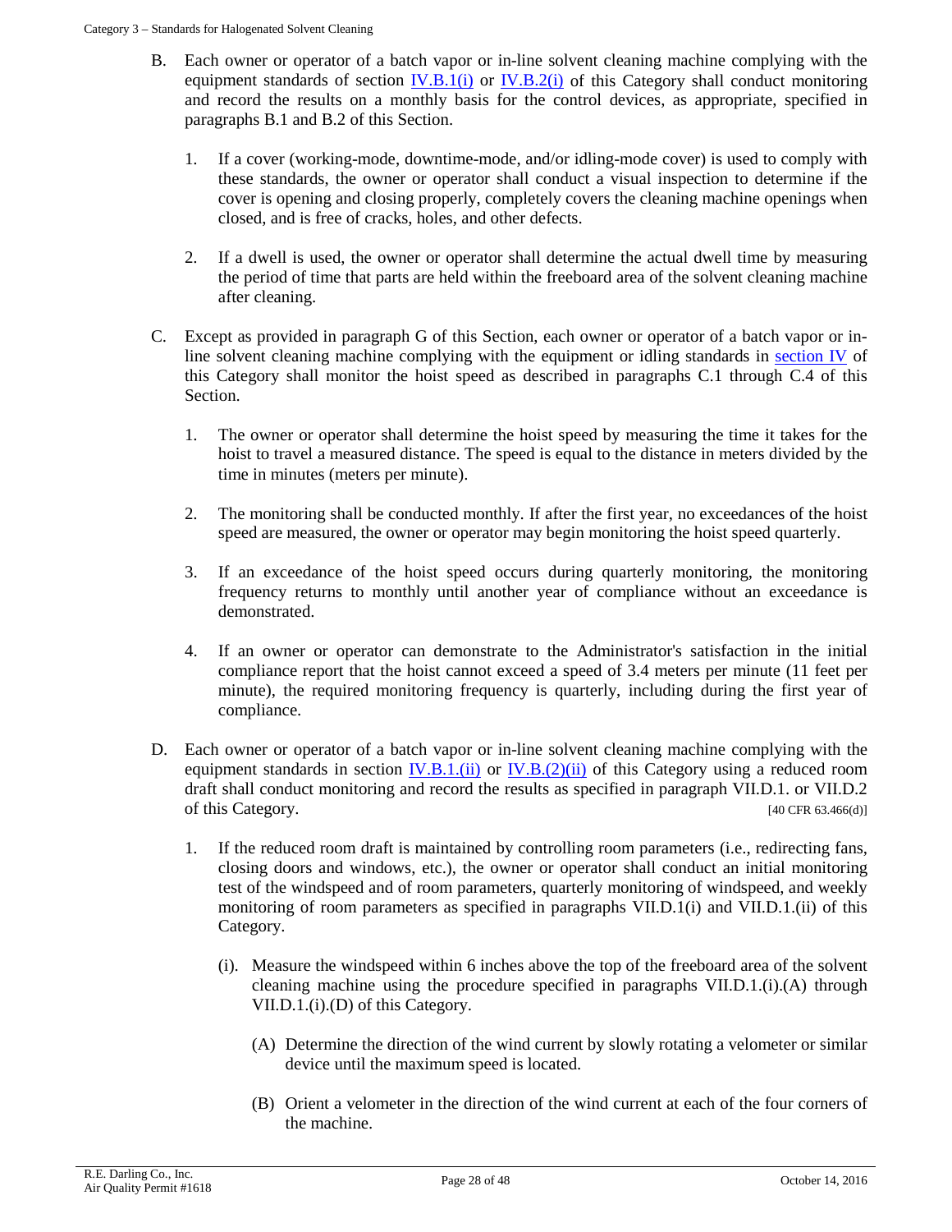B. Each owner or operator of a batch vapor or in-line solvent cleaning machine complying with the equipment standards of section IV.B.1(i) or IV.B.2(i) of this Category shall conduct monitoring and record the results on a monthly basis for the control devices, as appropriate, specified in paragraphs B.1 and B.2 of this Section.

1. If a cover (working-mode, downtime-mode, and/or idling-mode cover) is used to comply with these standards, the owner or operator shall conduct a visual inspection to determine if the cover is opening and closing properly, completely covers the cleaning machine openings when closed, and is free of cracks, holes, and other defects.

2. If a dwell is used, the owner or operator shall determine the actual dwell time by measuring the period of time that parts are held within the freeboard area of the solvent cleaning machine after cleaning.

C. Except as provided in paragraph G of this Section, each owner or operator of a batch vapor or in-line solvent cleaning machine complying with the equipment or idling standards in section IV of this Category shall monitor the hoist speed as described in paragraphs C.1 through C.4 of this Section.

1. The owner or operator shall determine the hoist speed by measuring the time it takes for the hoist to travel a measured distance. The speed is equal to the distance in meters divided by the time in minutes (meters per minute).

2. The monitoring shall be conducted monthly. If after the first year, no exceedances of the hoist speed are measured, the owner or operator may begin monitoring the hoist speed quarterly.

3. If an exceedance of the hoist speed occurs during quarterly monitoring, the monitoring frequency returns to monthly until another year of compliance without an exceedance is demonstrated.

4. If an owner or operator can demonstrate to the Administrator's satisfaction in the initial compliance report that the hoist cannot exceed a speed of 3.4 meters per minute (11 feet per minute), the required monitoring frequency is quarterly, including during the first year of compliance.

D. Each owner or operator of a batch vapor or in-line solvent cleaning machine complying with the equipment standards in section IV.B.1.(ii) or IV.B.(2)(ii) of this Category using a reduced room draft shall conduct monitoring and record the results as specified in paragraph VII.D.1. or VII.D.2 of this Category. [40 CFR 63.466(d)]

1. If the reduced room draft is maintained by controlling room parameters (i.e., redirecting fans, closing doors and windows, etc.), the owner or operator shall conduct an initial monitoring test of the windspeed and of room parameters, quarterly monitoring of windspeed, and weekly monitoring of room parameters as specified in paragraphs VII.D.1(i) and VII.D.1.(ii) of this Category.

   (i). Measure the windspeed within 6 inches above the top of the freeboard area of the solvent cleaning machine using the procedure specified in paragraphs VII.D.1.(i).(A) through VII.D.1.(i).(D) of this Category.

      (A) Determine the direction of the wind current by slowly rotating a velometer or similar device until the maximum speed is located.

      (B) Orient a velometer in the direction of the wind current at each of the four corners of the machine.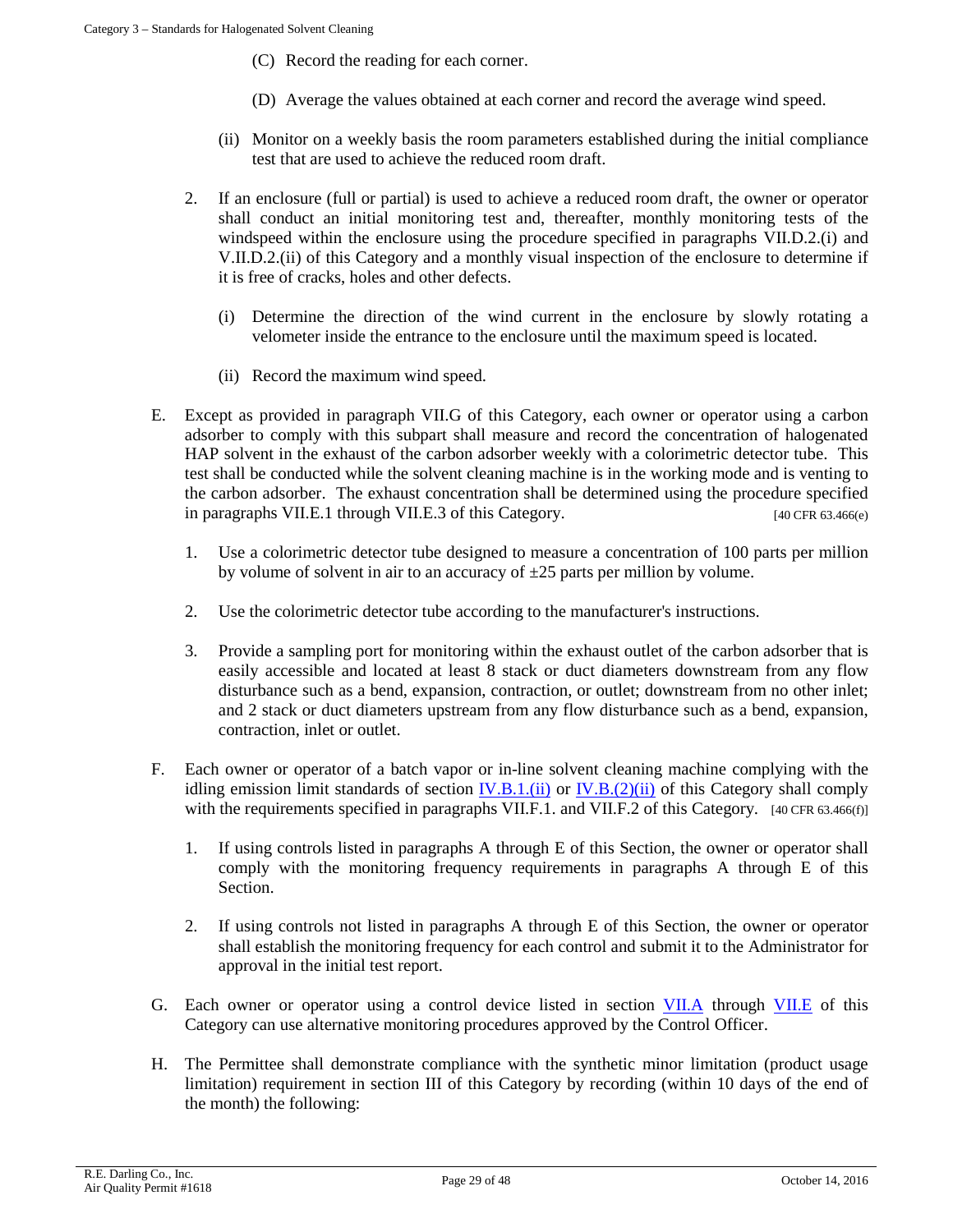(C) Record the reading for each corner.

(D) Average the values obtained at each corner and record the average wind speed.

(ii) Monitor on a weekly basis the room parameters established during the initial compliance test that are used to achieve the reduced room draft.

2. If an enclosure (full or partial) is used to achieve a reduced room draft, the owner or operator shall conduct an initial monitoring test and, thereafter, monthly monitoring tests of the windspeed within the enclosure using the procedure specified in paragraphs VII.D.2.(i) and V.II.D.2.(ii) of this Category and a monthly visual inspection of the enclosure to determine if it is free of cracks, holes and other defects.

   (i) Determine the direction of the wind current in the enclosure by slowly rotating a velometer inside the entrance to the enclosure until the maximum speed is located.

   (ii) Record the maximum wind speed.

E. Except as provided in paragraph VII.G of this Category, each owner or operator using a carbon adsorber to comply with this subpart shall measure and record the concentration of halogenated HAP solvent in the exhaust of the carbon adsorber weekly with a colorimetric detector tube. This test shall be conducted while the solvent cleaning machine is in the working mode and is venting to the carbon adsorber. The exhaust concentration shall be determined using the procedure specified in paragraphs VII.E.1 through VII.E.3 of this Category. [40 CFR 63.466(e)

1. Use a colorimetric detector tube designed to measure a concentration of 100 parts per million by volume of solvent in air to an accuracy of ±25 parts per million by volume.

2. Use the colorimetric detector tube according to the manufacturer's instructions.

3. Provide a sampling port for monitoring within the exhaust outlet of the carbon adsorber that is easily accessible and located at least 8 stack or duct diameters downstream from any flow disturbance such as a bend, expansion, contraction, or outlet; downstream from no other inlet; and 2 stack or duct diameters upstream from any flow disturbance such as a bend, expansion, contraction, inlet or outlet.

F. Each owner or operator of a batch vapor or in-line solvent cleaning machine complying with the idling emission limit standards of section IV.B.1.(ii) or IV.B.(2)(ii) of this Category shall comply with the requirements specified in paragraphs VII.F.1. and VII.F.2 of this Category. [40 CFR 63.466(f)]

1. If using controls listed in paragraphs A through E of this Section, the owner or operator shall comply with the monitoring frequency requirements in paragraphs A through E of this Section.

2. If using controls not listed in paragraphs A through E of this Section, the owner or operator shall establish the monitoring frequency for each control and submit it to the Administrator for approval in the initial test report.

G. Each owner or operator using a control device listed in section VII.A through VII.E of this Category can use alternative monitoring procedures approved by the Control Officer.

H. The Permittee shall demonstrate compliance with the synthetic minor limitation (product usage limitation) requirement in section III of this Category by recording (within 10 days of the end of the month) the following: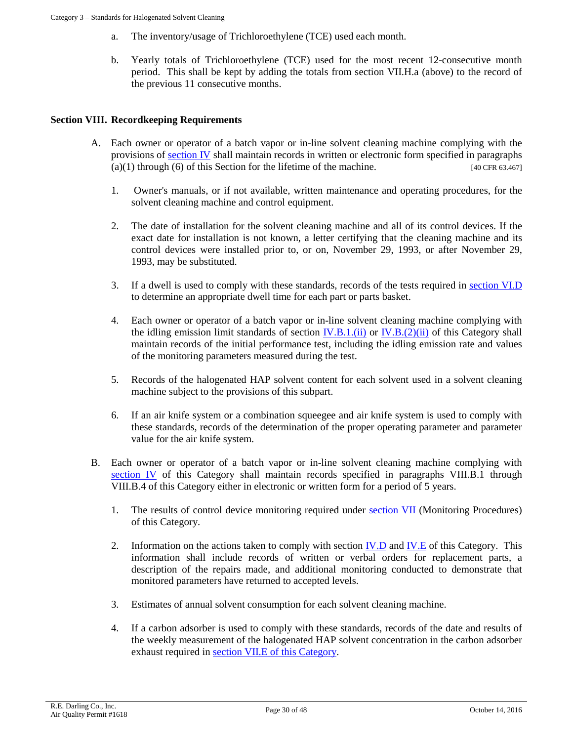a. The inventory/usage of Trichloroethylene (TCE) used each month.

b. Yearly totals of Trichloroethylene (TCE) used for the most recent 12-consecutive month period. This shall be kept by adding the totals from section VII.H.a (above) to the record of the previous 11 consecutive months.

## Section VIII. Recordkeeping Requirements

A. Each owner or operator of a batch vapor or in-line solvent cleaning machine complying with the provisions of section IV shall maintain records in written or electronic form specified in paragraphs (a)(1) through (6) of this Section for the lifetime of the machine. [40 CFR 63.467]

1. Owner's manuals, or if not available, written maintenance and operating procedures, for the solvent cleaning machine and control equipment.

2. The date of installation for the solvent cleaning machine and all of its control devices. If the exact date for installation is not known, a letter certifying that the cleaning machine and its control devices were installed prior to, or on, November 29, 1993, or after November 29, 1993, may be substituted.

3. If a dwell is used to comply with these standards, records of the tests required in section VI.D to determine an appropriate dwell time for each part or parts basket.

4. Each owner or operator of a batch vapor or in-line solvent cleaning machine complying with the idling emission limit standards of section IV.B.1.(ii) or IV.B.(2)(ii) of this Category shall maintain records of the initial performance test, including the idling emission rate and values of the monitoring parameters measured during the test.

5. Records of the halogenated HAP solvent content for each solvent used in a solvent cleaning machine subject to the provisions of this subpart.

6. If an air knife system or a combination squeegee and air knife system is used to comply with these standards, records of the determination of the proper operating parameter and parameter value for the air knife system.

B. Each owner or operator of a batch vapor or in-line solvent cleaning machine complying with section IV of this Category shall maintain records specified in paragraphs VIII.B.1 through VIII.B.4 of this Category either in electronic or written form for a period of 5 years.

1. The results of control device monitoring required under section VII (Monitoring Procedures) of this Category.

2. Information on the actions taken to comply with section IV.D and IV.E of this Category. This information shall include records of written or verbal orders for replacement parts, a description of the repairs made, and additional monitoring conducted to demonstrate that monitored parameters have returned to accepted levels.

3. Estimates of annual solvent consumption for each solvent cleaning machine.

4. If a carbon adsorber is used to comply with these standards, records of the date and results of the weekly measurement of the halogenated HAP solvent concentration in the carbon adsorber exhaust required in section VII.E of this Category.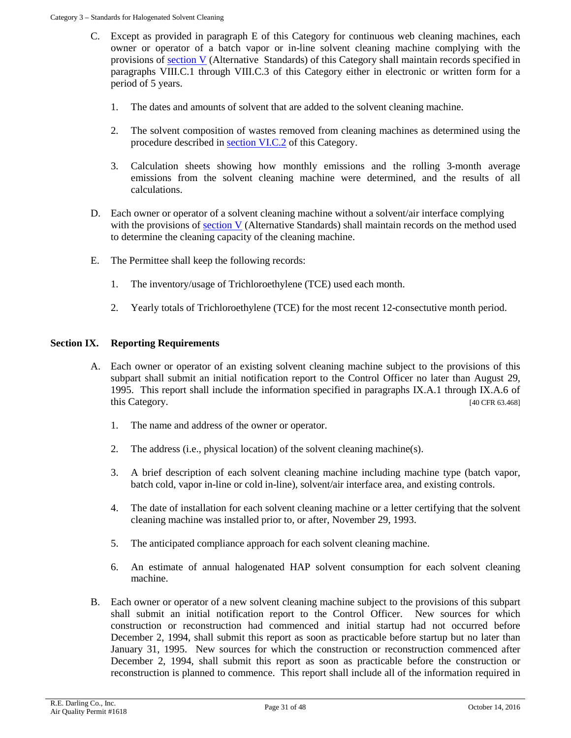C. Except as provided in paragraph E of this Category for continuous web cleaning machines, each owner or operator of a batch vapor or in-line solvent cleaning machine complying with the provisions of section V (Alternative Standards) of this Category shall maintain records specified in paragraphs VIII.C.1 through VIII.C.3 of this Category either in electronic or written form for a period of 5 years.

1. The dates and amounts of solvent that are added to the solvent cleaning machine.

2. The solvent composition of wastes removed from cleaning machines as determined using the procedure described in section VI.C.2 of this Category.

3. Calculation sheets showing how monthly emissions and the rolling 3-month average emissions from the solvent cleaning machine were determined, and the results of all calculations.

D. Each owner or operator of a solvent cleaning machine without a solvent/air interface complying with the provisions of section V (Alternative Standards) shall maintain records on the method used to determine the cleaning capacity of the cleaning machine.

E. The Permittee shall keep the following records:

1. The inventory/usage of Trichloroethylene (TCE) used each month.

2. Yearly totals of Trichloroethylene (TCE) for the most recent 12-consectutive month period.

## Section IX. Reporting Requirements

A. Each owner or operator of an existing solvent cleaning machine subject to the provisions of this subpart shall submit an initial notification report to the Control Officer no later than August 29, 1995. This report shall include the information specified in paragraphs IX.A.1 through IX.A.6 of this Category. [40 CFR 63.468]

1. The name and address of the owner or operator.

2. The address (i.e., physical location) of the solvent cleaning machine(s).

3. A brief description of each solvent cleaning machine including machine type (batch vapor, batch cold, vapor in-line or cold in-line), solvent/air interface area, and existing controls.

4. The date of installation for each solvent cleaning machine or a letter certifying that the solvent cleaning machine was installed prior to, or after, November 29, 1993.

5. The anticipated compliance approach for each solvent cleaning machine.

6. An estimate of annual halogenated HAP solvent consumption for each solvent cleaning machine.

B. Each owner or operator of a new solvent cleaning machine subject to the provisions of this subpart shall submit an initial notification report to the Control Officer. New sources for which construction or reconstruction had commenced and initial startup had not occurred before December 2, 1994, shall submit this report as soon as practicable before startup but no later than January 31, 1995. New sources for which the construction or reconstruction commenced after December 2, 1994, shall submit this report as soon as practicable before the construction or reconstruction is planned to commence. This report shall include all of the information required in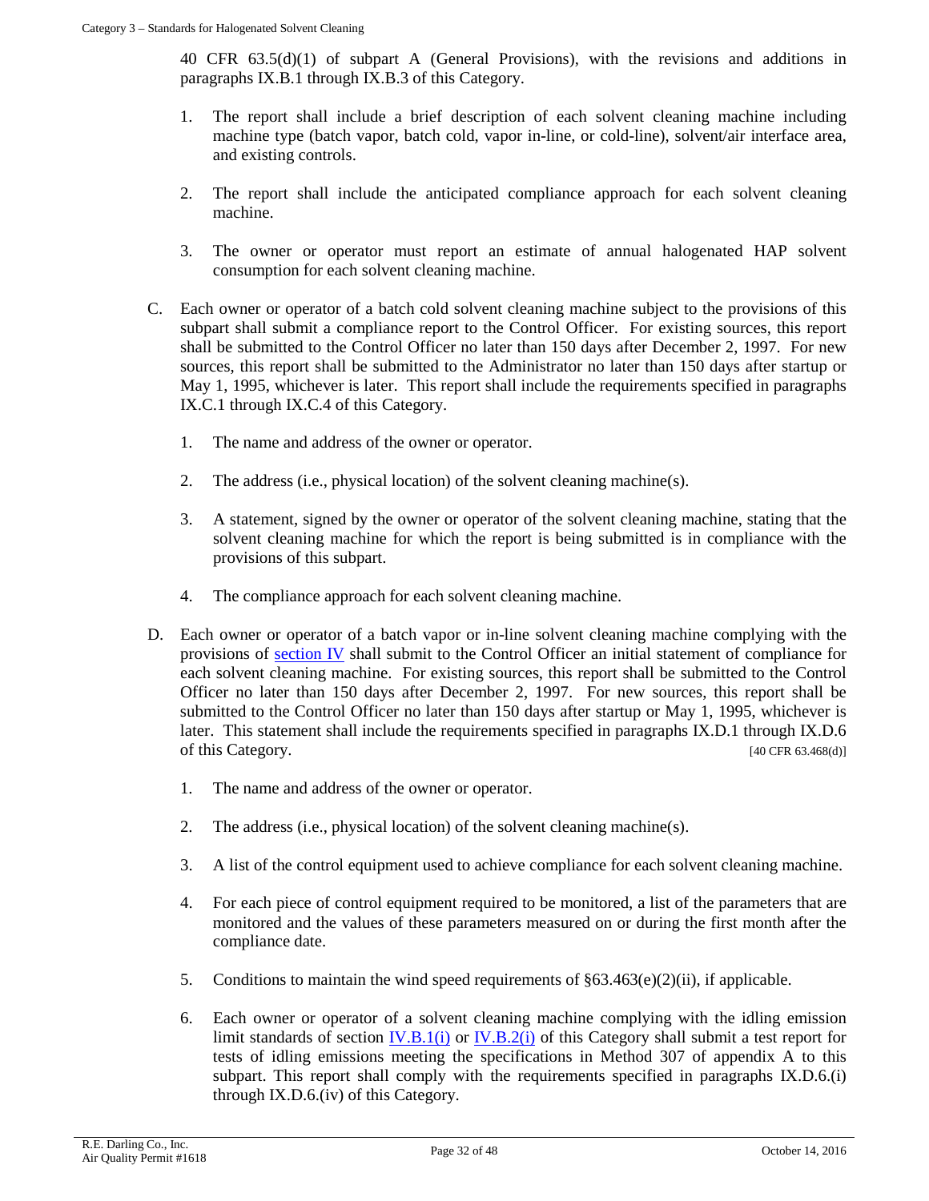40 CFR 63.5(d)(1) of subpart A (General Provisions), with the revisions and additions in paragraphs IX.B.1 through IX.B.3 of this Category.

1. The report shall include a brief description of each solvent cleaning machine including machine type (batch vapor, batch cold, vapor in-line, or cold-line), solvent/air interface area, and existing controls.

2. The report shall include the anticipated compliance approach for each solvent cleaning machine.

3. The owner or operator must report an estimate of annual halogenated HAP solvent consumption for each solvent cleaning machine.

C. Each owner or operator of a batch cold solvent cleaning machine subject to the provisions of this subpart shall submit a compliance report to the Control Officer. For existing sources, this report shall be submitted to the Control Officer no later than 150 days after December 2, 1997. For new sources, this report shall be submitted to the Administrator no later than 150 days after startup or May 1, 1995, whichever is later. This report shall include the requirements specified in paragraphs IX.C.1 through IX.C.4 of this Category.

1. The name and address of the owner or operator.

2. The address (i.e., physical location) of the solvent cleaning machine(s).

3. A statement, signed by the owner or operator of the solvent cleaning machine, stating that the solvent cleaning machine for which the report is being submitted is in compliance with the provisions of this subpart.

4. The compliance approach for each solvent cleaning machine.

D. Each owner or operator of a batch vapor or in-line solvent cleaning machine complying with the provisions of section IV shall submit to the Control Officer an initial statement of compliance for each solvent cleaning machine. For existing sources, this report shall be submitted to the Control Officer no later than 150 days after December 2, 1997. For new sources, this report shall be submitted to the Control Officer no later than 150 days after startup or May 1, 1995, whichever is later. This statement shall include the requirements specified in paragraphs IX.D.1 through IX.D.6 of this Category. [40 CFR 63.468(d)]

1. The name and address of the owner or operator.

2. The address (i.e., physical location) of the solvent cleaning machine(s).

3. A list of the control equipment used to achieve compliance for each solvent cleaning machine.

4. For each piece of control equipment required to be monitored, a list of the parameters that are monitored and the values of these parameters measured on or during the first month after the compliance date.

5. Conditions to maintain the wind speed requirements of §63.463(e)(2)(ii), if applicable.

6. Each owner or operator of a solvent cleaning machine complying with the idling emission limit standards of section IV.B.1(i) or IV.B.2(i) of this Category shall submit a test report for tests of idling emissions meeting the specifications in Method 307 of appendix A to this subpart. This report shall comply with the requirements specified in paragraphs IX.D.6.(i) through IX.D.6.(iv) of this Category.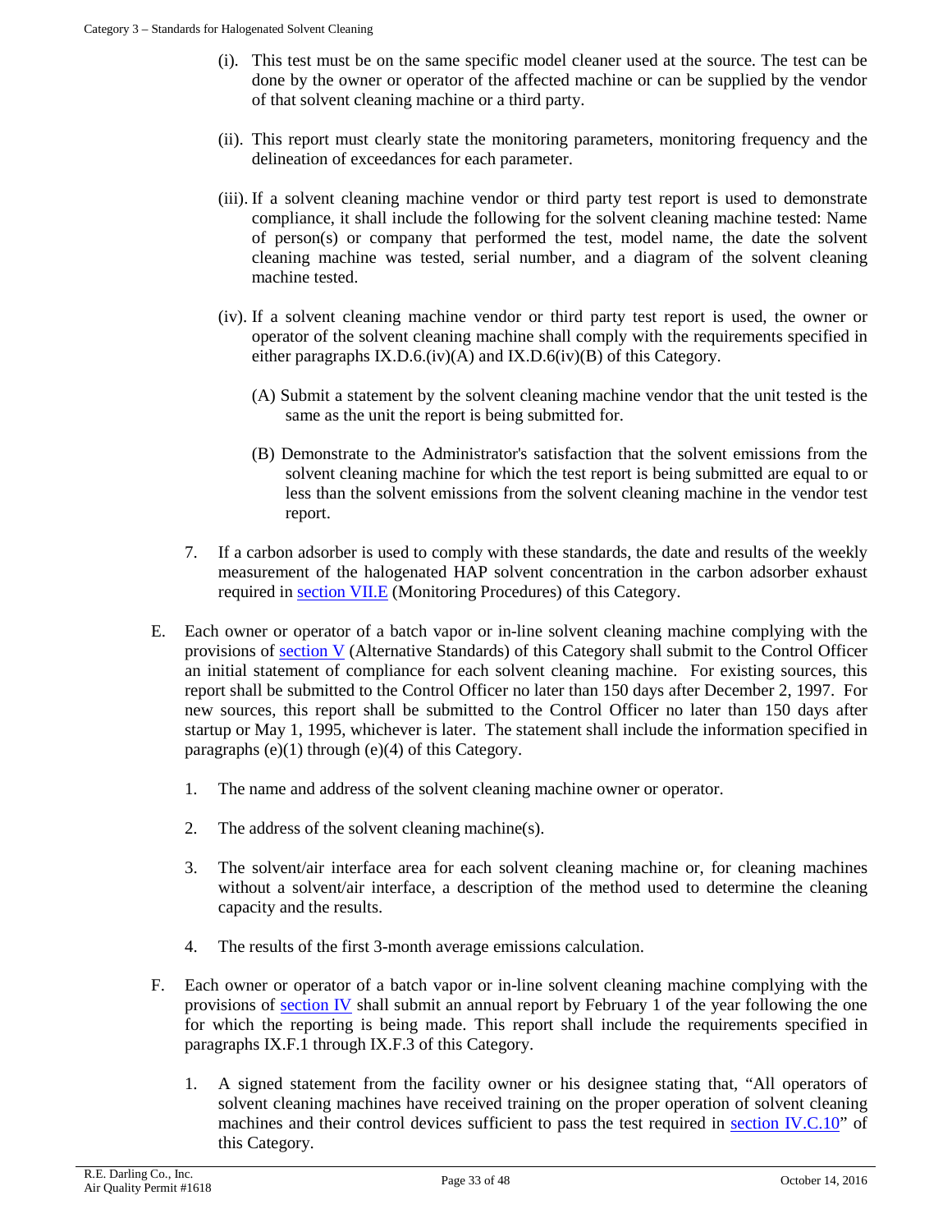(i). This test must be on the same specific model cleaner used at the source. The test can be done by the owner or operator of the affected machine or can be supplied by the vendor of that solvent cleaning machine or a third party.

(ii). This report must clearly state the monitoring parameters, monitoring frequency and the delineation of exceedances for each parameter.

(iii). If a solvent cleaning machine vendor or third party test report is used to demonstrate compliance, it shall include the following for the solvent cleaning machine tested: Name of person(s) or company that performed the test, model name, the date the solvent cleaning machine was tested, serial number, and a diagram of the solvent cleaning machine tested.

(iv). If a solvent cleaning machine vendor or third party test report is used, the owner or operator of the solvent cleaning machine shall comply with the requirements specified in either paragraphs IX.D.6.(iv)(A) and IX.D.6(iv)(B) of this Category.

(A) Submit a statement by the solvent cleaning machine vendor that the unit tested is the same as the unit the report is being submitted for.

(B) Demonstrate to the Administrator's satisfaction that the solvent emissions from the solvent cleaning machine for which the test report is being submitted are equal to or less than the solvent emissions from the solvent cleaning machine in the vendor test report.

7. If a carbon adsorber is used to comply with these standards, the date and results of the weekly measurement of the halogenated HAP solvent concentration in the carbon adsorber exhaust required in section VII.E (Monitoring Procedures) of this Category.

E. Each owner or operator of a batch vapor or in-line solvent cleaning machine complying with the provisions of section V (Alternative Standards) of this Category shall submit to the Control Officer an initial statement of compliance for each solvent cleaning machine. For existing sources, this report shall be submitted to the Control Officer no later than 150 days after December 2, 1997. For new sources, this report shall be submitted to the Control Officer no later than 150 days after startup or May 1, 1995, whichever is later. The statement shall include the information specified in paragraphs (e)(1) through (e)(4) of this Category.

1. The name and address of the solvent cleaning machine owner or operator.

2. The address of the solvent cleaning machine(s).

3. The solvent/air interface area for each solvent cleaning machine or, for cleaning machines without a solvent/air interface, a description of the method used to determine the cleaning capacity and the results.

4. The results of the first 3-month average emissions calculation.

F. Each owner or operator of a batch vapor or in-line solvent cleaning machine complying with the provisions of section IV shall submit an annual report by February 1 of the year following the one for which the reporting is being made. This report shall include the requirements specified in paragraphs IX.F.1 through IX.F.3 of this Category.

1. A signed statement from the facility owner or his designee stating that, "All operators of solvent cleaning machines have received training on the proper operation of solvent cleaning machines and their control devices sufficient to pass the test required in section IV.C.10" of this Category.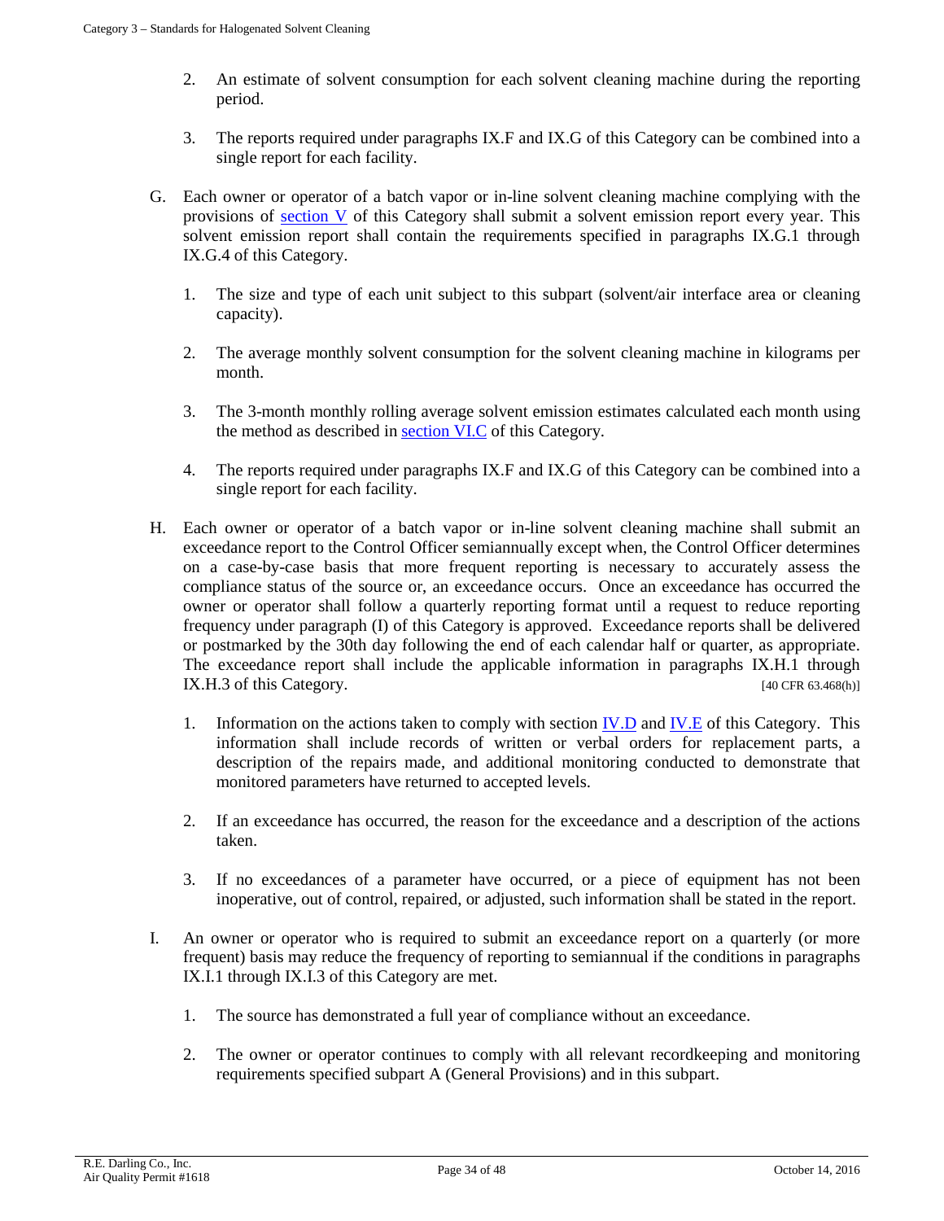2. An estimate of solvent consumption for each solvent cleaning machine during the reporting period.

3. The reports required under paragraphs IX.F and IX.G of this Category can be combined into a single report for each facility.

G. Each owner or operator of a batch vapor or in-line solvent cleaning machine complying with the provisions of section V of this Category shall submit a solvent emission report every year. This solvent emission report shall contain the requirements specified in paragraphs IX.G.1 through IX.G.4 of this Category.

   1. The size and type of each unit subject to this subpart (solvent/air interface area or cleaning capacity).

   2. The average monthly solvent consumption for the solvent cleaning machine in kilograms per month.

   3. The 3-month monthly rolling average solvent emission estimates calculated each month using the method as described in section VI.C of this Category.

   4. The reports required under paragraphs IX.F and IX.G of this Category can be combined into a single report for each facility.

H. Each owner or operator of a batch vapor or in-line solvent cleaning machine shall submit an exceedance report to the Control Officer semiannually except when, the Control Officer determines on a case-by-case basis that more frequent reporting is necessary to accurately assess the compliance status of the source or, an exceedance occurs. Once an exceedance has occurred the owner or operator shall follow a quarterly reporting format until a request to reduce reporting frequency under paragraph (I) of this Category is approved. Exceedance reports shall be delivered or postmarked by the 30th day following the end of each calendar half or quarter, as appropriate. The exceedance report shall include the applicable information in paragraphs IX.H.1 through IX.H.3 of this Category. [40 CFR 63.468(h)]

   1. Information on the actions taken to comply with section IV.D and IV.E of this Category. This information shall include records of written or verbal orders for replacement parts, a description of the repairs made, and additional monitoring conducted to demonstrate that monitored parameters have returned to accepted levels.

   2. If an exceedance has occurred, the reason for the exceedance and a description of the actions taken.

   3. If no exceedances of a parameter have occurred, or a piece of equipment has not been inoperative, out of control, repaired, or adjusted, such information shall be stated in the report.

I. An owner or operator who is required to submit an exceedance report on a quarterly (or more frequent) basis may reduce the frequency of reporting to semiannual if the conditions in paragraphs IX.I.1 through IX.I.3 of this Category are met.

   1. The source has demonstrated a full year of compliance without an exceedance.

   2. The owner or operator continues to comply with all relevant recordkeeping and monitoring requirements specified subpart A (General Provisions) and in this subpart.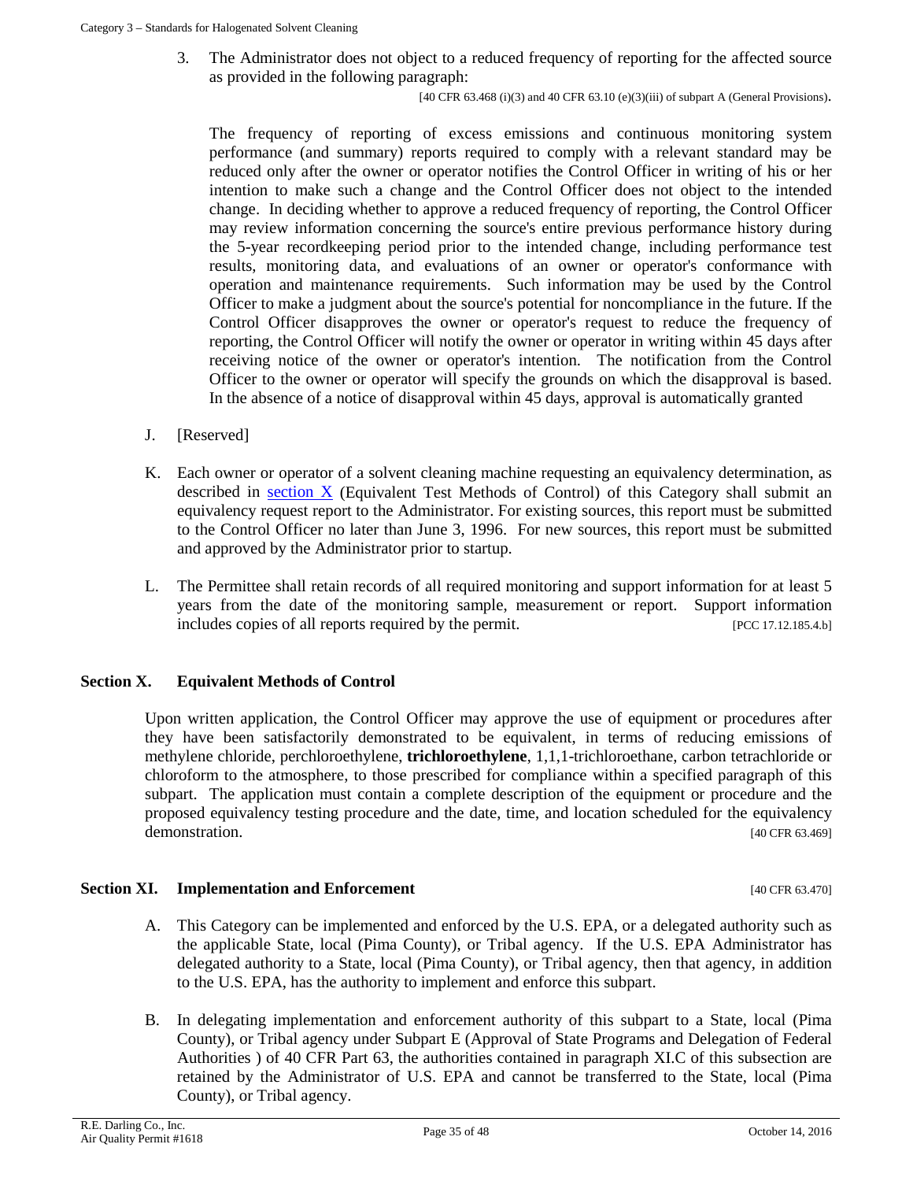3. The Administrator does not object to a reduced frequency of reporting for the affected source as provided in the following paragraph:

[40 CFR 63.468 (i)(3) and 40 CFR 63.10 (e)(3)(iii) of subpart A (General Provisions).

The frequency of reporting of excess emissions and continuous monitoring system performance (and summary) reports required to comply with a relevant standard may be reduced only after the owner or operator notifies the Control Officer in writing of his or her intention to make such a change and the Control Officer does not object to the intended change. In deciding whether to approve a reduced frequency of reporting, the Control Officer may review information concerning the source's entire previous performance history during the 5-year recordkeeping period prior to the intended change, including performance test results, monitoring data, and evaluations of an owner or operator's conformance with operation and maintenance requirements. Such information may be used by the Control Officer to make a judgment about the source's potential for noncompliance in the future. If the Control Officer disapproves the owner or operator's request to reduce the frequency of reporting, the Control Officer will notify the owner or operator in writing within 45 days after receiving notice of the owner or operator's intention. The notification from the Control Officer to the owner or operator will specify the grounds on which the disapproval is based. In the absence of a notice of disapproval within 45 days, approval is automatically granted

J. [Reserved]

K. Each owner or operator of a solvent cleaning machine requesting an equivalency determination, as described in section X (Equivalent Test Methods of Control) of this Category shall submit an equivalency request report to the Administrator. For existing sources, this report must be submitted to the Control Officer no later than June 3, 1996. For new sources, this report must be submitted and approved by the Administrator prior to startup.

L. The Permittee shall retain records of all required monitoring and support information for at least 5 years from the date of the monitoring sample, measurement or report. Support information includes copies of all reports required by the permit. [PCC 17.12.185.4.b]

## Section X. Equivalent Methods of Control

Upon written application, the Control Officer may approve the use of equipment or procedures after they have been satisfactorily demonstrated to be equivalent, in terms of reducing emissions of methylene chloride, perchloroethylene, **trichloroethylene**, 1,1,1-trichloroethane, carbon tetrachloride or chloroform to the atmosphere, to those prescribed for compliance within a specified paragraph of this subpart. The application must contain a complete description of the equipment or procedure and the proposed equivalency testing procedure and the date, time, and location scheduled for the equivalency demonstration. [40 CFR 63.469]

## Section XI. Implementation and Enforcement [40 CFR 63.470]

A. This Category can be implemented and enforced by the U.S. EPA, or a delegated authority such as the applicable State, local (Pima County), or Tribal agency. If the U.S. EPA Administrator has delegated authority to a State, local (Pima County), or Tribal agency, then that agency, in addition to the U.S. EPA, has the authority to implement and enforce this subpart.

B. In delegating implementation and enforcement authority of this subpart to a State, local (Pima County), or Tribal agency under Subpart E (Approval of State Programs and Delegation of Federal Authorities ) of 40 CFR Part 63, the authorities contained in paragraph XI.C of this subsection are retained by the Administrator of U.S. EPA and cannot be transferred to the State, local (Pima County), or Tribal agency.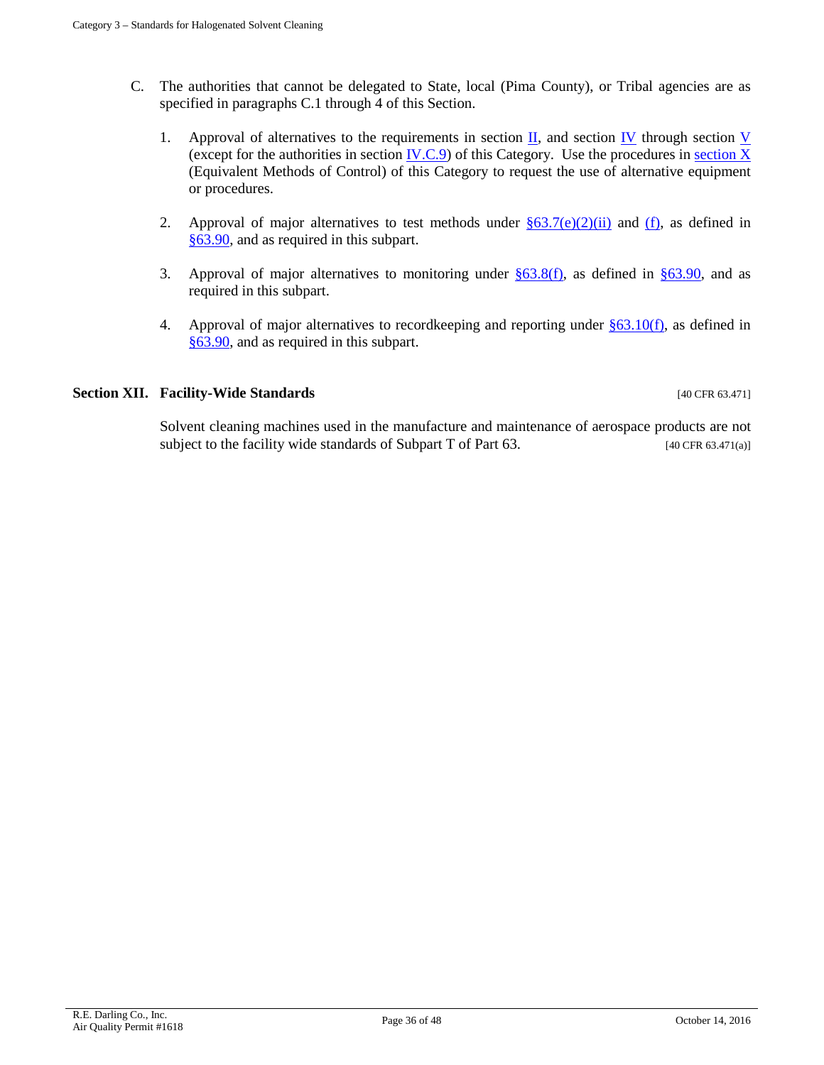C. The authorities that cannot be delegated to State, local (Pima County), or Tribal agencies are as specified in paragraphs C.1 through 4 of this Section.

   1. Approval of alternatives to the requirements in section II, and section IV through section V (except for the authorities in section IV.C.9) of this Category. Use the procedures in section X (Equivalent Methods of Control) of this Category to request the use of alternative equipment or procedures.

   2. Approval of major alternatives to test methods under §63.7(e)(2)(ii) and (f), as defined in §63.90, and as required in this subpart.

   3. Approval of major alternatives to monitoring under §63.8(f), as defined in §63.90, and as required in this subpart.

   4. Approval of major alternatives to recordkeeping and reporting under §63.10(f), as defined in §63.90, and as required in this subpart.

## Section XII. Facility-Wide Standards [40 CFR 63.471]

Solvent cleaning machines used in the manufacture and maintenance of aerospace products are not subject to the facility wide standards of Subpart T of Part 63. [40 CFR 63.471(a)]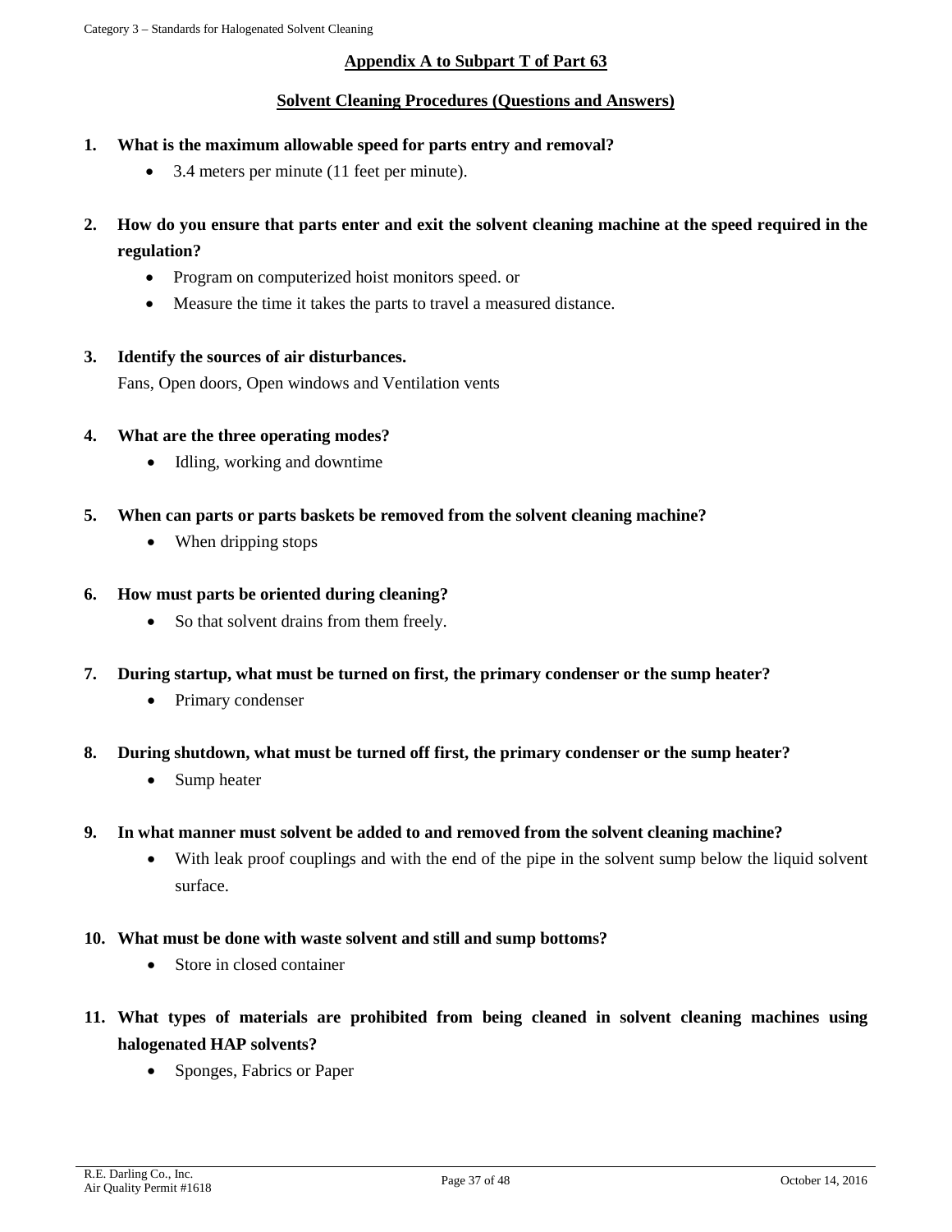## Appendix A to Subpart T of Part 63

### Solvent Cleaning Procedures (Questions and Answers)

1. **What is the maximum allowable speed for parts entry and removal?**
   - 3.4 meters per minute (11 feet per minute).

2. **How do you ensure that parts enter and exit the solvent cleaning machine at the speed required in the regulation?**
   - Program on computerized hoist monitors speed. or
   - Measure the time it takes the parts to travel a measured distance.

3. **Identify the sources of air disturbances.**

   Fans, Open doors, Open windows and Ventilation vents

4. **What are the three operating modes?**
   - Idling, working and downtime

5. **When can parts or parts baskets be removed from the solvent cleaning machine?**
   - When dripping stops

6. **How must parts be oriented during cleaning?**
   - So that solvent drains from them freely.

7. **During startup, what must be turned on first, the primary condenser or the sump heater?**
   - Primary condenser

8. **During shutdown, what must be turned off first, the primary condenser or the sump heater?**
   - Sump heater

9. **In what manner must solvent be added to and removed from the solvent cleaning machine?**
   - With leak proof couplings and with the end of the pipe in the solvent sump below the liquid solvent surface.

10. **What must be done with waste solvent and still and sump bottoms?**
    - Store in closed container

11. **What types of materials are prohibited from being cleaned in solvent cleaning machines using halogenated HAP solvents?**
    - Sponges, Fabrics or Paper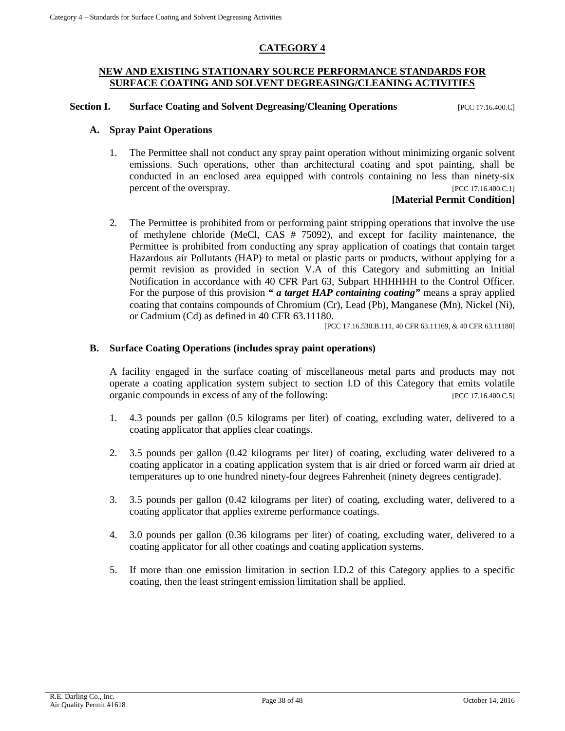# CATEGORY 4

## NEW AND EXISTING STATIONARY SOURCE PERFORMANCE STANDARDS FOR SURFACE COATING AND SOLVENT DEGREASING/CLEANING ACTIVITIES

### Section I. Surface Coating and Solvent Degreasing/Cleaning Operations [PCC 17.16.400.C]

#### A. Spray Paint Operations

1. The Permittee shall not conduct any spray paint operation without minimizing organic solvent emissions. Such operations, other than architectural coating and spot painting, shall be conducted in an enclosed area equipped with controls containing no less than ninety-six percent of the overspray. [PCC 17.16.400.C.1]

   **[Material Permit Condition]**

2. The Permittee is prohibited from or performing paint stripping operations that involve the use of methylene chloride (MeCl, CAS # 75092), and except for facility maintenance, the Permittee is prohibited from conducting any spray application of coatings that contain target Hazardous air Pollutants (HAP) to metal or plastic parts or products, without applying for a permit revision as provided in section V.A of this Category and submitting an Initial Notification in accordance with 40 CFR Part 63, Subpart HHHHHH to the Control Officer. For the purpose of this provision ***" a target HAP containing coating"*** means a spray applied coating that contains compounds of Chromium (Cr), Lead (Pb), Manganese (Mn), Nickel (Ni), or Cadmium (Cd) as defined in 40 CFR 63.11180.

   [PCC 17.16.530.B.111, 40 CFR 63.11169, & 40 CFR 63.11180]

#### B. Surface Coating Operations (includes spray paint operations)

A facility engaged in the surface coating of miscellaneous metal parts and products may not operate a coating application system subject to section I.D of this Category that emits volatile organic compounds in excess of any of the following: [PCC 17.16.400.C.5]

1. 4.3 pounds per gallon (0.5 kilograms per liter) of coating, excluding water, delivered to a coating applicator that applies clear coatings.

2. 3.5 pounds per gallon (0.42 kilograms per liter) of coating, excluding water delivered to a coating applicator in a coating application system that is air dried or forced warm air dried at temperatures up to one hundred ninety-four degrees Fahrenheit (ninety degrees centigrade).

3. 3.5 pounds per gallon (0.42 kilograms per liter) of coating, excluding water, delivered to a coating applicator that applies extreme performance coatings.

4. 3.0 pounds per gallon (0.36 kilograms per liter) of coating, excluding water, delivered to a coating applicator for all other coatings and coating application systems.

5. If more than one emission limitation in section I.D.2 of this Category applies to a specific coating, then the least stringent emission limitation shall be applied.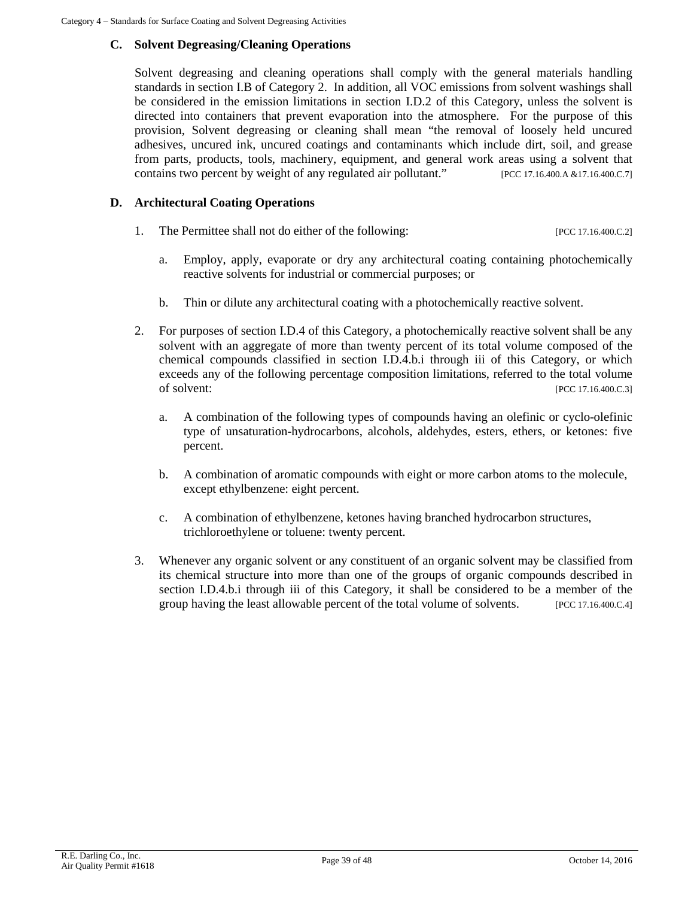### C. Solvent Degreasing/Cleaning Operations

Solvent degreasing and cleaning operations shall comply with the general materials handling standards in section I.B of Category 2. In addition, all VOC emissions from solvent washings shall be considered in the emission limitations in section I.D.2 of this Category, unless the solvent is directed into containers that prevent evaporation into the atmosphere. For the purpose of this provision, Solvent degreasing or cleaning shall mean "the removal of loosely held uncured adhesives, uncured ink, uncured coatings and contaminants which include dirt, soil, and grease from parts, products, tools, machinery, equipment, and general work areas using a solvent that contains two percent by weight of any regulated air pollutant." [PCC 17.16.400.A &17.16.400.C.7]

### D. Architectural Coating Operations

1. The Permittee shall not do either of the following: [PCC 17.16.400.C.2]

    a. Employ, apply, evaporate or dry any architectural coating containing photochemically reactive solvents for industrial or commercial purposes; or

    b. Thin or dilute any architectural coating with a photochemically reactive solvent.

2. For purposes of section I.D.4 of this Category, a photochemically reactive solvent shall be any solvent with an aggregate of more than twenty percent of its total volume composed of the chemical compounds classified in section I.D.4.b.i through iii of this Category, or which exceeds any of the following percentage composition limitations, referred to the total volume of solvent: [PCC 17.16.400.C.3]

    a. A combination of the following types of compounds having an olefinic or cyclo-olefinic type of unsaturation-hydrocarbons, alcohols, aldehydes, esters, ethers, or ketones: five percent.

    b. A combination of aromatic compounds with eight or more carbon atoms to the molecule, except ethylbenzene: eight percent.

    c. A combination of ethylbenzene, ketones having branched hydrocarbon structures, trichloroethylene or toluene: twenty percent.

3. Whenever any organic solvent or any constituent of an organic solvent may be classified from its chemical structure into more than one of the groups of organic compounds described in section I.D.4.b.i through iii of this Category, it shall be considered to be a member of the group having the least allowable percent of the total volume of solvents. [PCC 17.16.400.C.4]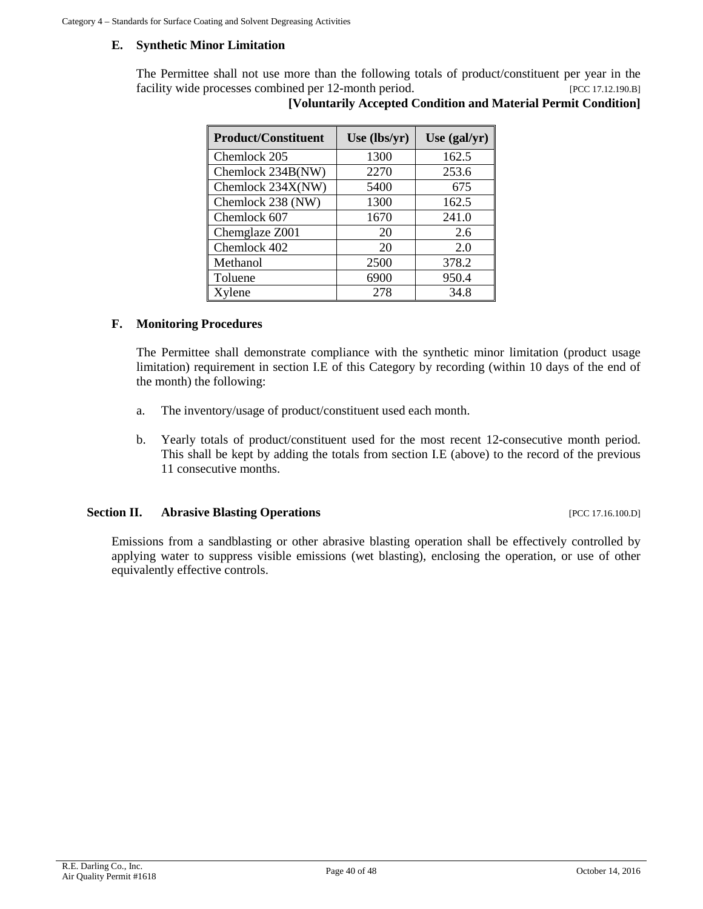### E. Synthetic Minor Limitation

The Permittee shall not use more than the following totals of product/constituent per year in the facility wide processes combined per 12-month period. [PCC 17.12.190.B]

**[Voluntarily Accepted Condition and Material Permit Condition]**

| Product/Constituent | Use (lbs/yr) | Use (gal/yr) |
|---|---|---|
| Chemlock 205 | 1300 | 162.5 |
| Chemlock 234B(NW) | 2270 | 253.6 |
| Chemlock 234X(NW) | 5400 | 675 |
| Chemlock 238 (NW) | 1300 | 162.5 |
| Chemlock 607 | 1670 | 241.0 |
| Chemglaze Z001 | 20 | 2.6 |
| Chemlock 402 | 20 | 2.0 |
| Methanol | 2500 | 378.2 |
| Toluene | 6900 | 950.4 |
| Xylene | 278 | 34.8 |

### F. Monitoring Procedures

The Permittee shall demonstrate compliance with the synthetic minor limitation (product usage limitation) requirement in section I.E of this Category by recording (within 10 days of the end of the month) the following:

a. The inventory/usage of product/constituent used each month.

b. Yearly totals of product/constituent used for the most recent 12-consecutive month period. This shall be kept by adding the totals from section I.E (above) to the record of the previous 11 consecutive months.

## Section II. Abrasive Blasting Operations [PCC 17.16.100.D]

Emissions from a sandblasting or other abrasive blasting operation shall be effectively controlled by applying water to suppress visible emissions (wet blasting), enclosing the operation, or use of other equivalently effective controls.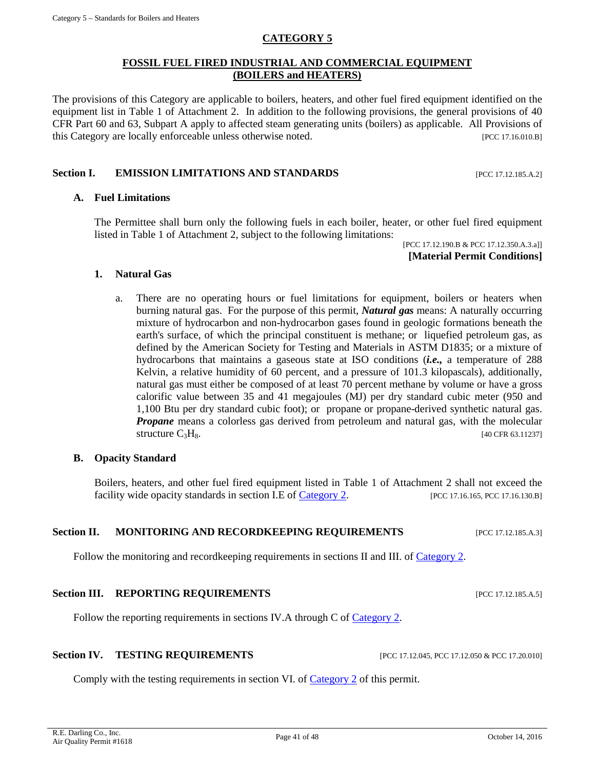# CATEGORY 5

## FOSSIL FUEL FIRED INDUSTRIAL AND COMMERCIAL EQUIPMENT (BOILERS and HEATERS)

The provisions of this Category are applicable to boilers, heaters, and other fuel fired equipment identified on the equipment list in Table 1 of Attachment 2. In addition to the following provisions, the general provisions of 40 CFR Part 60 and 63, Subpart A apply to affected steam generating units (boilers) as applicable. All Provisions of this Category are locally enforceable unless otherwise noted. [PCC 17.16.010.B]

## Section I. EMISSION LIMITATIONS AND STANDARDS [PCC 17.12.185.A.2]

### A. Fuel Limitations

The Permittee shall burn only the following fuels in each boiler, heater, or other fuel fired equipment listed in Table 1 of Attachment 2, subject to the following limitations:

[PCC 17.12.190.B & PCC 17.12.350.A.3.a]]
**[Material Permit Conditions]**

#### 1. Natural Gas

a. There are no operating hours or fuel limitations for equipment, boilers or heaters when burning natural gas. For the purpose of this permit, ***Natural gas*** means: A naturally occurring mixture of hydrocarbon and non-hydrocarbon gases found in geologic formations beneath the earth's surface, of which the principal constituent is methane; or liquefied petroleum gas, as defined by the American Society for Testing and Materials in ASTM D1835; or a mixture of hydrocarbons that maintains a gaseous state at ISO conditions (***i.e.,*** a temperature of 288 Kelvin, a relative humidity of 60 percent, and a pressure of 101.3 kilopascals), additionally, natural gas must either be composed of at least 70 percent methane by volume or have a gross calorific value between 35 and 41 megajoules (MJ) per dry standard cubic meter (950 and 1,100 Btu per dry standard cubic foot); or propane or propane-derived synthetic natural gas. ***Propane*** means a colorless gas derived from petroleum and natural gas, with the molecular structure $C_3H_8$. [40 CFR 63.11237]

### B. Opacity Standard

Boilers, heaters, and other fuel fired equipment listed in Table 1 of Attachment 2 shall not exceed the facility wide opacity standards in section I.E of Category 2. [PCC 17.16.165, PCC 17.16.130.B]

## Section II. MONITORING AND RECORDKEEPING REQUIREMENTS [PCC 17.12.185.A.3]

Follow the monitoring and recordkeeping requirements in sections II and III. of Category 2.

## Section III. REPORTING REQUIREMENTS [PCC 17.12.185.A.5]

Follow the reporting requirements in sections IV.A through C of Category 2.

## Section IV. TESTING REQUIREMENTS [PCC 17.12.045, PCC 17.12.050 & PCC 17.20.010]

Comply with the testing requirements in section VI. of Category 2 of this permit.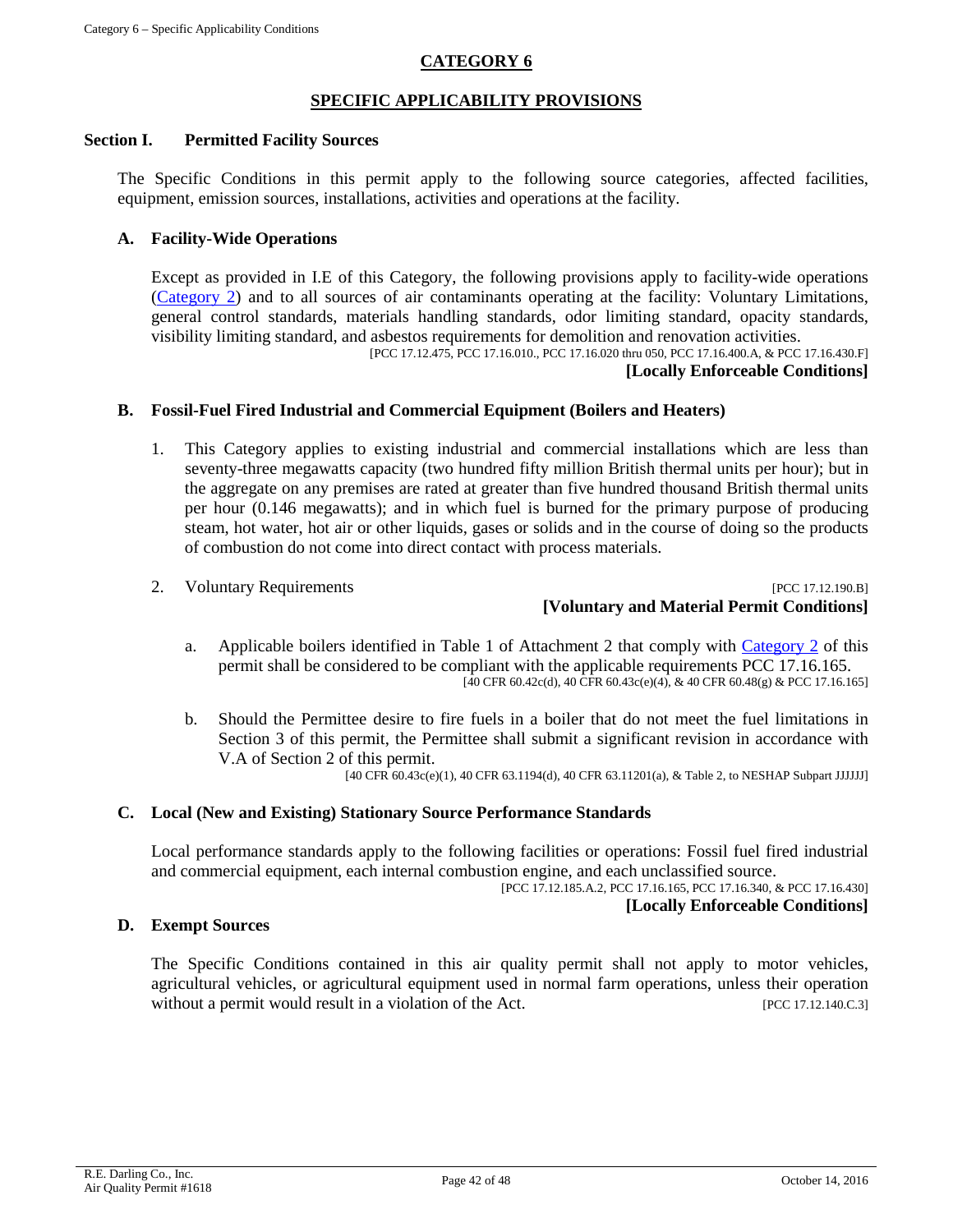# CATEGORY 6

## SPECIFIC APPLICABILITY PROVISIONS

### Section I. Permitted Facility Sources

The Specific Conditions in this permit apply to the following source categories, affected facilities, equipment, emission sources, installations, activities and operations at the facility.

#### A. Facility-Wide Operations

Except as provided in I.E of this Category, the following provisions apply to facility-wide operations (Category 2) and to all sources of air contaminants operating at the facility: Voluntary Limitations, general control standards, materials handling standards, odor limiting standard, opacity standards, visibility limiting standard, and asbestos requirements for demolition and renovation activities.

[PCC 17.12.475, PCC 17.16.010., PCC 17.16.020 thru 050, PCC 17.16.400.A, & PCC 17.16.430.F]

**[Locally Enforceable Conditions]**

#### B. Fossil-Fuel Fired Industrial and Commercial Equipment (Boilers and Heaters)

1. This Category applies to existing industrial and commercial installations which are less than seventy-three megawatts capacity (two hundred fifty million British thermal units per hour); but in the aggregate on any premises are rated at greater than five hundred thousand British thermal units per hour (0.146 megawatts); and in which fuel is burned for the primary purpose of producing steam, hot water, hot air or other liquids, gases or solids and in the course of doing so the products of combustion do not come into direct contact with process materials.

2. Voluntary Requirements [PCC 17.12.190.B]

   **[Voluntary and Material Permit Conditions]**

   a. Applicable boilers identified in Table 1 of Attachment 2 that comply with Category 2 of this permit shall be considered to be compliant with the applicable requirements PCC 17.16.165.

      [40 CFR 60.42c(d), 40 CFR 60.43c(e)(4), & 40 CFR 60.48(g) & PCC 17.16.165]

   b. Should the Permittee desire to fire fuels in a boiler that do not meet the fuel limitations in Section 3 of this permit, the Permittee shall submit a significant revision in accordance with V.A of Section 2 of this permit.

      [40 CFR 60.43c(e)(1), 40 CFR 63.1194(d), 40 CFR 63.11201(a), & Table 2, to NESHAP Subpart JJJJJJ]

#### C. Local (New and Existing) Stationary Source Performance Standards

Local performance standards apply to the following facilities or operations: Fossil fuel fired industrial and commercial equipment, each internal combustion engine, and each unclassified source.

[PCC 17.12.185.A.2, PCC 17.16.165, PCC 17.16.340, & PCC 17.16.430]

**[Locally Enforceable Conditions]**

#### D. Exempt Sources

The Specific Conditions contained in this air quality permit shall not apply to motor vehicles, agricultural vehicles, or agricultural equipment used in normal farm operations, unless their operation without a permit would result in a violation of the Act. [PCC 17.12.140.C.3]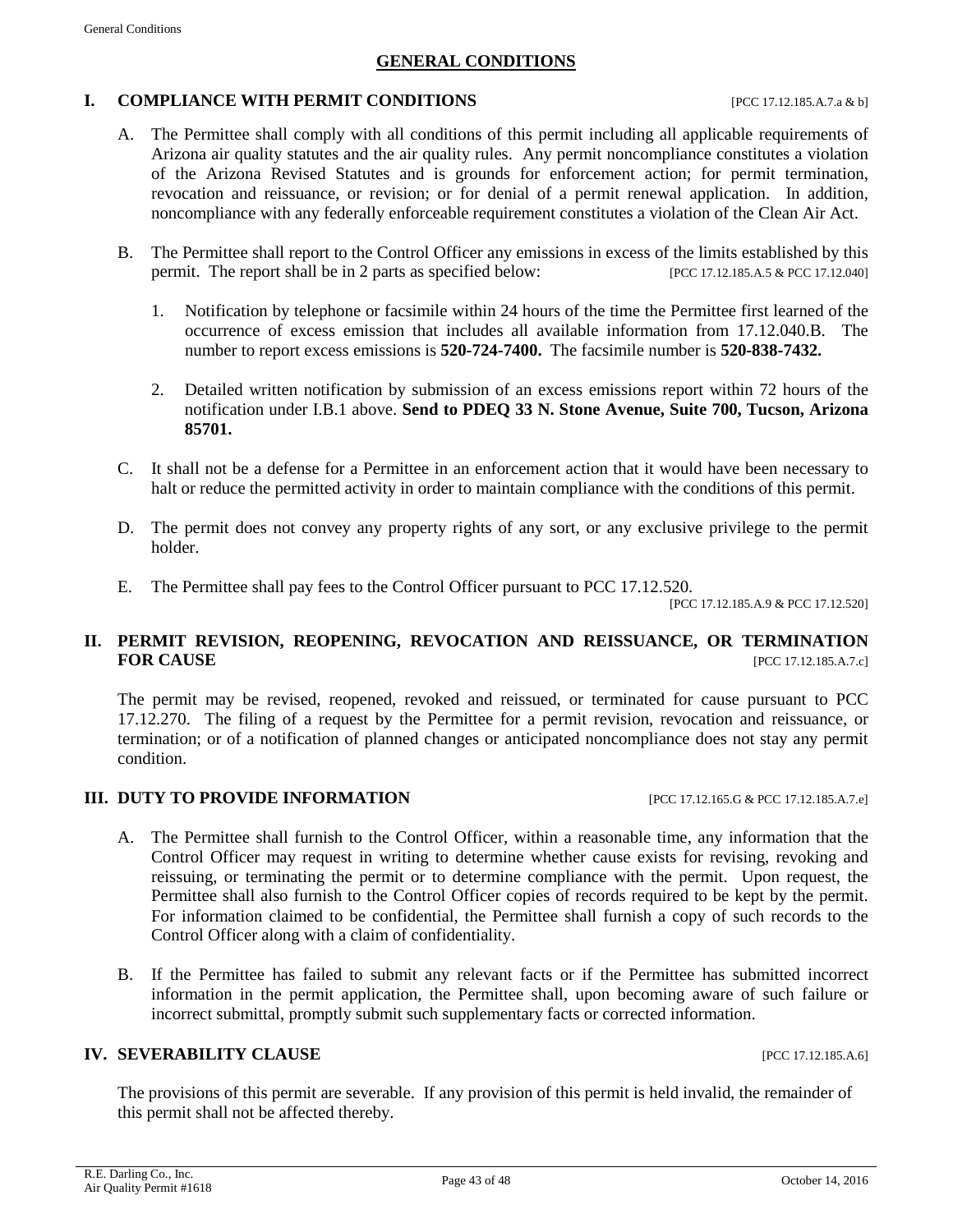## GENERAL CONDITIONS

### I. COMPLIANCE WITH PERMIT CONDITIONS [PCC 17.12.185.A.7.a & b]

A. The Permittee shall comply with all conditions of this permit including all applicable requirements of Arizona air quality statutes and the air quality rules. Any permit noncompliance constitutes a violation of the Arizona Revised Statutes and is grounds for enforcement action; for permit termination, revocation and reissuance, or revision; or for denial of a permit renewal application. In addition, noncompliance with any federally enforceable requirement constitutes a violation of the Clean Air Act.

B. The Permittee shall report to the Control Officer any emissions in excess of the limits established by this permit. The report shall be in 2 parts as specified below: [PCC 17.12.185.A.5 & PCC 17.12.040]

1. Notification by telephone or facsimile within 24 hours of the time the Permittee first learned of the occurrence of excess emission that includes all available information from 17.12.040.B. The number to report excess emissions is **520-724-7400.** The facsimile number is **520-838-7432.**

2. Detailed written notification by submission of an excess emissions report within 72 hours of the notification under I.B.1 above. **Send to PDEQ 33 N. Stone Avenue, Suite 700, Tucson, Arizona 85701.**

C. It shall not be a defense for a Permittee in an enforcement action that it would have been necessary to halt or reduce the permitted activity in order to maintain compliance with the conditions of this permit.

D. The permit does not convey any property rights of any sort, or any exclusive privilege to the permit holder.

E. The Permittee shall pay fees to the Control Officer pursuant to PCC 17.12.520.
[PCC 17.12.185.A.9 & PCC 17.12.520]

### II. PERMIT REVISION, REOPENING, REVOCATION AND REISSUANCE, OR TERMINATION FOR CAUSE [PCC 17.12.185.A.7.c]

The permit may be revised, reopened, revoked and reissued, or terminated for cause pursuant to PCC 17.12.270. The filing of a request by the Permittee for a permit revision, revocation and reissuance, or termination; or of a notification of planned changes or anticipated noncompliance does not stay any permit condition.

### III. DUTY TO PROVIDE INFORMATION [PCC 17.12.165.G & PCC 17.12.185.A.7.e]

A. The Permittee shall furnish to the Control Officer, within a reasonable time, any information that the Control Officer may request in writing to determine whether cause exists for revising, revoking and reissuing, or terminating the permit or to determine compliance with the permit. Upon request, the Permittee shall also furnish to the Control Officer copies of records required to be kept by the permit. For information claimed to be confidential, the Permittee shall furnish a copy of such records to the Control Officer along with a claim of confidentiality.

B. If the Permittee has failed to submit any relevant facts or if the Permittee has submitted incorrect information in the permit application, the Permittee shall, upon becoming aware of such failure or incorrect submittal, promptly submit such supplementary facts or corrected information.

### IV. SEVERABILITY CLAUSE [PCC 17.12.185.A.6]

The provisions of this permit are severable. If any provision of this permit is held invalid, the remainder of this permit shall not be affected thereby.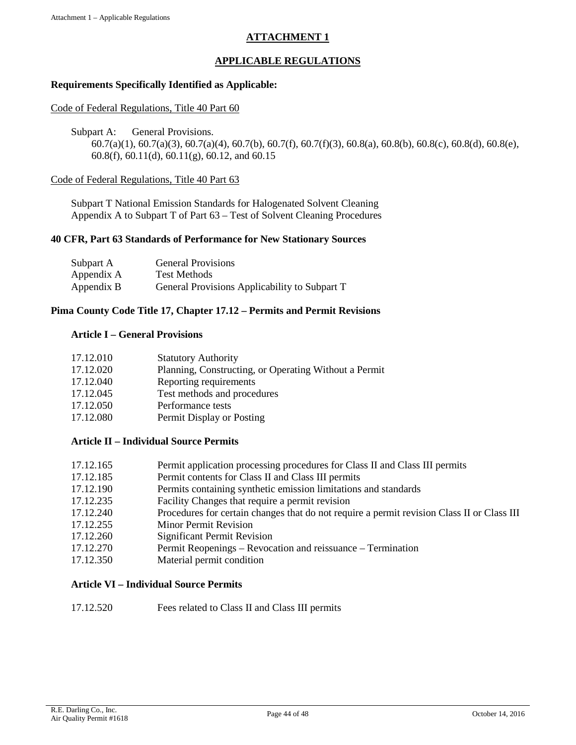# ATTACHMENT 1

## APPLICABLE REGULATIONS

**Requirements Specifically Identified as Applicable:**

Code of Federal Regulations, Title 40 Part 60

Subpart A: General Provisions.
60.7(a)(1), 60.7(a)(3), 60.7(a)(4), 60.7(b), 60.7(f), 60.7(f)(3), 60.8(a), 60.8(b), 60.8(c), 60.8(d), 60.8(e), 60.8(f), 60.11(d), 60.11(g), 60.12, and 60.15

Code of Federal Regulations, Title 40 Part 63

Subpart T National Emission Standards for Halogenated Solvent Cleaning
Appendix A to Subpart T of Part 63 – Test of Solvent Cleaning Procedures

**40 CFR, Part 63 Standards of Performance for New Stationary Sources**

| | |
|---|---|
| Subpart A | General Provisions |
| Appendix A | Test Methods |
| Appendix B | General Provisions Applicability to Subpart T |

**Pima County Code Title 17, Chapter 17.12 – Permits and Permit Revisions**

**Article I – General Provisions**

| | |
|---|---|
| 17.12.010 | Statutory Authority |
| 17.12.020 | Planning, Constructing, or Operating Without a Permit |
| 17.12.040 | Reporting requirements |
| 17.12.045 | Test methods and procedures |
| 17.12.050 | Performance tests |
| 17.12.080 | Permit Display or Posting |

**Article II – Individual Source Permits**

| | |
|---|---|
| 17.12.165 | Permit application processing procedures for Class II and Class III permits |
| 17.12.185 | Permit contents for Class II and Class III permits |
| 17.12.190 | Permits containing synthetic emission limitations and standards |
| 17.12.235 | Facility Changes that require a permit revision |
| 17.12.240 | Procedures for certain changes that do not require a permit revision Class II or Class III |
| 17.12.255 | Minor Permit Revision |
| 17.12.260 | Significant Permit Revision |
| 17.12.270 | Permit Reopenings – Revocation and reissuance – Termination |
| 17.12.350 | Material permit condition |

**Article VI – Individual Source Permits**

| | |
|---|---|
| 17.12.520 | Fees related to Class II and Class III permits |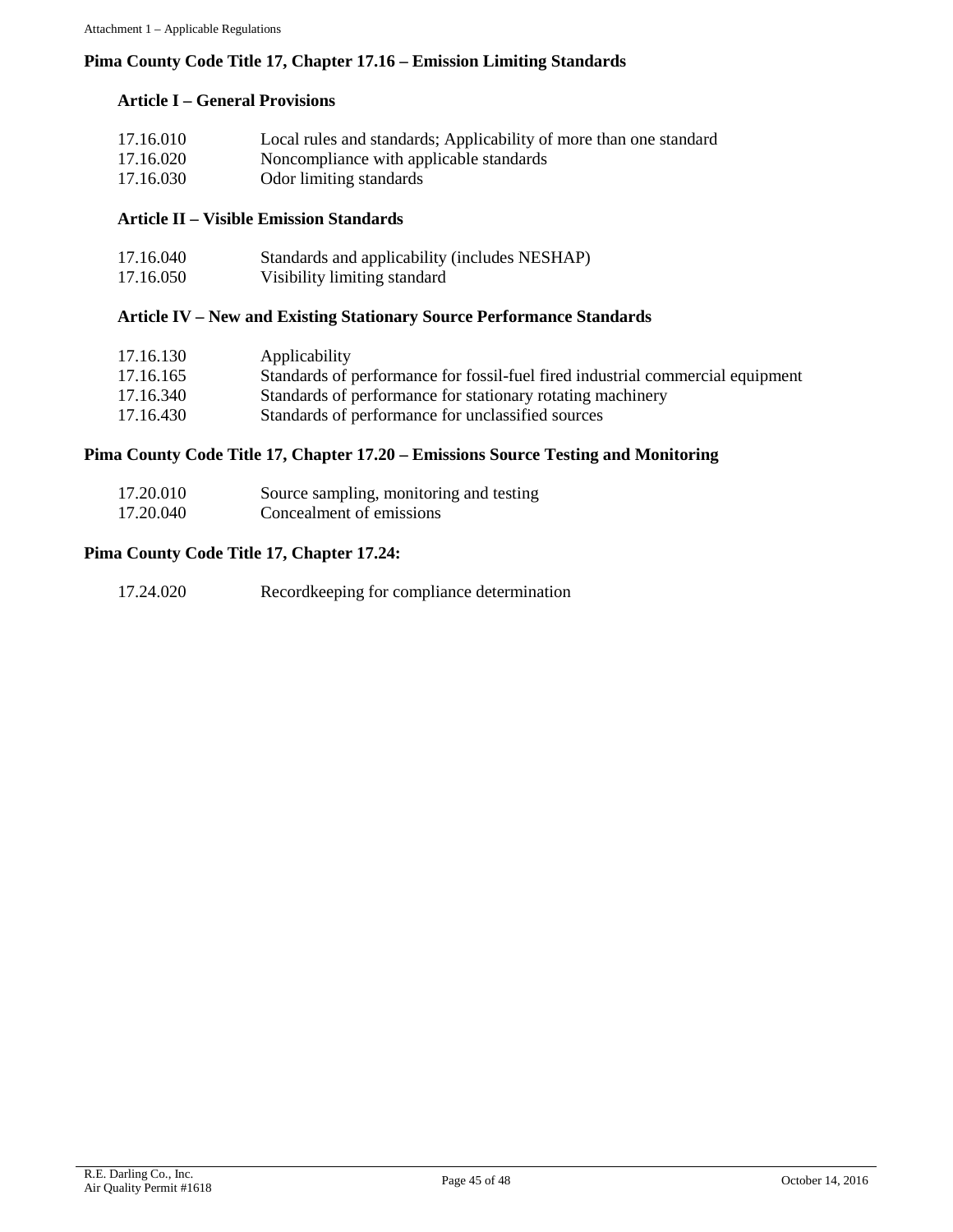## Pima County Code Title 17, Chapter 17.16 – Emission Limiting Standards

### Article I – General Provisions

| | |
|---|---|
| 17.16.010 | Local rules and standards; Applicability of more than one standard |
| 17.16.020 | Noncompliance with applicable standards |
| 17.16.030 | Odor limiting standards |

### Article II – Visible Emission Standards

| | |
|---|---|
| 17.16.040 | Standards and applicability (includes NESHAP) |
| 17.16.050 | Visibility limiting standard |

### Article IV – New and Existing Stationary Source Performance Standards

| | |
|---|---|
| 17.16.130 | Applicability |
| 17.16.165 | Standards of performance for fossil-fuel fired industrial commercial equipment |
| 17.16.340 | Standards of performance for stationary rotating machinery |
| 17.16.430 | Standards of performance for unclassified sources |

## Pima County Code Title 17, Chapter 17.20 – Emissions Source Testing and Monitoring

| | |
|---|---|
| 17.20.010 | Source sampling, monitoring and testing |
| 17.20.040 | Concealment of emissions |

## Pima County Code Title 17, Chapter 17.24:

| | |
|---|---|
| 17.24.020 | Recordkeeping for compliance determination |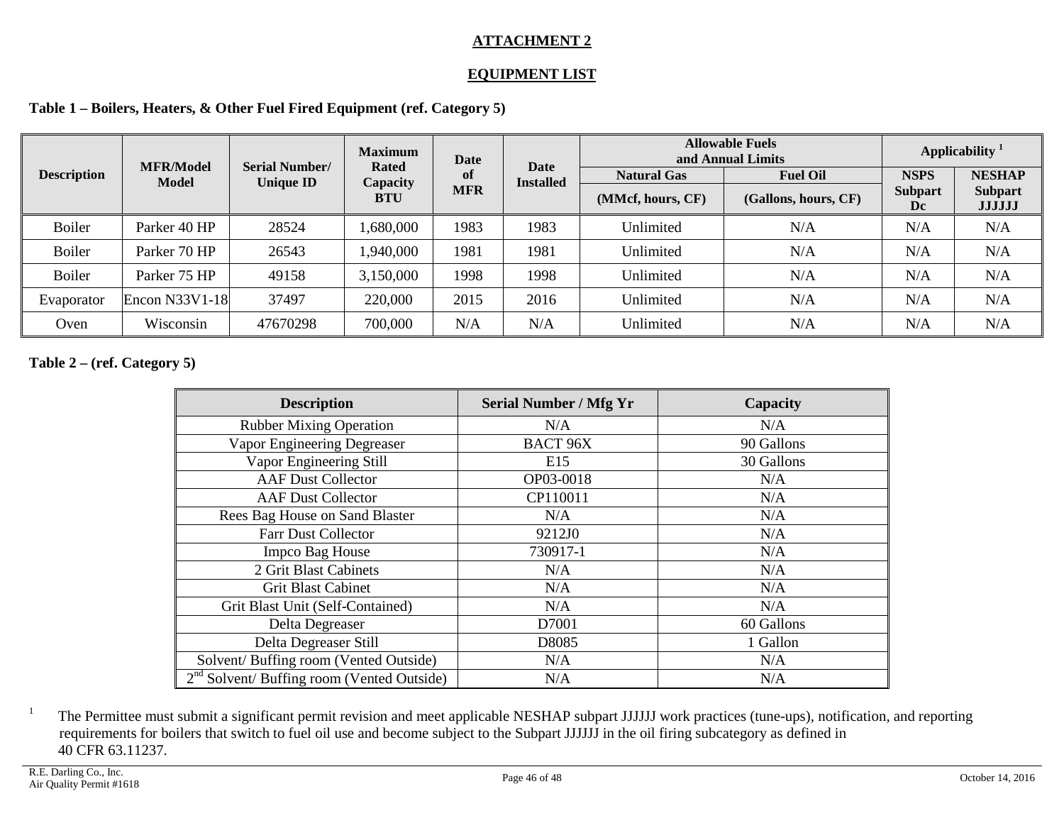# ATTACHMENT 2

## EQUIPMENT LIST

**Table 1 – Boilers, Heaters, & Other Fuel Fired Equipment (ref. Category 5)**

| Description | MFR/Model Model | Serial Number/ Unique ID | Maximum Rated Capacity BTU | Date of MFR | Date Installed | Allowable Fuels and Annual Limits | | Applicability [1] | |
|---|---|---|---|---|---|---|---|---|---|
| | | | | | | Natural Gas (MMcf, hours, CF) | Fuel Oil (Gallons, hours, CF) | NSPS Subpart Dc | NESHAP Subpart JJJJJJ |
| Boiler | Parker 40 HP | 28524 | 1,680,000 | 1983 | 1983 | Unlimited | N/A | N/A | N/A |
| Boiler | Parker 70 HP | 26543 | 1,940,000 | 1981 | 1981 | Unlimited | N/A | N/A | N/A |
| Boiler | Parker 75 HP | 49158 | 3,150,000 | 1998 | 1998 | Unlimited | N/A | N/A | N/A |
| Evaporator | Encon N33V1-18 | 37497 | 220,000 | 2015 | 2016 | Unlimited | N/A | N/A | N/A |
| Oven | Wisconsin | 47670298 | 700,000 | N/A | N/A | Unlimited | N/A | N/A | N/A |

**Table 2 – (ref. Category 5)**

| Description | Serial Number / Mfg Yr | Capacity |
|---|---|---|
| Rubber Mixing Operation | N/A | N/A |
| Vapor Engineering Degreaser | BACT 96X | 90 Gallons |
| Vapor Engineering Still | E15 | 30 Gallons |
| AAF Dust Collector | OP03-0018 | N/A |
| AAF Dust Collector | CP110011 | N/A |
| Rees Bag House on Sand Blaster | N/A | N/A |
| Farr Dust Collector | 9212J0 | N/A |
| Impco Bag House | 730917-1 | N/A |
| 2 Grit Blast Cabinets | N/A | N/A |
| Grit Blast Cabinet | N/A | N/A |
| Grit Blast Unit (Self-Contained) | N/A | N/A |
| Delta Degreaser | D7001 | 60 Gallons |
| Delta Degreaser Still | D8085 | 1 Gallon |
| Solvent/ Buffing room (Vented Outside) | N/A | N/A |
| 2nd Solvent/ Buffing room (Vented Outside) | N/A | N/A |

[1] The Permittee must submit a significant permit revision and meet applicable NESHAP subpart JJJJJJ work practices (tune-ups), notification, and reporting requirements for boilers that switch to fuel oil use and become subject to the Subpart JJJJJJ in the oil firing subcategory as defined in 40 CFR 63.11237.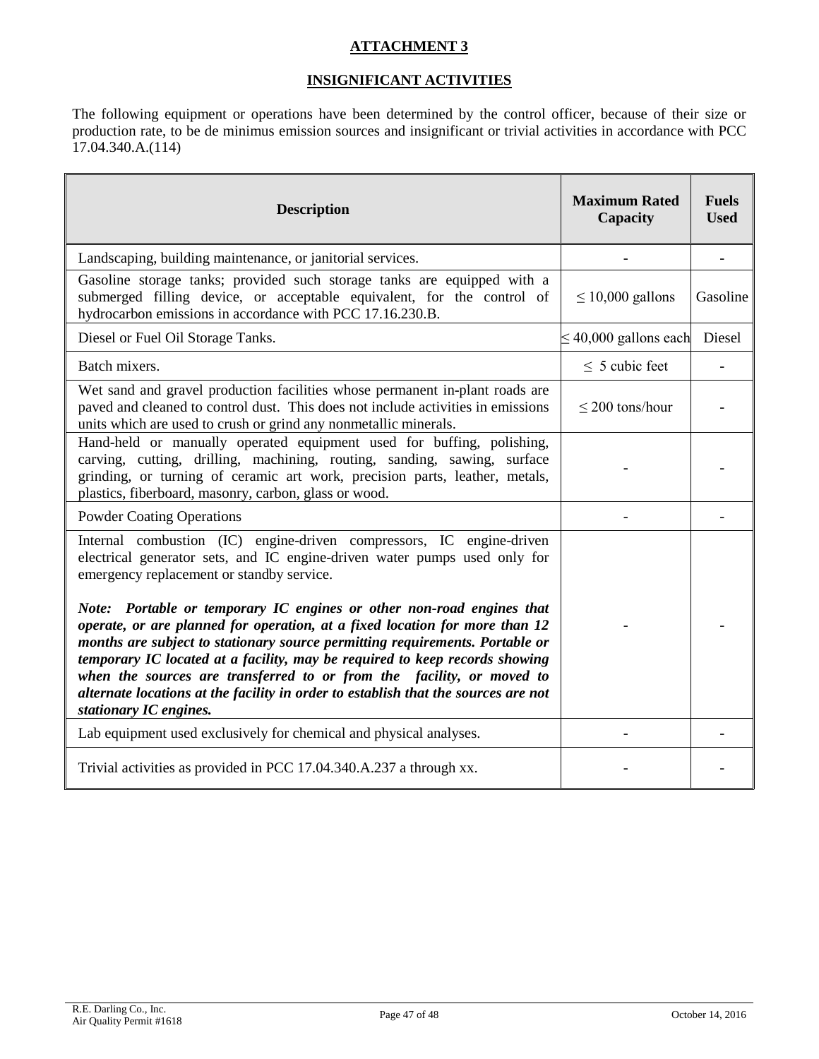# ATTACHMENT 3

## INSIGNIFICANT ACTIVITIES

The following equipment or operations have been determined by the control officer, because of their size or production rate, to be de minimus emission sources and insignificant or trivial activities in accordance with PCC 17.04.340.A.(114)

| Description | Maximum Rated Capacity | Fuels Used |
|---|---|---|
| Landscaping, building maintenance, or janitorial services. | - | - |
| Gasoline storage tanks; provided such storage tanks are equipped with a submerged filling device, or acceptable equivalent, for the control of hydrocarbon emissions in accordance with PCC 17.16.230.B. | $\leq$ 10,000 gallons | Gasoline |
| Diesel or Fuel Oil Storage Tanks. | $\leq$ 40,000 gallons each | Diesel |
| Batch mixers. | $\leq$ 5 cubic feet | - |
| Wet sand and gravel production facilities whose permanent in-plant roads are paved and cleaned to control dust. This does not include activities in emissions units which are used to crush or grind any nonmetallic minerals. | $\leq$ 200 tons/hour | - |
| Hand-held or manually operated equipment used for buffing, polishing, carving, cutting, drilling, machining, routing, sanding, sawing, surface grinding, or turning of ceramic art work, precision parts, leather, metals, plastics, fiberboard, masonry, carbon, glass or wood. | - | - |
| Powder Coating Operations | - | - |
| Internal combustion (IC) engine-driven compressors, IC engine-driven electrical generator sets, and IC engine-driven water pumps used only for emergency replacement or standby service. ***Note: Portable or temporary IC engines or other non-road engines that operate, or are planned for operation, at a fixed location for more than 12 months are subject to stationary source permitting requirements. Portable or temporary IC located at a facility, may be required to keep records showing when the sources are transferred to or from the facility, or moved to alternate locations at the facility in order to establish that the sources are not stationary IC engines.*** | - | - |
| Lab equipment used exclusively for chemical and physical analyses. | - | - |
| Trivial activities as provided in PCC 17.04.340.A.237 a through xx. | - | - |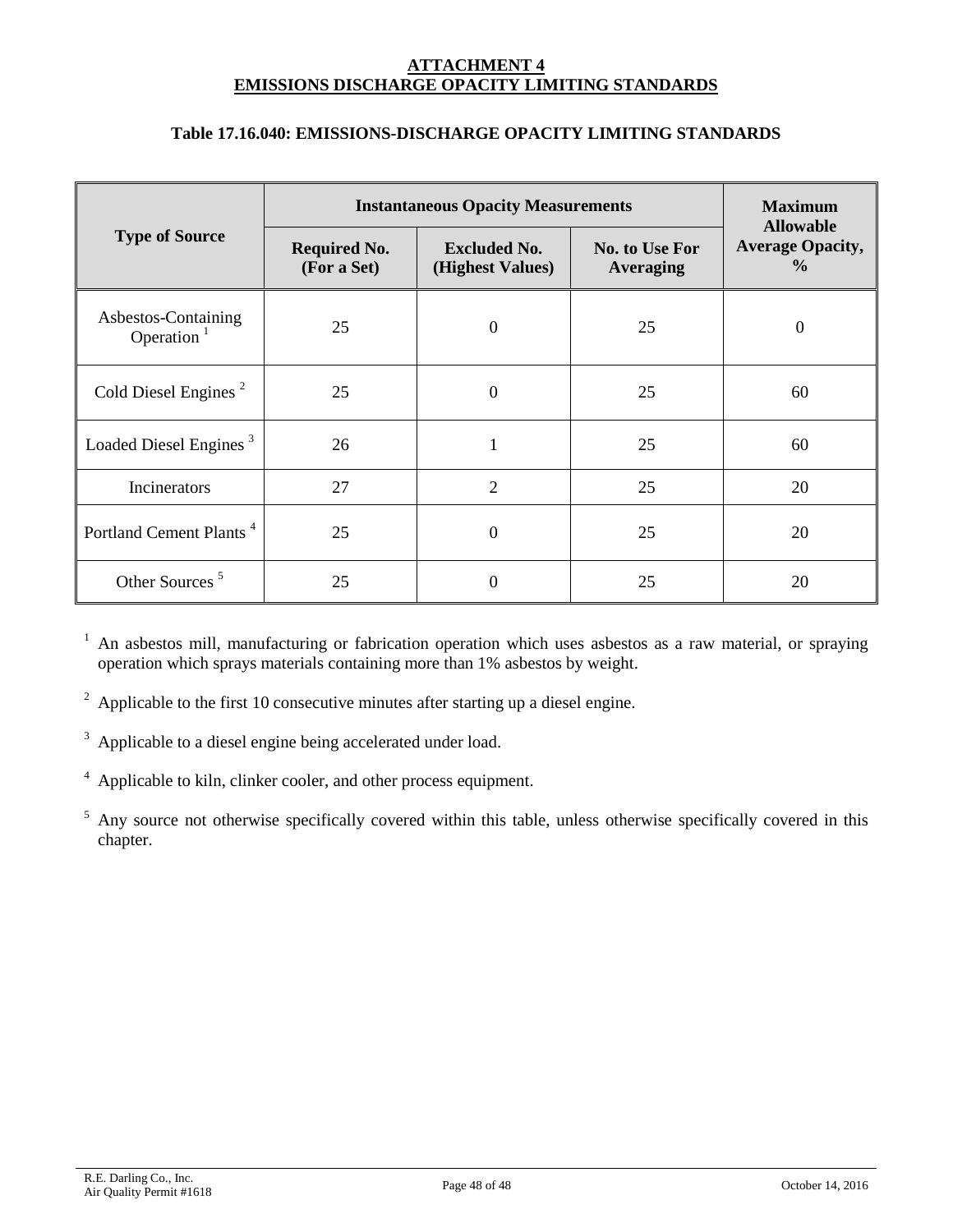# ATTACHMENT 4
# EMISSIONS DISCHARGE OPACITY LIMITING STANDARDS

**Table 17.16.040: EMISSIONS-DISCHARGE OPACITY LIMITING STANDARDS**

| Type of Source | Instantaneous Opacity Measurements | | | Maximum Allowable Average Opacity, % |
|---|---|---|---|---|
| | Required No. (For a Set) | Excluded No. (Highest Values) | No. to Use For Averaging | |
| Asbestos-Containing Operation [1] | 25 | 0 | 25 | 0 |
| Cold Diesel Engines [2] | 25 | 0 | 25 | 60 |
| Loaded Diesel Engines [3] | 26 | 1 | 25 | 60 |
| Incinerators | 27 | 2 | 25 | 20 |
| Portland Cement Plants [4] | 25 | 0 | 25 | 20 |
| Other Sources [5] | 25 | 0 | 25 | 20 |

[1] An asbestos mill, manufacturing or fabrication operation which uses asbestos as a raw material, or spraying operation which sprays materials containing more than 1% asbestos by weight.

[2] Applicable to the first 10 consecutive minutes after starting up a diesel engine.

[3] Applicable to a diesel engine being accelerated under load.

[4] Applicable to kiln, clinker cooler, and other process equipment.

[5] Any source not otherwise specifically covered within this table, unless otherwise specifically covered in this chapter.